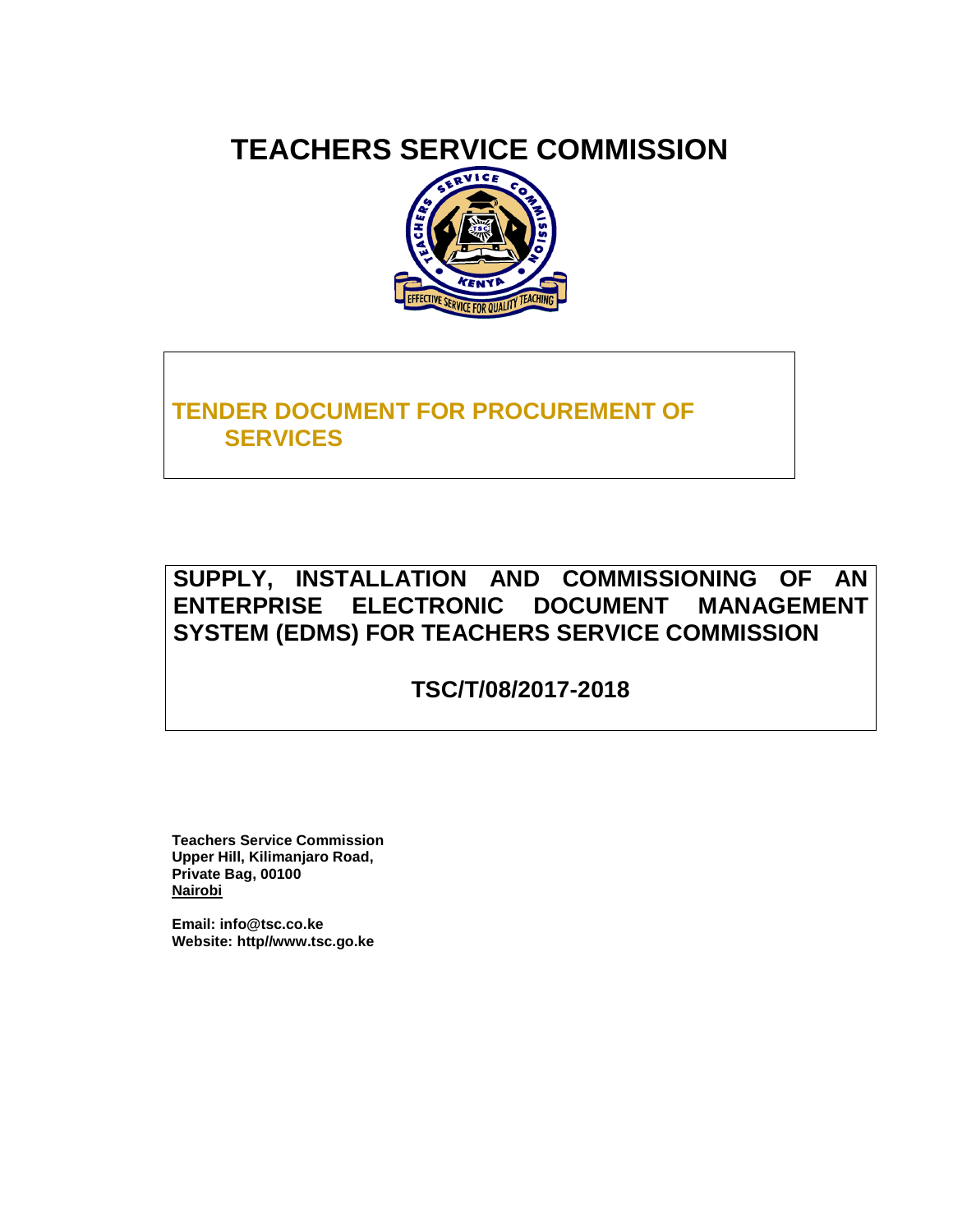# TEACHERS SERVICE COMMISSION

## TENDER DOCUMENT FOR PROCUREMENT OF SERVICES

## SUPPLY, INSTALLATION AND COMMISSIONING OF AN ENTERPRISE ELECTRONIC DOCUMENT MANAGEMENT SYSTEM (EDMS) FOR TEACHERS SERVICE COMMISSION

### TSC/T/08/2017-2018

**Teachers Service Commission**
**Upper Hill, Kilimanjaro Road,**
**Private Bag, 00100**
**Nairobi**

**Email: info@tsc.co.ke**
**Website: http//www.tsc.go.ke**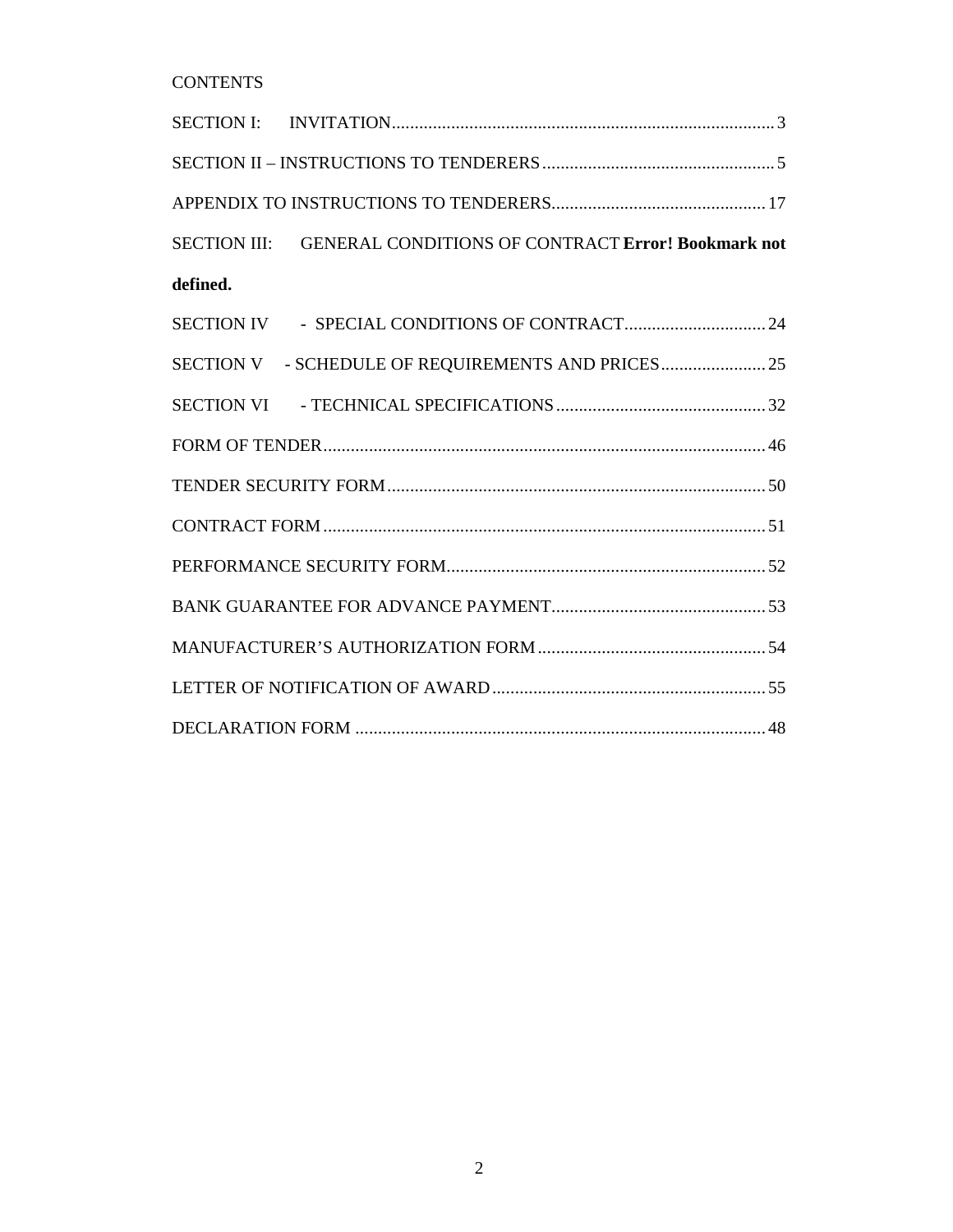CONTENTS

SECTION I: INVITATION .................................................................................... 3

SECTION II – INSTRUCTIONS TO TENDERERS ................................................... 5

APPENDIX TO INSTRUCTIONS TO TENDERERS ............................................... 17

SECTION III: GENERAL CONDITIONS OF CONTRACT **Error! Bookmark not defined.**

SECTION IV - SPECIAL CONDITIONS OF CONTRACT ............................... 24

SECTION V - SCHEDULE OF REQUIREMENTS AND PRICES ....................... 25

SECTION VI - TECHNICAL SPECIFICATIONS .............................................. 32

FORM OF TENDER ................................................................................................ 46

TENDER SECURITY FORM ................................................................................... 50

CONTRACT FORM ................................................................................................ 51

PERFORMANCE SECURITY FORM ...................................................................... 52

BANK GUARANTEE FOR ADVANCE PAYMENT ............................................... 53

MANUFACTURER'S AUTHORIZATION FORM .................................................. 54

LETTER OF NOTIFICATION OF AWARD ............................................................ 55

DECLARATION FORM .......................................................................................... 48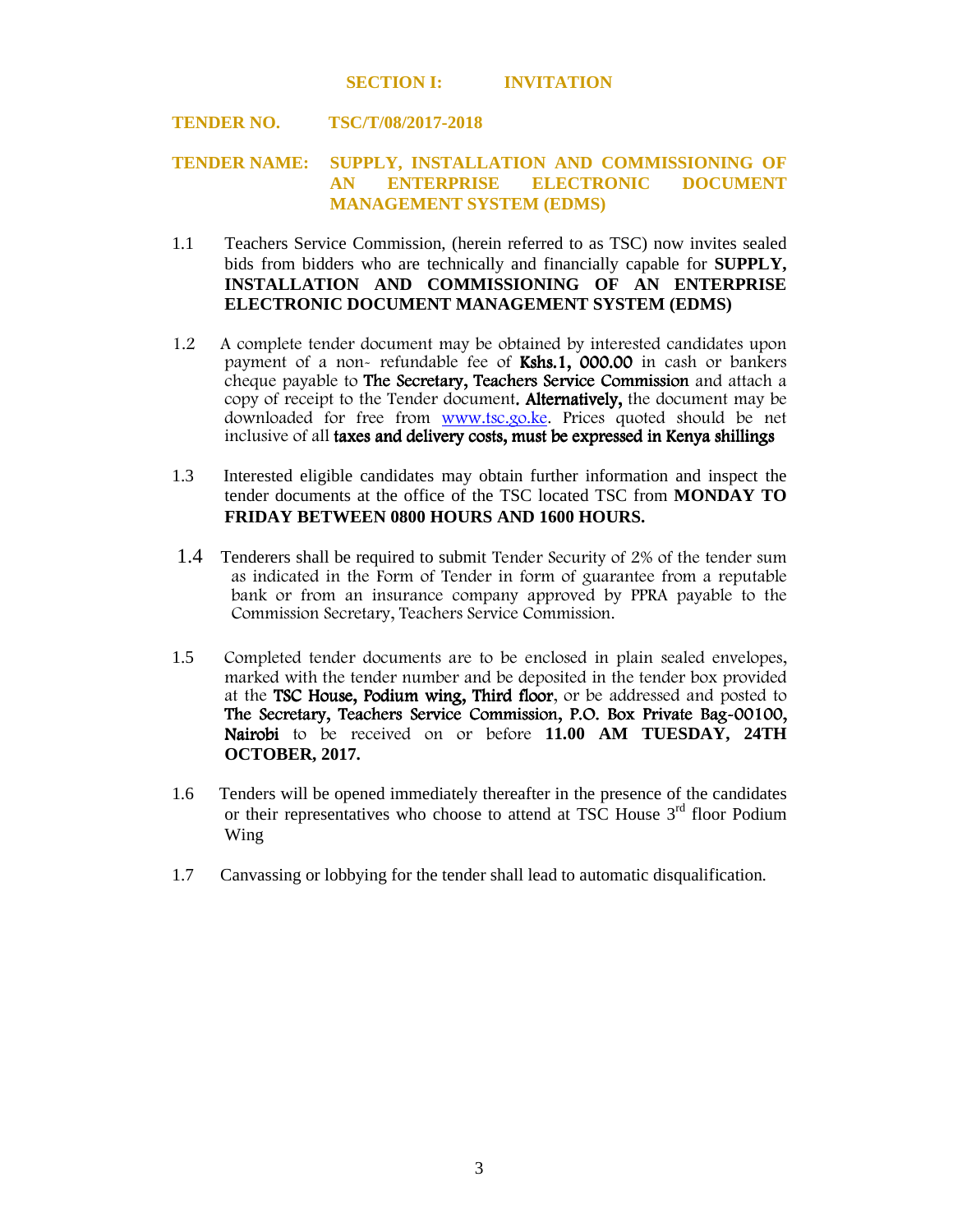## SECTION I: INVITATION

**TENDER NO. TSC/T/08/2017-2018**

**TENDER NAME: SUPPLY, INSTALLATION AND COMMISSIONING OF AN ENTERPRISE ELECTRONIC DOCUMENT MANAGEMENT SYSTEM (EDMS)**

1.1 Teachers Service Commission, (herein referred to as TSC) now invites sealed bids from bidders who are technically and financially capable for **SUPPLY, INSTALLATION AND COMMISSIONING OF AN ENTERPRISE ELECTRONIC DOCUMENT MANAGEMENT SYSTEM (EDMS)**

1.2 A complete tender document may be obtained by interested candidates upon payment of a non- refundable fee of **Kshs.1, 000.00** in cash or bankers cheque payable to **The Secretary, Teachers Service Commission** and attach a copy of receipt to the Tender document**. Alternatively,** the document may be downloaded for free from www.tsc.go.ke. Prices quoted should be net inclusive of all **taxes and delivery costs, must be expressed in Kenya shillings**

1.3 Interested eligible candidates may obtain further information and inspect the tender documents at the office of the TSC located TSC from **MONDAY TO FRIDAY BETWEEN 0800 HOURS AND 1600 HOURS.**

1.4 Tenderers shall be required to submit Tender Security of 2% of the tender sum as indicated in the Form of Tender in form of guarantee from a reputable bank or from an insurance company approved by PPRA payable to the Commission Secretary, Teachers Service Commission.

1.5 Completed tender documents are to be enclosed in plain sealed envelopes, marked with the tender number and be deposited in the tender box provided at the **TSC House, Podium wing, Third floor**, or be addressed and posted to **The Secretary, Teachers Service Commission, P.O. Box Private Bag-00100, Nairobi** to be received on or before **11.00 AM TUESDAY, 24TH OCTOBER, 2017.**

1.6 Tenders will be opened immediately thereafter in the presence of the candidates or their representatives who choose to attend at TSC House 3rd floor Podium Wing

1.7 Canvassing or lobbying for the tender shall lead to automatic disqualification.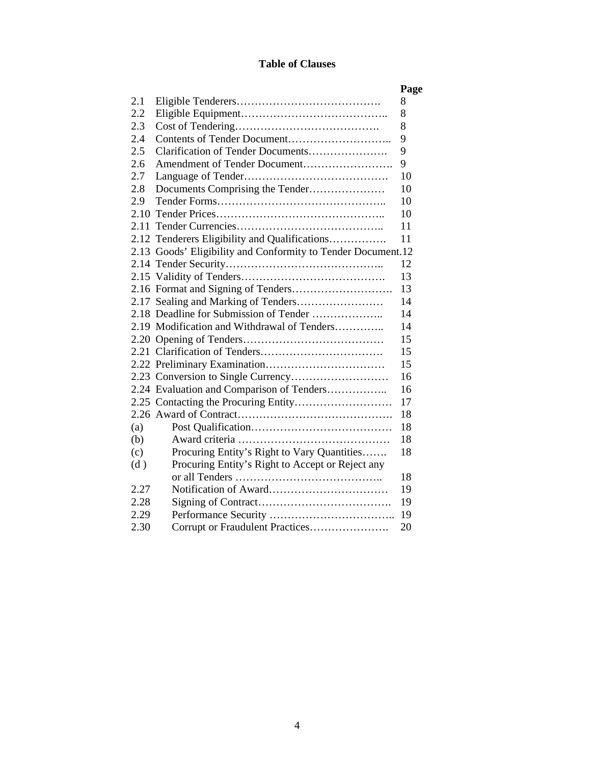## Table of Clauses

| | | Page |
|---|---|---|
| 2.1 | Eligible Tenderers…………………………………. | 8 |
| 2.2 | Eligible Equipment………………………………….. | 8 |
| 2.3 | Cost of Tendering…………………………………. | 8 |
| 2.4 | Contents of Tender Document……………………….. | 9 |
| 2.5 | Clarification of Tender Documents…………………. | 9 |
| 2.6 | Amendment of Tender Document……………………. | 9 |
| 2.7 | Language of Tender…………………………………. | 10 |
| 2.8 | Documents Comprising the Tender………………… | 10 |
| 2.9 | Tender Forms……………………………………….. | 10 |
| 2.10 | Tender Prices……………………………………….. | 10 |
| 2.11 | Tender Currencies………………………………….. | 11 |
| 2.12 | Tenderers Eligibility and Qualifications……………. | 11 |
| 2.13 | Goods' Eligibility and Conformity to Tender Document. | 12 |
| 2.14 | Tender Security…………………………………….. | 12 |
| 2.15 | Validity of Tenders…….…………………………… | 13 |
| 2.16 | Format and Signing of Tenders………………………. | 13 |
| 2.17 | Sealing and Marking of Tenders…………………… | 14 |
| 2.18 | Deadline for Submission of Tender ……………….. | 14 |
| 2.19 | Modification and Withdrawal of Tenders………….. | 14 |
| 2.20 | Opening of Tenders………………………………… | 15 |
| 2.21 | Clarification of Tenders……………………………. | 15 |
| 2.22 | Preliminary Examination…………………………… | 15 |
| 2.23 | Conversion to Single Currency……………………… | 16 |
| 2.24 | Evaluation and Comparison of Tenders…………….. | 16 |
| 2.25 | Contacting the Procuring Entity……………………… | 17 |
| 2.26 | Award of Contract……………………………………. | 18 |
| (a) | Post Qualification………………………………… | 18 |
| (b) | Award criteria …………………………………… | 18 |
| (c) | Procuring Entity's Right to Vary Quantities……. | 18 |
| (d ) | Procuring Entity's Right to Accept or Reject any or all Tenders ………………………………….. | 18 |
| 2.27 | Notification of Award…………………………… | 19 |
| 2.28 | Signing of Contract………………………………. | 19 |
| 2.29 | Performance Security …………………………….. | 19 |
| 2.30 | Corrupt or Fraudulent Practices…………………. | 20 |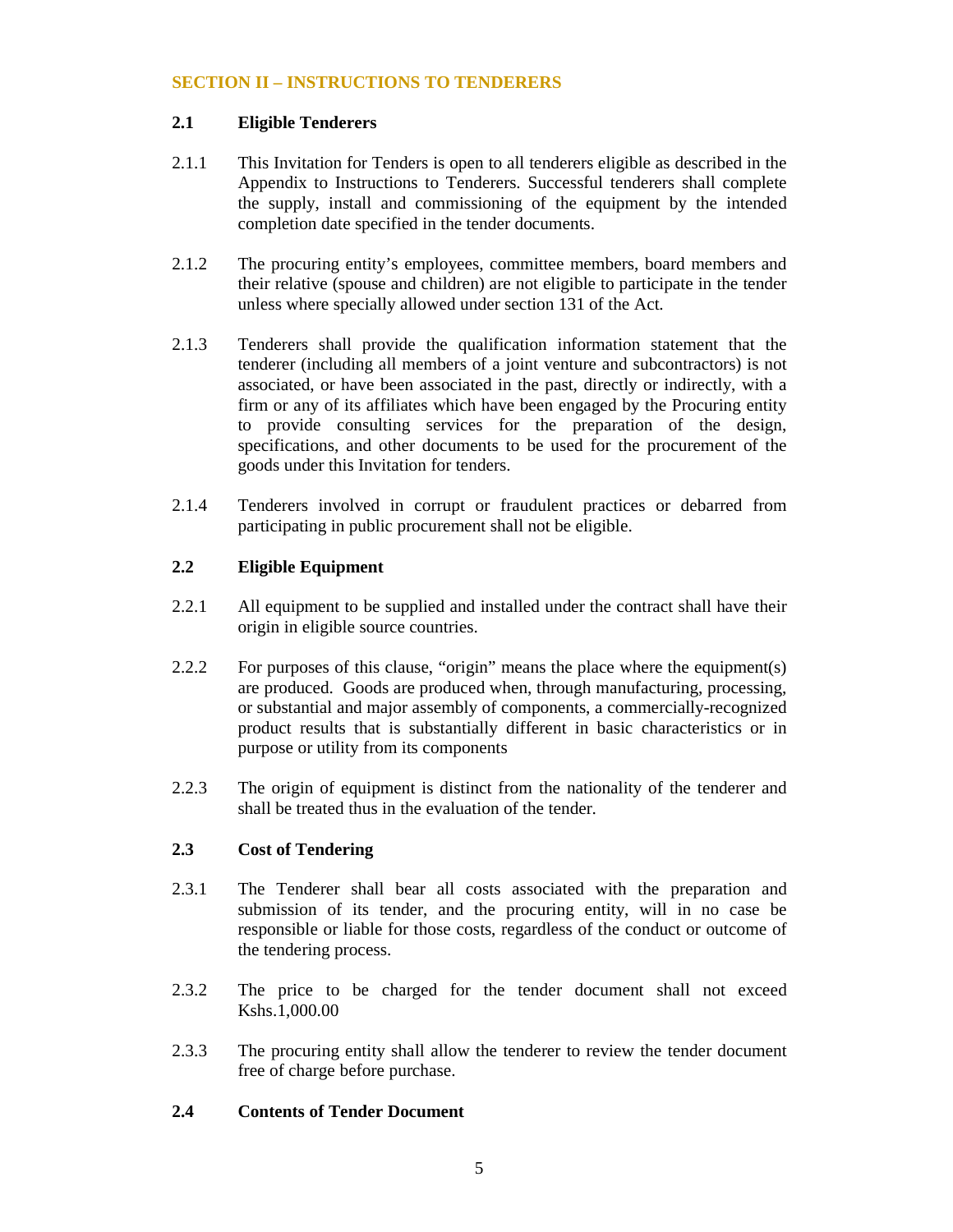## SECTION II – INSTRUCTIONS TO TENDERERS

### 2.1 Eligible Tenderers

2.1.1 This Invitation for Tenders is open to all tenderers eligible as described in the Appendix to Instructions to Tenderers. Successful tenderers shall complete the supply, install and commissioning of the equipment by the intended completion date specified in the tender documents.

2.1.2 The procuring entity's employees, committee members, board members and their relative (spouse and children) are not eligible to participate in the tender unless where specially allowed under section 131 of the Act.

2.1.3 Tenderers shall provide the qualification information statement that the tenderer (including all members of a joint venture and subcontractors) is not associated, or have been associated in the past, directly or indirectly, with a firm or any of its affiliates which have been engaged by the Procuring entity to provide consulting services for the preparation of the design, specifications, and other documents to be used for the procurement of the goods under this Invitation for tenders.

2.1.4 Tenderers involved in corrupt or fraudulent practices or debarred from participating in public procurement shall not be eligible.

### 2.2 Eligible Equipment

2.2.1 All equipment to be supplied and installed under the contract shall have their origin in eligible source countries.

2.2.2 For purposes of this clause, "origin" means the place where the equipment(s) are produced. Goods are produced when, through manufacturing, processing, or substantial and major assembly of components, a commercially-recognized product results that is substantially different in basic characteristics or in purpose or utility from its components

2.2.3 The origin of equipment is distinct from the nationality of the tenderer and shall be treated thus in the evaluation of the tender.

### 2.3 Cost of Tendering

2.3.1 The Tenderer shall bear all costs associated with the preparation and submission of its tender, and the procuring entity, will in no case be responsible or liable for those costs, regardless of the conduct or outcome of the tendering process.

2.3.2 The price to be charged for the tender document shall not exceed Kshs.1,000.00

2.3.3 The procuring entity shall allow the tenderer to review the tender document free of charge before purchase.

### 2.4 Contents of Tender Document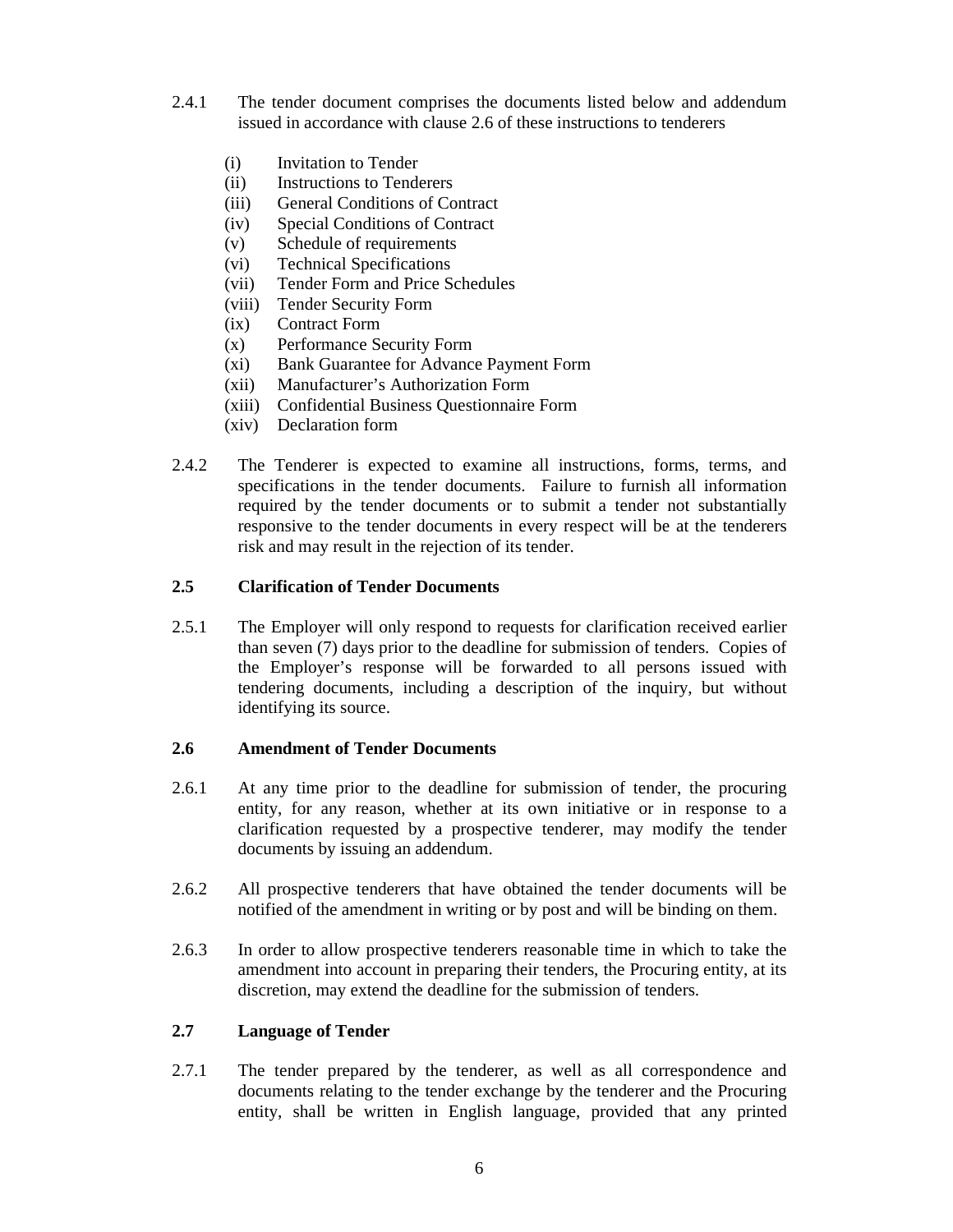2.4.1 The tender document comprises the documents listed below and addendum issued in accordance with clause 2.6 of these instructions to tenderers

- (i) Invitation to Tender
- (ii) Instructions to Tenderers
- (iii) General Conditions of Contract
- (iv) Special Conditions of Contract
- (v) Schedule of requirements
- (vi) Technical Specifications
- (vii) Tender Form and Price Schedules
- (viii) Tender Security Form
- (ix) Contract Form
- (x) Performance Security Form
- (xi) Bank Guarantee for Advance Payment Form
- (xii) Manufacturer's Authorization Form
- (xiii) Confidential Business Questionnaire Form
- (xiv) Declaration form

2.4.2 The Tenderer is expected to examine all instructions, forms, terms, and specifications in the tender documents. Failure to furnish all information required by the tender documents or to submit a tender not substantially responsive to the tender documents in every respect will be at the tenderers risk and may result in the rejection of its tender.

**2.5 Clarification of Tender Documents**

2.5.1 The Employer will only respond to requests for clarification received earlier than seven (7) days prior to the deadline for submission of tenders. Copies of the Employer's response will be forwarded to all persons issued with tendering documents, including a description of the inquiry, but without identifying its source.

**2.6 Amendment of Tender Documents**

2.6.1 At any time prior to the deadline for submission of tender, the procuring entity, for any reason, whether at its own initiative or in response to a clarification requested by a prospective tenderer, may modify the tender documents by issuing an addendum.

2.6.2 All prospective tenderers that have obtained the tender documents will be notified of the amendment in writing or by post and will be binding on them.

2.6.3 In order to allow prospective tenderers reasonable time in which to take the amendment into account in preparing their tenders, the Procuring entity, at its discretion, may extend the deadline for the submission of tenders.

**2.7 Language of Tender**

2.7.1 The tender prepared by the tenderer, as well as all correspondence and documents relating to the tender exchange by the tenderer and the Procuring entity, shall be written in English language, provided that any printed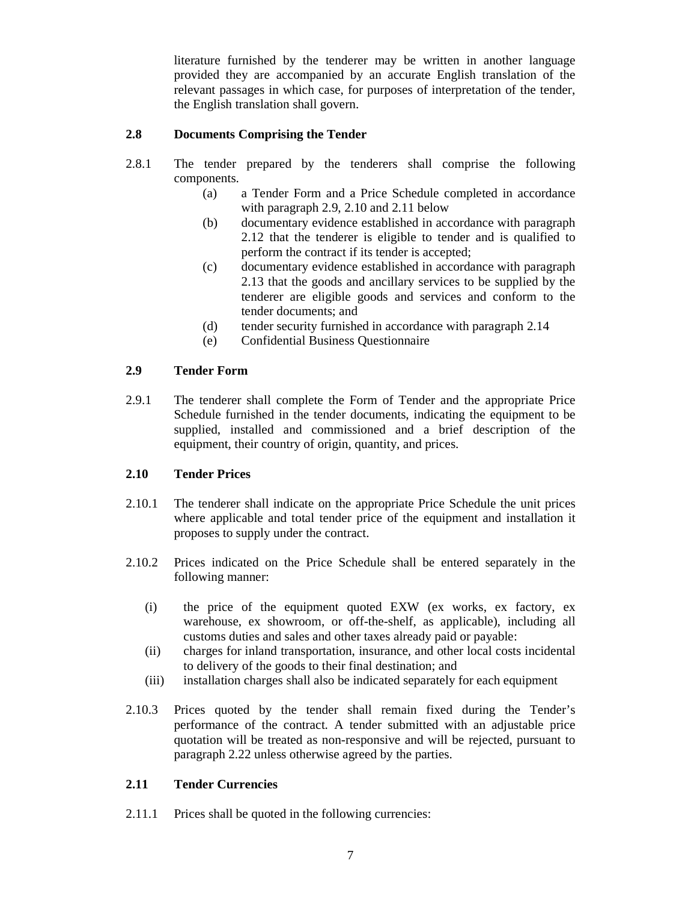literature furnished by the tenderer may be written in another language provided they are accompanied by an accurate English translation of the relevant passages in which case, for purposes of interpretation of the tender, the English translation shall govern.

### 2.8 Documents Comprising the Tender

2.8.1 The tender prepared by the tenderers shall comprise the following components.

- (a) a Tender Form and a Price Schedule completed in accordance with paragraph 2.9, 2.10 and 2.11 below
- (b) documentary evidence established in accordance with paragraph 2.12 that the tenderer is eligible to tender and is qualified to perform the contract if its tender is accepted;
- (c) documentary evidence established in accordance with paragraph 2.13 that the goods and ancillary services to be supplied by the tenderer are eligible goods and services and conform to the tender documents; and
- (d) tender security furnished in accordance with paragraph 2.14
- (e) Confidential Business Questionnaire

### 2.9 Tender Form

2.9.1 The tenderer shall complete the Form of Tender and the appropriate Price Schedule furnished in the tender documents, indicating the equipment to be supplied, installed and commissioned and a brief description of the equipment, their country of origin, quantity, and prices.

### 2.10 Tender Prices

2.10.1 The tenderer shall indicate on the appropriate Price Schedule the unit prices where applicable and total tender price of the equipment and installation it proposes to supply under the contract.

2.10.2 Prices indicated on the Price Schedule shall be entered separately in the following manner:

- (i) the price of the equipment quoted EXW (ex works, ex factory, ex warehouse, ex showroom, or off-the-shelf, as applicable), including all customs duties and sales and other taxes already paid or payable:
- (ii) charges for inland transportation, insurance, and other local costs incidental to delivery of the goods to their final destination; and
- (iii) installation charges shall also be indicated separately for each equipment

2.10.3 Prices quoted by the tender shall remain fixed during the Tender's performance of the contract. A tender submitted with an adjustable price quotation will be treated as non-responsive and will be rejected, pursuant to paragraph 2.22 unless otherwise agreed by the parties.

### 2.11 Tender Currencies

2.11.1 Prices shall be quoted in the following currencies: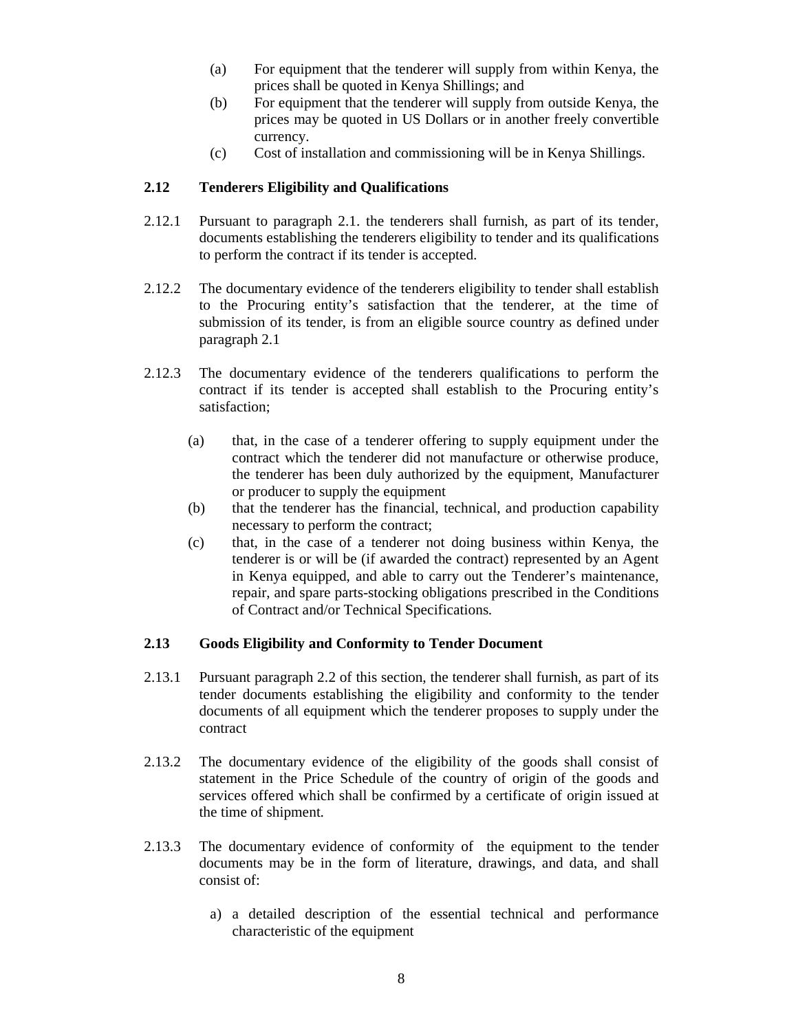(a) For equipment that the tenderer will supply from within Kenya, the prices shall be quoted in Kenya Shillings; and

(b) For equipment that the tenderer will supply from outside Kenya, the prices may be quoted in US Dollars or in another freely convertible currency.

(c) Cost of installation and commissioning will be in Kenya Shillings.

### 2.12 Tenderers Eligibility and Qualifications

2.12.1 Pursuant to paragraph 2.1. the tenderers shall furnish, as part of its tender, documents establishing the tenderers eligibility to tender and its qualifications to perform the contract if its tender is accepted.

2.12.2 The documentary evidence of the tenderers eligibility to tender shall establish to the Procuring entity's satisfaction that the tenderer, at the time of submission of its tender, is from an eligible source country as defined under paragraph 2.1

2.12.3 The documentary evidence of the tenderers qualifications to perform the contract if its tender is accepted shall establish to the Procuring entity's satisfaction;

(a) that, in the case of a tenderer offering to supply equipment under the contract which the tenderer did not manufacture or otherwise produce, the tenderer has been duly authorized by the equipment, Manufacturer or producer to supply the equipment

(b) that the tenderer has the financial, technical, and production capability necessary to perform the contract;

(c) that, in the case of a tenderer not doing business within Kenya, the tenderer is or will be (if awarded the contract) represented by an Agent in Kenya equipped, and able to carry out the Tenderer's maintenance, repair, and spare parts-stocking obligations prescribed in the Conditions of Contract and/or Technical Specifications.

### 2.13 Goods Eligibility and Conformity to Tender Document

2.13.1 Pursuant paragraph 2.2 of this section, the tenderer shall furnish, as part of its tender documents establishing the eligibility and conformity to the tender documents of all equipment which the tenderer proposes to supply under the contract

2.13.2 The documentary evidence of the eligibility of the goods shall consist of statement in the Price Schedule of the country of origin of the goods and services offered which shall be confirmed by a certificate of origin issued at the time of shipment.

2.13.3 The documentary evidence of conformity of the equipment to the tender documents may be in the form of literature, drawings, and data, and shall consist of:

a) a detailed description of the essential technical and performance characteristic of the equipment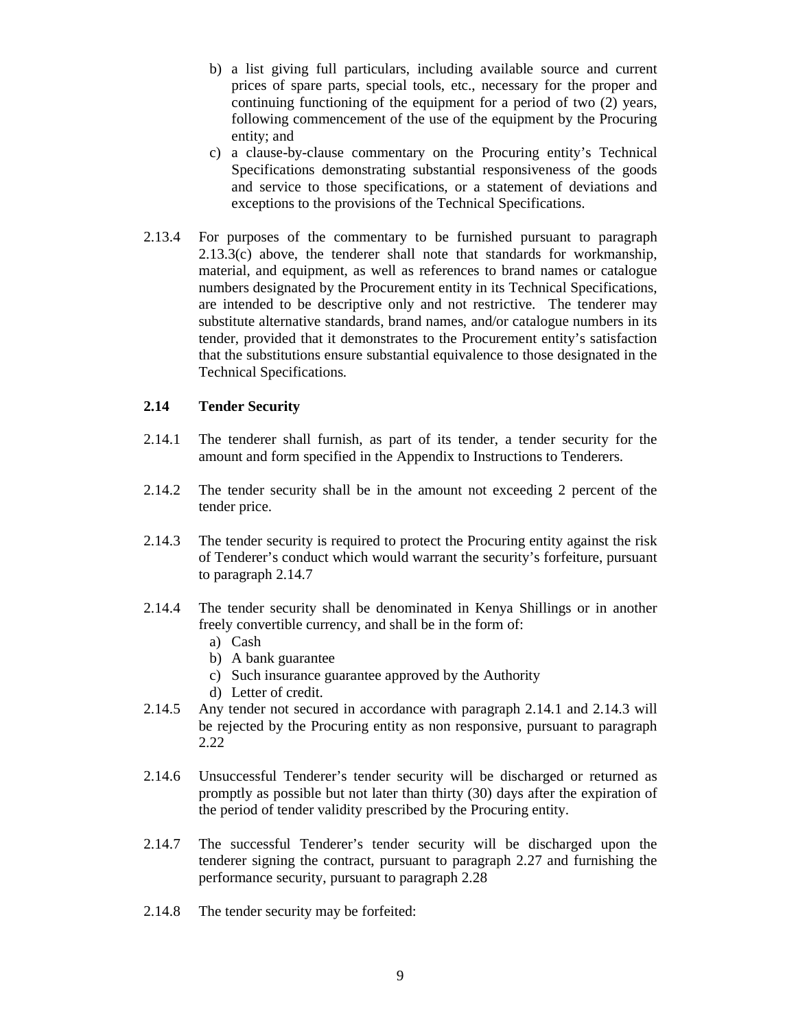b) a list giving full particulars, including available source and current prices of spare parts, special tools, etc., necessary for the proper and continuing functioning of the equipment for a period of two (2) years, following commencement of the use of the equipment by the Procuring entity; and

c) a clause-by-clause commentary on the Procuring entity's Technical Specifications demonstrating substantial responsiveness of the goods and service to those specifications, or a statement of deviations and exceptions to the provisions of the Technical Specifications.

2.13.4 For purposes of the commentary to be furnished pursuant to paragraph 2.13.3(c) above, the tenderer shall note that standards for workmanship, material, and equipment, as well as references to brand names or catalogue numbers designated by the Procurement entity in its Technical Specifications, are intended to be descriptive only and not restrictive. The tenderer may substitute alternative standards, brand names, and/or catalogue numbers in its tender, provided that it demonstrates to the Procurement entity's satisfaction that the substitutions ensure substantial equivalence to those designated in the Technical Specifications.

### 2.14 Tender Security

2.14.1 The tenderer shall furnish, as part of its tender, a tender security for the amount and form specified in the Appendix to Instructions to Tenderers.

2.14.2 The tender security shall be in the amount not exceeding 2 percent of the tender price.

2.14.3 The tender security is required to protect the Procuring entity against the risk of Tenderer's conduct which would warrant the security's forfeiture, pursuant to paragraph 2.14.7

2.14.4 The tender security shall be denominated in Kenya Shillings or in another freely convertible currency, and shall be in the form of:

a) Cash
b) A bank guarantee
c) Such insurance guarantee approved by the Authority
d) Letter of credit.

2.14.5 Any tender not secured in accordance with paragraph 2.14.1 and 2.14.3 will be rejected by the Procuring entity as non responsive, pursuant to paragraph 2.22

2.14.6 Unsuccessful Tenderer's tender security will be discharged or returned as promptly as possible but not later than thirty (30) days after the expiration of the period of tender validity prescribed by the Procuring entity.

2.14.7 The successful Tenderer's tender security will be discharged upon the tenderer signing the contract, pursuant to paragraph 2.27 and furnishing the performance security, pursuant to paragraph 2.28

2.14.8 The tender security may be forfeited: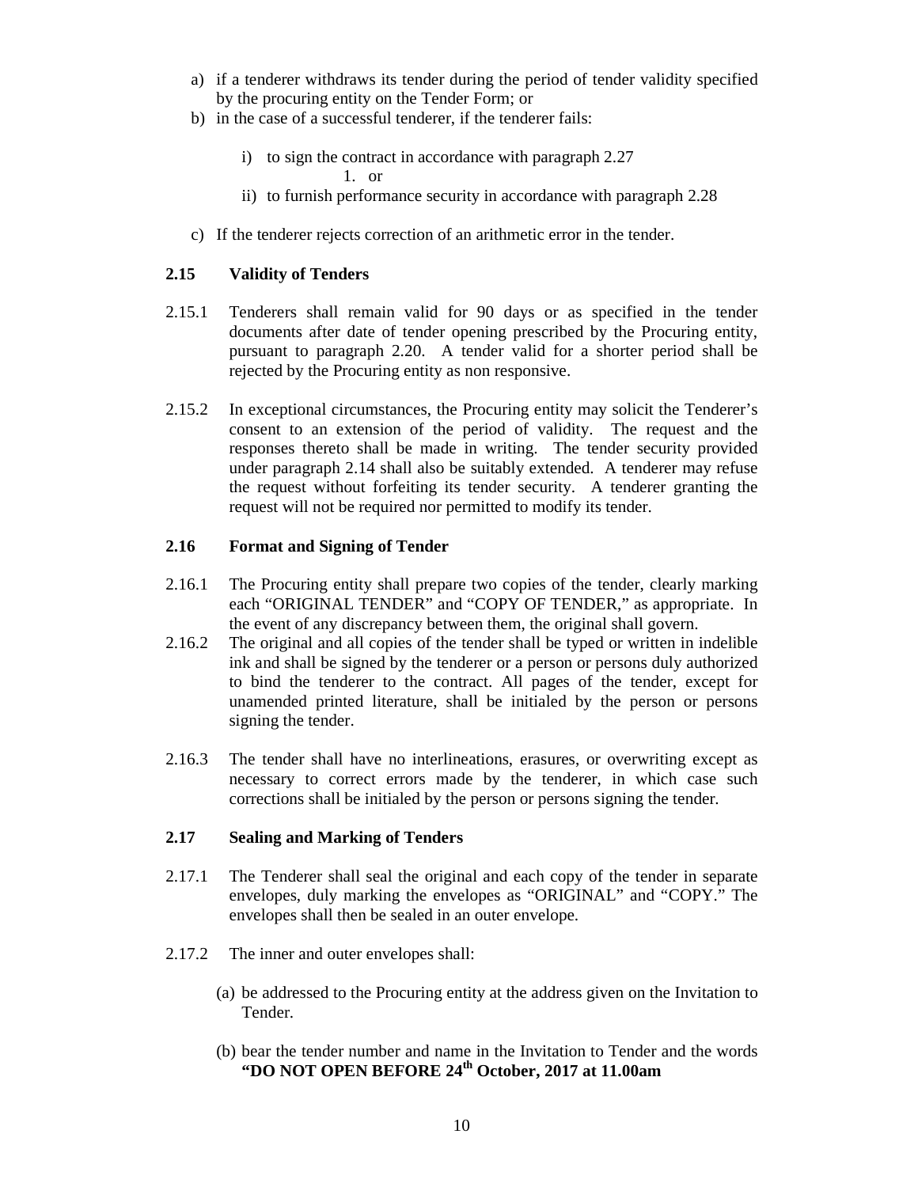a) if a tenderer withdraws its tender during the period of tender validity specified by the procuring entity on the Tender Form; or
b) in the case of a successful tenderer, if the tenderer fails:

    i) to sign the contract in accordance with paragraph 2.27
        1. or
    ii) to furnish performance security in accordance with paragraph 2.28

c) If the tenderer rejects correction of an arithmetic error in the tender.

### 2.15 Validity of Tenders

2.15.1 Tenderers shall remain valid for 90 days or as specified in the tender documents after date of tender opening prescribed by the Procuring entity, pursuant to paragraph 2.20. A tender valid for a shorter period shall be rejected by the Procuring entity as non responsive.

2.15.2 In exceptional circumstances, the Procuring entity may solicit the Tenderer's consent to an extension of the period of validity. The request and the responses thereto shall be made in writing. The tender security provided under paragraph 2.14 shall also be suitably extended. A tenderer may refuse the request without forfeiting its tender security. A tenderer granting the request will not be required nor permitted to modify its tender.

### 2.16 Format and Signing of Tender

2.16.1 The Procuring entity shall prepare two copies of the tender, clearly marking each "ORIGINAL TENDER" and "COPY OF TENDER," as appropriate. In the event of any discrepancy between them, the original shall govern.

2.16.2 The original and all copies of the tender shall be typed or written in indelible ink and shall be signed by the tenderer or a person or persons duly authorized to bind the tenderer to the contract. All pages of the tender, except for unamended printed literature, shall be initialed by the person or persons signing the tender.

2.16.3 The tender shall have no interlineations, erasures, or overwriting except as necessary to correct errors made by the tenderer, in which case such corrections shall be initialed by the person or persons signing the tender.

### 2.17 Sealing and Marking of Tenders

2.17.1 The Tenderer shall seal the original and each copy of the tender in separate envelopes, duly marking the envelopes as "ORIGINAL" and "COPY." The envelopes shall then be sealed in an outer envelope.

2.17.2 The inner and outer envelopes shall:

(a) be addressed to the Procuring entity at the address given on the Invitation to Tender.

(b) bear the tender number and name in the Invitation to Tender and the words **"DO NOT OPEN BEFORE 24th October, 2017 at 11.00am**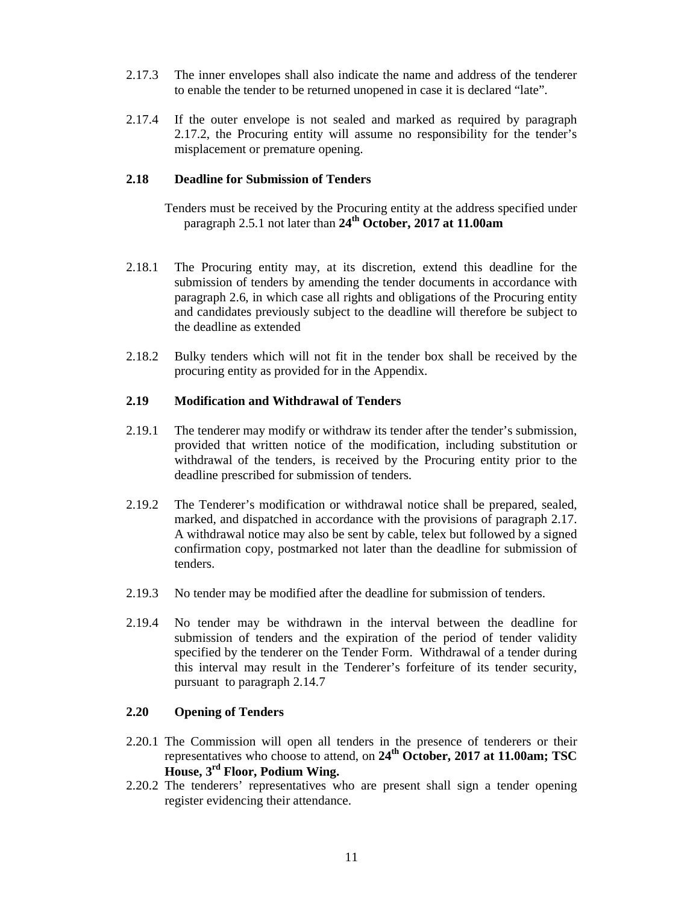2.17.3 The inner envelopes shall also indicate the name and address of the tenderer to enable the tender to be returned unopened in case it is declared "late".

2.17.4 If the outer envelope is not sealed and marked as required by paragraph 2.17.2, the Procuring entity will assume no responsibility for the tender's misplacement or premature opening.

**2.18 Deadline for Submission of Tenders**

Tenders must be received by the Procuring entity at the address specified under paragraph 2.5.1 not later than **24th October, 2017 at 11.00am**

2.18.1 The Procuring entity may, at its discretion, extend this deadline for the submission of tenders by amending the tender documents in accordance with paragraph 2.6, in which case all rights and obligations of the Procuring entity and candidates previously subject to the deadline will therefore be subject to the deadline as extended

2.18.2 Bulky tenders which will not fit in the tender box shall be received by the procuring entity as provided for in the Appendix.

**2.19 Modification and Withdrawal of Tenders**

2.19.1 The tenderer may modify or withdraw its tender after the tender's submission, provided that written notice of the modification, including substitution or withdrawal of the tenders, is received by the Procuring entity prior to the deadline prescribed for submission of tenders.

2.19.2 The Tenderer's modification or withdrawal notice shall be prepared, sealed, marked, and dispatched in accordance with the provisions of paragraph 2.17. A withdrawal notice may also be sent by cable, telex but followed by a signed confirmation copy, postmarked not later than the deadline for submission of tenders.

2.19.3 No tender may be modified after the deadline for submission of tenders.

2.19.4 No tender may be withdrawn in the interval between the deadline for submission of tenders and the expiration of the period of tender validity specified by the tenderer on the Tender Form. Withdrawal of a tender during this interval may result in the Tenderer's forfeiture of its tender security, pursuant to paragraph 2.14.7

**2.20 Opening of Tenders**

2.20.1 The Commission will open all tenders in the presence of tenderers or their representatives who choose to attend, on **24th October, 2017 at 11.00am; TSC House, 3rd Floor, Podium Wing.**

2.20.2 The tenderers' representatives who are present shall sign a tender opening register evidencing their attendance.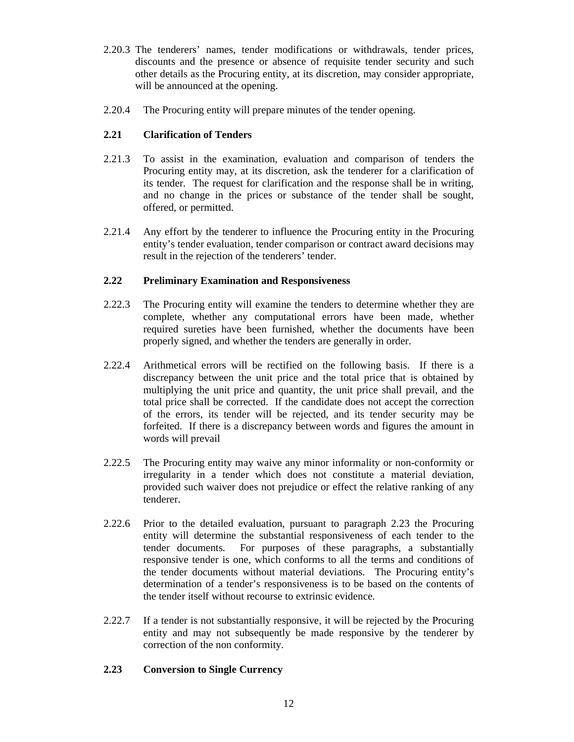2.20.3 The tenderers' names, tender modifications or withdrawals, tender prices, discounts and the presence or absence of requisite tender security and such other details as the Procuring entity, at its discretion, may consider appropriate, will be announced at the opening.

2.20.4 The Procuring entity will prepare minutes of the tender opening.

### 2.21 Clarification of Tenders

2.21.3 To assist in the examination, evaluation and comparison of tenders the Procuring entity may, at its discretion, ask the tenderer for a clarification of its tender. The request for clarification and the response shall be in writing, and no change in the prices or substance of the tender shall be sought, offered, or permitted.

2.21.4 Any effort by the tenderer to influence the Procuring entity in the Procuring entity's tender evaluation, tender comparison or contract award decisions may result in the rejection of the tenderers' tender.

### 2.22 Preliminary Examination and Responsiveness

2.22.3 The Procuring entity will examine the tenders to determine whether they are complete, whether any computational errors have been made, whether required sureties have been furnished, whether the documents have been properly signed, and whether the tenders are generally in order.

2.22.4 Arithmetical errors will be rectified on the following basis. If there is a discrepancy between the unit price and the total price that is obtained by multiplying the unit price and quantity, the unit price shall prevail, and the total price shall be corrected. If the candidate does not accept the correction of the errors, its tender will be rejected, and its tender security may be forfeited. If there is a discrepancy between words and figures the amount in words will prevail

2.22.5 The Procuring entity may waive any minor informality or non-conformity or irregularity in a tender which does not constitute a material deviation, provided such waiver does not prejudice or effect the relative ranking of any tenderer.

2.22.6 Prior to the detailed evaluation, pursuant to paragraph 2.23 the Procuring entity will determine the substantial responsiveness of each tender to the tender documents. For purposes of these paragraphs, a substantially responsive tender is one, which conforms to all the terms and conditions of the tender documents without material deviations. The Procuring entity's determination of a tender's responsiveness is to be based on the contents of the tender itself without recourse to extrinsic evidence.

2.22.7 If a tender is not substantially responsive, it will be rejected by the Procuring entity and may not subsequently be made responsive by the tenderer by correction of the non conformity.

### 2.23 Conversion to Single Currency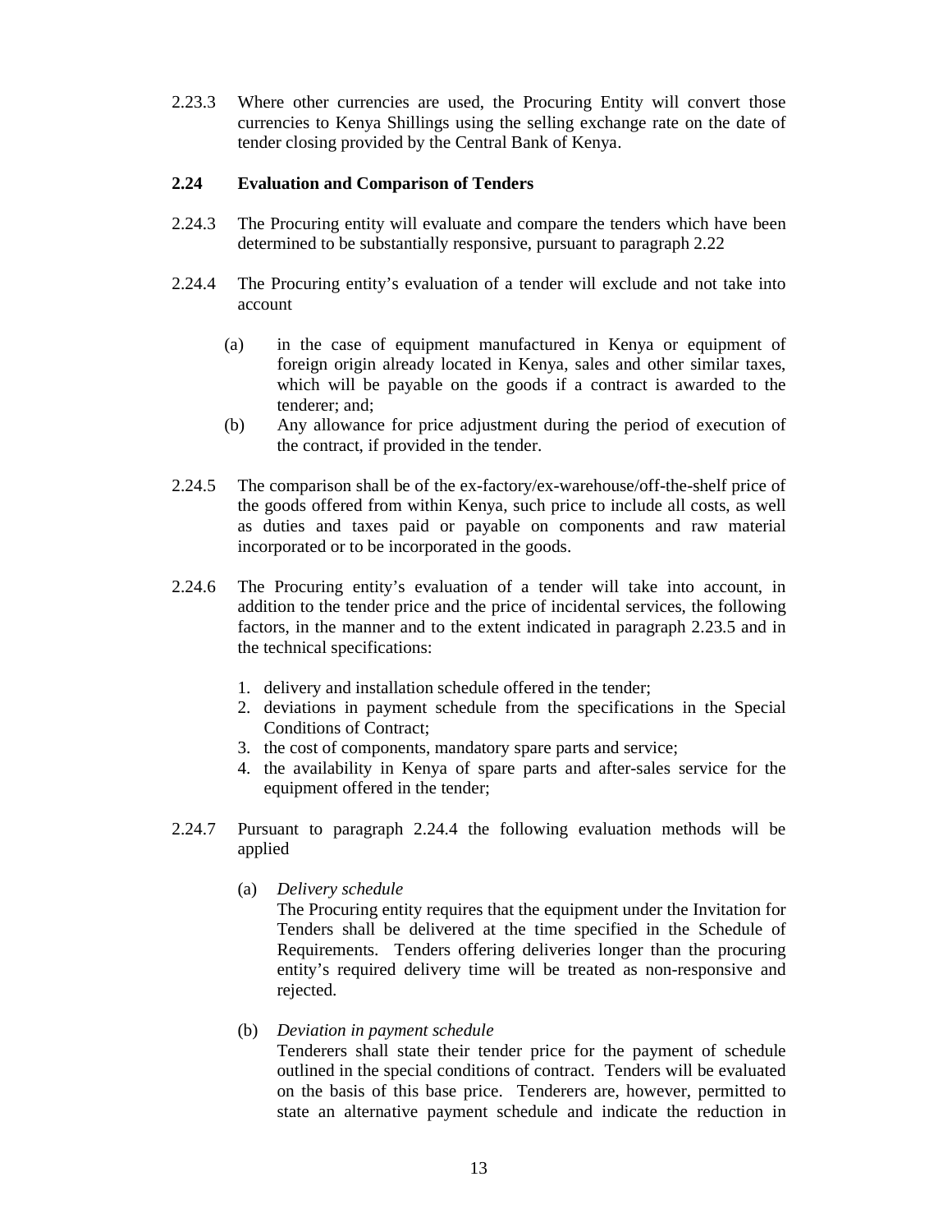2.23.3 Where other currencies are used, the Procuring Entity will convert those currencies to Kenya Shillings using the selling exchange rate on the date of tender closing provided by the Central Bank of Kenya.

**2.24 Evaluation and Comparison of Tenders**

2.24.3 The Procuring entity will evaluate and compare the tenders which have been determined to be substantially responsive, pursuant to paragraph 2.22

2.24.4 The Procuring entity's evaluation of a tender will exclude and not take into account

(a) in the case of equipment manufactured in Kenya or equipment of foreign origin already located in Kenya, sales and other similar taxes, which will be payable on the goods if a contract is awarded to the tenderer; and;

(b) Any allowance for price adjustment during the period of execution of the contract, if provided in the tender.

2.24.5 The comparison shall be of the ex-factory/ex-warehouse/off-the-shelf price of the goods offered from within Kenya, such price to include all costs, as well as duties and taxes paid or payable on components and raw material incorporated or to be incorporated in the goods.

2.24.6 The Procuring entity's evaluation of a tender will take into account, in addition to the tender price and the price of incidental services, the following factors, in the manner and to the extent indicated in paragraph 2.23.5 and in the technical specifications:

1. delivery and installation schedule offered in the tender;
2. deviations in payment schedule from the specifications in the Special Conditions of Contract;
3. the cost of components, mandatory spare parts and service;
4. the availability in Kenya of spare parts and after-sales service for the equipment offered in the tender;

2.24.7 Pursuant to paragraph 2.24.4 the following evaluation methods will be applied

(a) *Delivery schedule*
The Procuring entity requires that the equipment under the Invitation for Tenders shall be delivered at the time specified in the Schedule of Requirements. Tenders offering deliveries longer than the procuring entity's required delivery time will be treated as non-responsive and rejected.

(b) *Deviation in payment schedule*
Tenderers shall state their tender price for the payment of schedule outlined in the special conditions of contract. Tenders will be evaluated on the basis of this base price. Tenderers are, however, permitted to state an alternative payment schedule and indicate the reduction in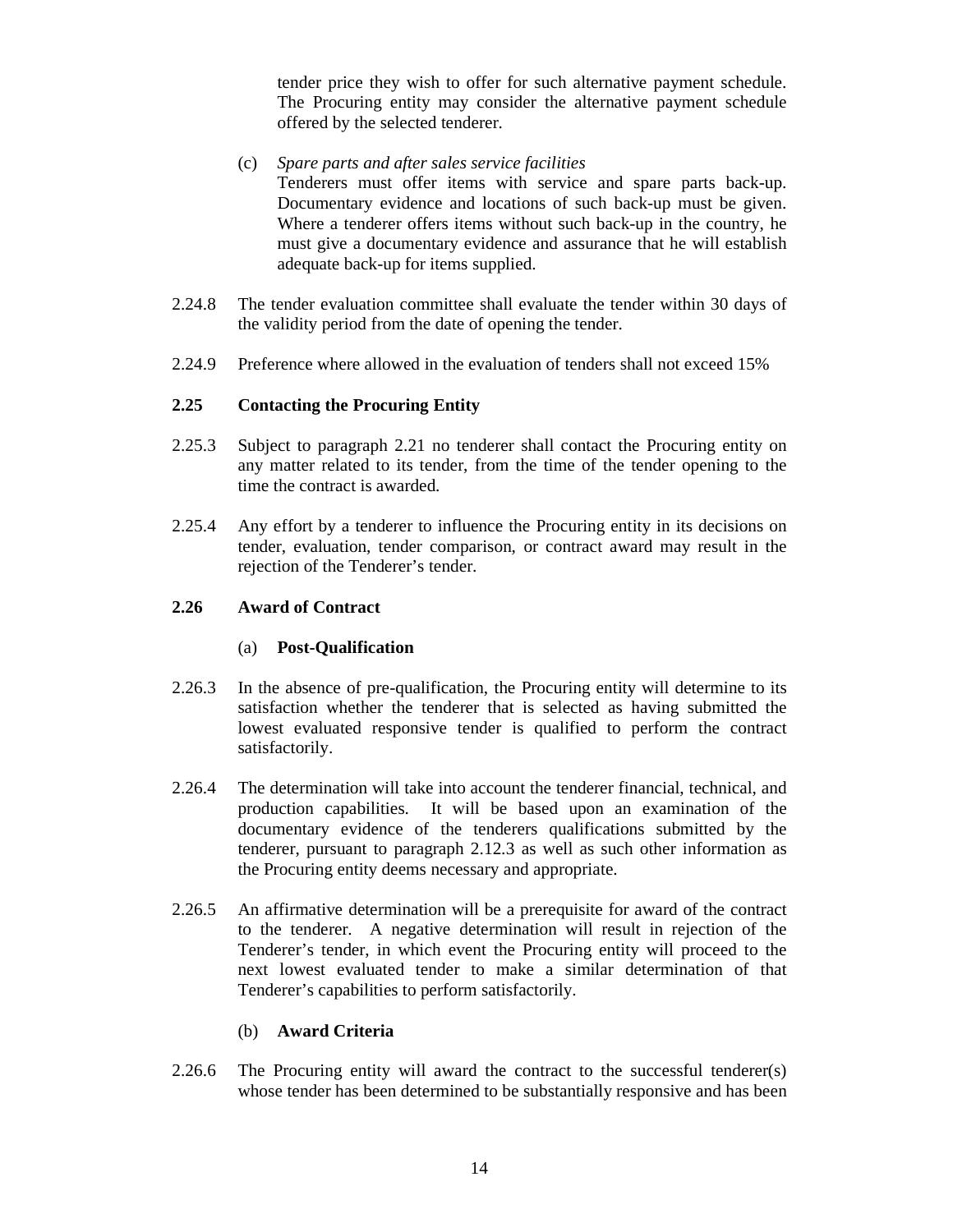tender price they wish to offer for such alternative payment schedule. The Procuring entity may consider the alternative payment schedule offered by the selected tenderer.

(c) *Spare parts and after sales service facilities*
Tenderers must offer items with service and spare parts back-up. Documentary evidence and locations of such back-up must be given. Where a tenderer offers items without such back-up in the country, he must give a documentary evidence and assurance that he will establish adequate back-up for items supplied.

2.24.8 The tender evaluation committee shall evaluate the tender within 30 days of the validity period from the date of opening the tender.

2.24.9 Preference where allowed in the evaluation of tenders shall not exceed 15%

**2.25 Contacting the Procuring Entity**

2.25.3 Subject to paragraph 2.21 no tenderer shall contact the Procuring entity on any matter related to its tender, from the time of the tender opening to the time the contract is awarded.

2.25.4 Any effort by a tenderer to influence the Procuring entity in its decisions on tender, evaluation, tender comparison, or contract award may result in the rejection of the Tenderer's tender.

**2.26 Award of Contract**

(a) **Post-Qualification**

2.26.3 In the absence of pre-qualification, the Procuring entity will determine to its satisfaction whether the tenderer that is selected as having submitted the lowest evaluated responsive tender is qualified to perform the contract satisfactorily.

2.26.4 The determination will take into account the tenderer financial, technical, and production capabilities. It will be based upon an examination of the documentary evidence of the tenderers qualifications submitted by the tenderer, pursuant to paragraph 2.12.3 as well as such other information as the Procuring entity deems necessary and appropriate.

2.26.5 An affirmative determination will be a prerequisite for award of the contract to the tenderer. A negative determination will result in rejection of the Tenderer's tender, in which event the Procuring entity will proceed to the next lowest evaluated tender to make a similar determination of that Tenderer's capabilities to perform satisfactorily.

(b) **Award Criteria**

2.26.6 The Procuring entity will award the contract to the successful tenderer(s) whose tender has been determined to be substantially responsive and has been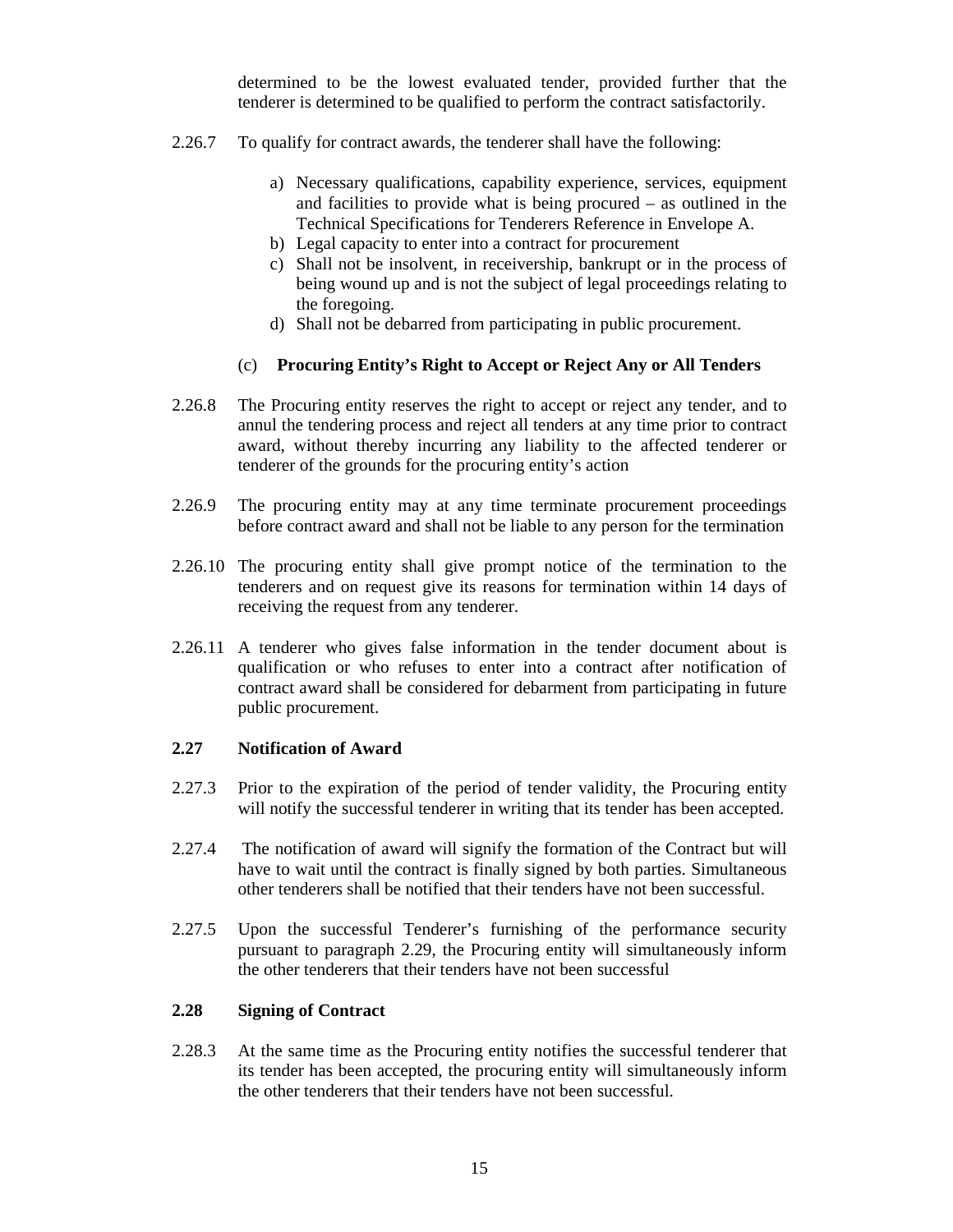determined to be the lowest evaluated tender, provided further that the tenderer is determined to be qualified to perform the contract satisfactorily.

2.26.7 To qualify for contract awards, the tenderer shall have the following:

a) Necessary qualifications, capability experience, services, equipment and facilities to provide what is being procured – as outlined in the Technical Specifications for Tenderers Reference in Envelope A.
b) Legal capacity to enter into a contract for procurement
c) Shall not be insolvent, in receivership, bankrupt or in the process of being wound up and is not the subject of legal proceedings relating to the foregoing.
d) Shall not be debarred from participating in public procurement.

(c) **Procuring Entity's Right to Accept or Reject Any or All Tenders**

2.26.8 The Procuring entity reserves the right to accept or reject any tender, and to annul the tendering process and reject all tenders at any time prior to contract award, without thereby incurring any liability to the affected tenderer or tenderer of the grounds for the procuring entity's action

2.26.9 The procuring entity may at any time terminate procurement proceedings before contract award and shall not be liable to any person for the termination

2.26.10 The procuring entity shall give prompt notice of the termination to the tenderers and on request give its reasons for termination within 14 days of receiving the request from any tenderer.

2.26.11 A tenderer who gives false information in the tender document about is qualification or who refuses to enter into a contract after notification of contract award shall be considered for debarment from participating in future public procurement.

**2.27 Notification of Award**

2.27.3 Prior to the expiration of the period of tender validity, the Procuring entity will notify the successful tenderer in writing that its tender has been accepted.

2.27.4 The notification of award will signify the formation of the Contract but will have to wait until the contract is finally signed by both parties. Simultaneous other tenderers shall be notified that their tenders have not been successful.

2.27.5 Upon the successful Tenderer's furnishing of the performance security pursuant to paragraph 2.29, the Procuring entity will simultaneously inform the other tenderers that their tenders have not been successful

**2.28 Signing of Contract**

2.28.3 At the same time as the Procuring entity notifies the successful tenderer that its tender has been accepted, the procuring entity will simultaneously inform the other tenderers that their tenders have not been successful.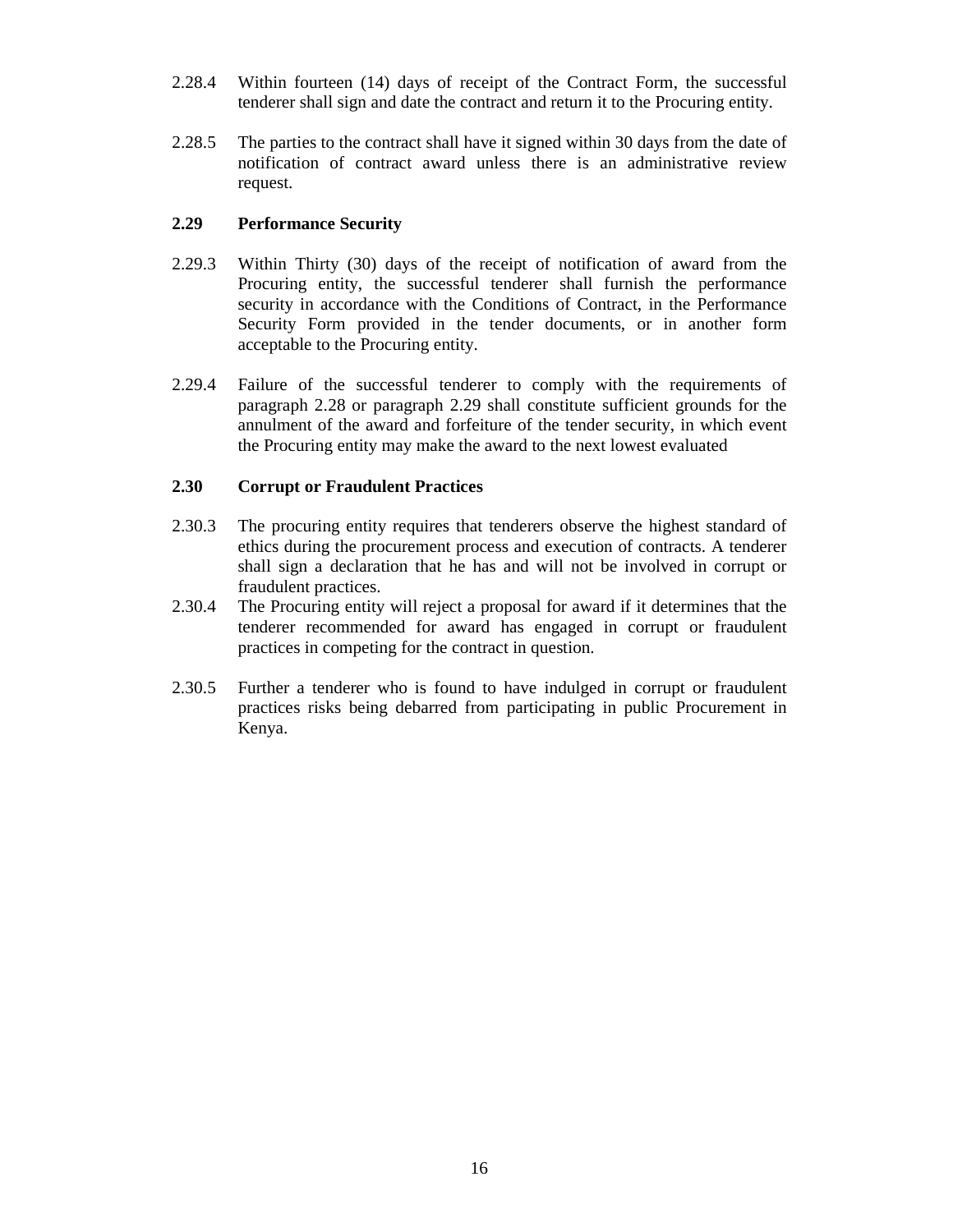2.28.4 Within fourteen (14) days of receipt of the Contract Form, the successful tenderer shall sign and date the contract and return it to the Procuring entity.

2.28.5 The parties to the contract shall have it signed within 30 days from the date of notification of contract award unless there is an administrative review request.

**2.29 Performance Security**

2.29.3 Within Thirty (30) days of the receipt of notification of award from the Procuring entity, the successful tenderer shall furnish the performance security in accordance with the Conditions of Contract, in the Performance Security Form provided in the tender documents, or in another form acceptable to the Procuring entity.

2.29.4 Failure of the successful tenderer to comply with the requirements of paragraph 2.28 or paragraph 2.29 shall constitute sufficient grounds for the annulment of the award and forfeiture of the tender security, in which event the Procuring entity may make the award to the next lowest evaluated

**2.30 Corrupt or Fraudulent Practices**

2.30.3 The procuring entity requires that tenderers observe the highest standard of ethics during the procurement process and execution of contracts. A tenderer shall sign a declaration that he has and will not be involved in corrupt or fraudulent practices.

2.30.4 The Procuring entity will reject a proposal for award if it determines that the tenderer recommended for award has engaged in corrupt or fraudulent practices in competing for the contract in question.

2.30.5 Further a tenderer who is found to have indulged in corrupt or fraudulent practices risks being debarred from participating in public Procurement in Kenya.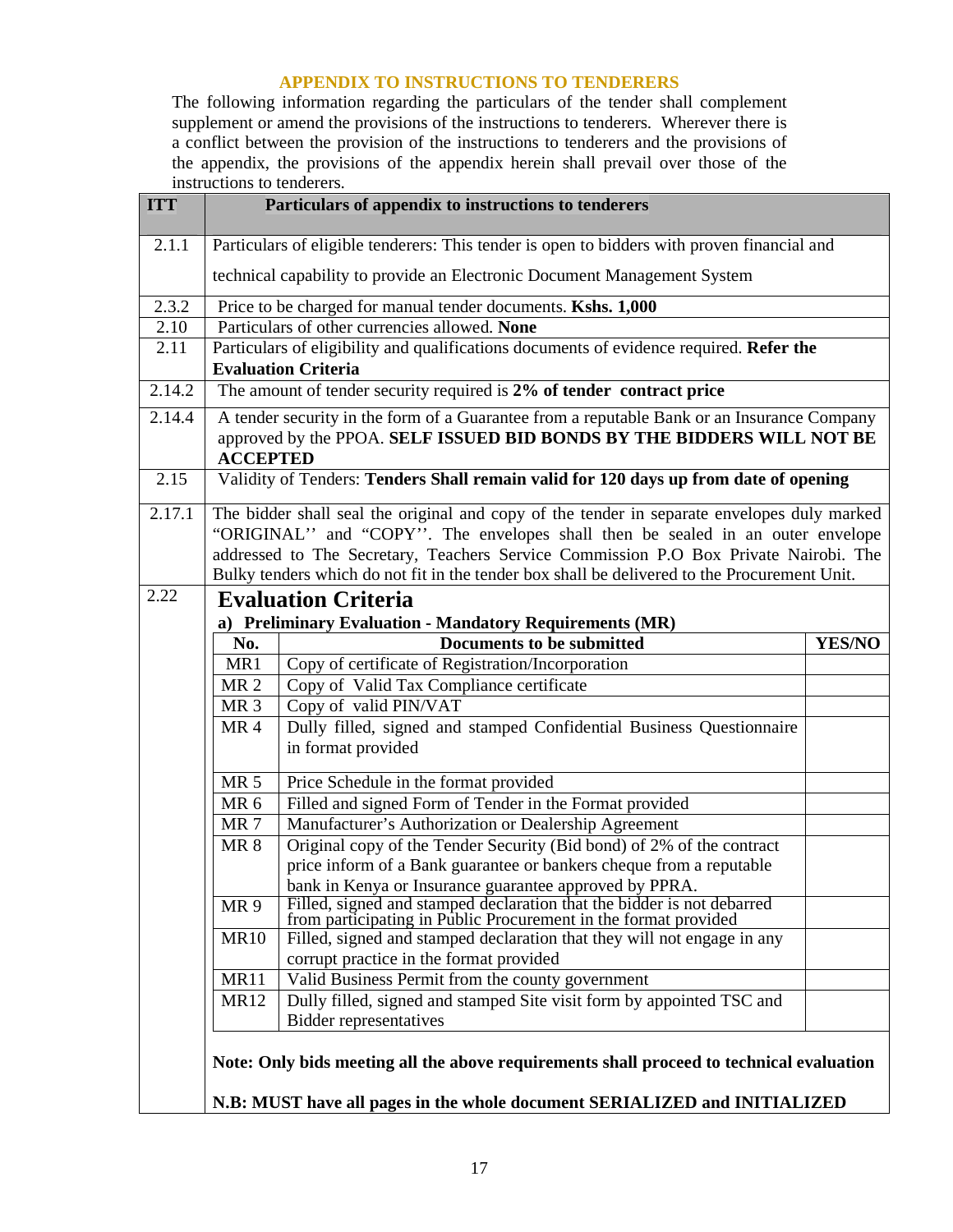## APPENDIX TO INSTRUCTIONS TO TENDERERS

The following information regarding the particulars of the tender shall complement supplement or amend the provisions of the instructions to tenderers. Wherever there is a conflict between the provision of the instructions to tenderers and the provisions of the appendix, the provisions of the appendix herein shall prevail over those of the instructions to tenderers.

| ITT | Particulars of appendix to instructions to tenderers |
|---|---|
| 2.1.1 | Particulars of eligible tenderers: This tender is open to bidders with proven financial and technical capability to provide an Electronic Document Management System |
| 2.3.2 | Price to be charged for manual tender documents. **Kshs. 1,000** |
| 2.10 | Particulars of other currencies allowed. **None** |
| 2.11 | Particulars of eligibility and qualifications documents of evidence required. **Refer the Evaluation Criteria** |
| 2.14.2 | The amount of tender security required is **2% of tender contract price** |
| 2.14.4 | A tender security in the form of a Guarantee from a reputable Bank or an Insurance Company approved by the PPOA. **SELF ISSUED BID BONDS BY THE BIDDERS WILL NOT BE ACCEPTED** |
| 2.15 | Validity of Tenders: **Tenders Shall remain valid for 120 days up from date of opening** |
| 2.17.1 | The bidder shall seal the original and copy of the tender in separate envelopes duly marked "ORIGINAL'' and "COPY''. The envelopes shall then be sealed in an outer envelope addressed to The Secretary, Teachers Service Commission P.O Box Private Nairobi. The Bulky tenders which do not fit in the tender box shall be delivered to the Procurement Unit. |
| 2.22 | **Evaluation Criteria** (see below) |

### Evaluation Criteria

**a) Preliminary Evaluation - Mandatory Requirements (MR)**

| No. | Documents to be submitted | YES/NO |
|---|---|---|
| MR1 | Copy of certificate of Registration/Incorporation | |
| MR 2 | Copy of Valid Tax Compliance certificate | |
| MR 3 | Copy of valid PIN/VAT | |
| MR 4 | Dully filled, signed and stamped Confidential Business Questionnaire in format provided | |
| MR 5 | Price Schedule in the format provided | |
| MR 6 | Filled and signed Form of Tender in the Format provided | |
| MR 7 | Manufacturer's Authorization or Dealership Agreement | |
| MR 8 | Original copy of the Tender Security (Bid bond) of 2% of the contract price inform of a Bank guarantee or bankers cheque from a reputable bank in Kenya or Insurance guarantee approved by PPRA. | |
| MR 9 | Filled, signed and stamped declaration that the bidder is not debarred from participating in Public Procurement in the format provided | |
| MR10 | Filled, signed and stamped declaration that they will not engage in any corrupt practice in the format provided | |
| MR11 | Valid Business Permit from the county government | |
| MR12 | Dully filled, signed and stamped Site visit form by appointed TSC and Bidder representatives | |

**Note: Only bids meeting all the above requirements shall proceed to technical evaluation**

**N.B: MUST have all pages in the whole document SERIALIZED and INITIALIZED**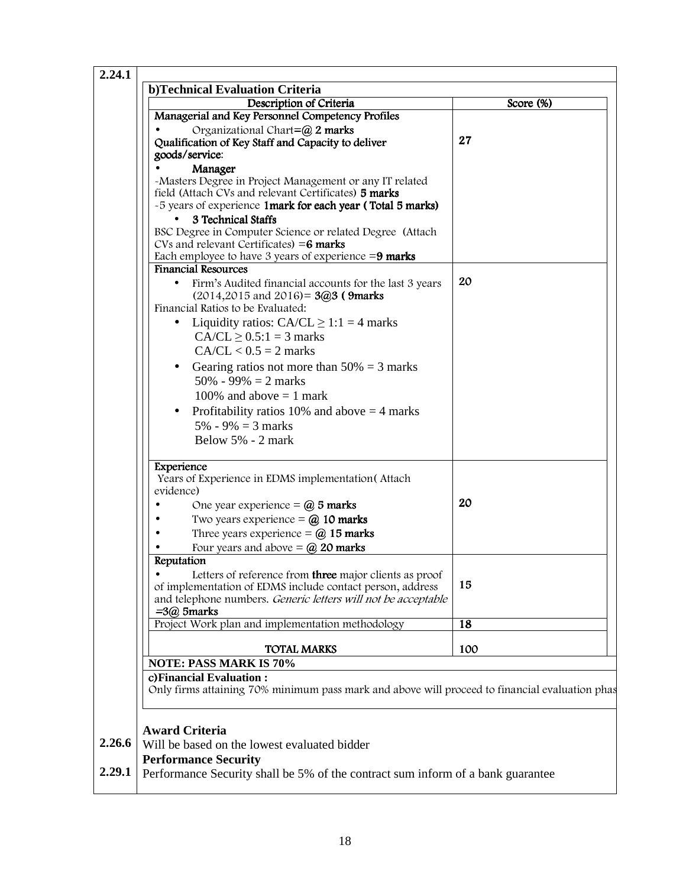**2.24.1**

**b)Technical Evaluation Criteria**

| Description of Criteria | Score (%) |
|---|---|
| **Managerial and Key Personnel Competency Profiles**<br>• Organizational Chart=**@ 2 marks**<br>**Qualification of Key Staff and Capacity to deliver goods/service**:<br>• **Manager**<br>-Masters Degree in Project Management or any IT related field (Attach CVs and relevant Certificates) **5 marks**<br>-5 years of experience **1mark for each year ( Total 5 marks)**<br>• **3 Technical Staffs**<br>BSC Degree in Computer Science or related Degree (Attach CVs and relevant Certificates) =**6 marks**<br>Each employee to have 3 years of experience =**9 marks** | **27** |
| **Financial Resources**<br>• Firm's Audited financial accounts for the last 3 years (2014,2015 and 2016)= **3@3 ( 9marks**<br>Financial Ratios to be Evaluated:<br>• Liquidity ratios: CA/CL ≥ 1:1 = 4 marks<br>CA/CL ≥ 0.5:1 = 3 marks<br>CA/CL < 0.5 = 2 marks<br>• Gearing ratios not more than 50% = 3 marks<br>50% - 99% = 2 marks<br>100% and above = 1 mark<br>• Profitability ratios 10% and above = 4 marks<br>5% - 9% = 3 marks<br>Below 5% - 2 mark | 20 |
| **Experience**<br>Years of Experience in EDMS implementation( Attach evidence)<br>• One year experience = **@ 5 marks**<br>• Two years experience = **@ 10 marks**<br>• Three years experience = **@ 15 marks**<br>• Four years and above = **@ 20 marks** | **20** |
| **Reputation**<br>• Letters of reference from **three** major clients as proof of implementation of EDMS include contact person, address and telephone numbers. *Generic letters will not be acceptable* =**3@ 5marks** | **15** |
| Project Work plan and implementation methodology | **18** |
| **TOTAL MARKS** | 100 |

**NOTE: PASS MARK IS 70%**

**c)Financial Evaluation :**
Only firms attaining 70% minimum pass mark and above will proceed to financial evaluation phas

**2.26.6** **Award Criteria**
Will be based on the lowest evaluated bidder

**2.29.1** **Performance Security**
Performance Security shall be 5% of the contract sum inform of a bank guarantee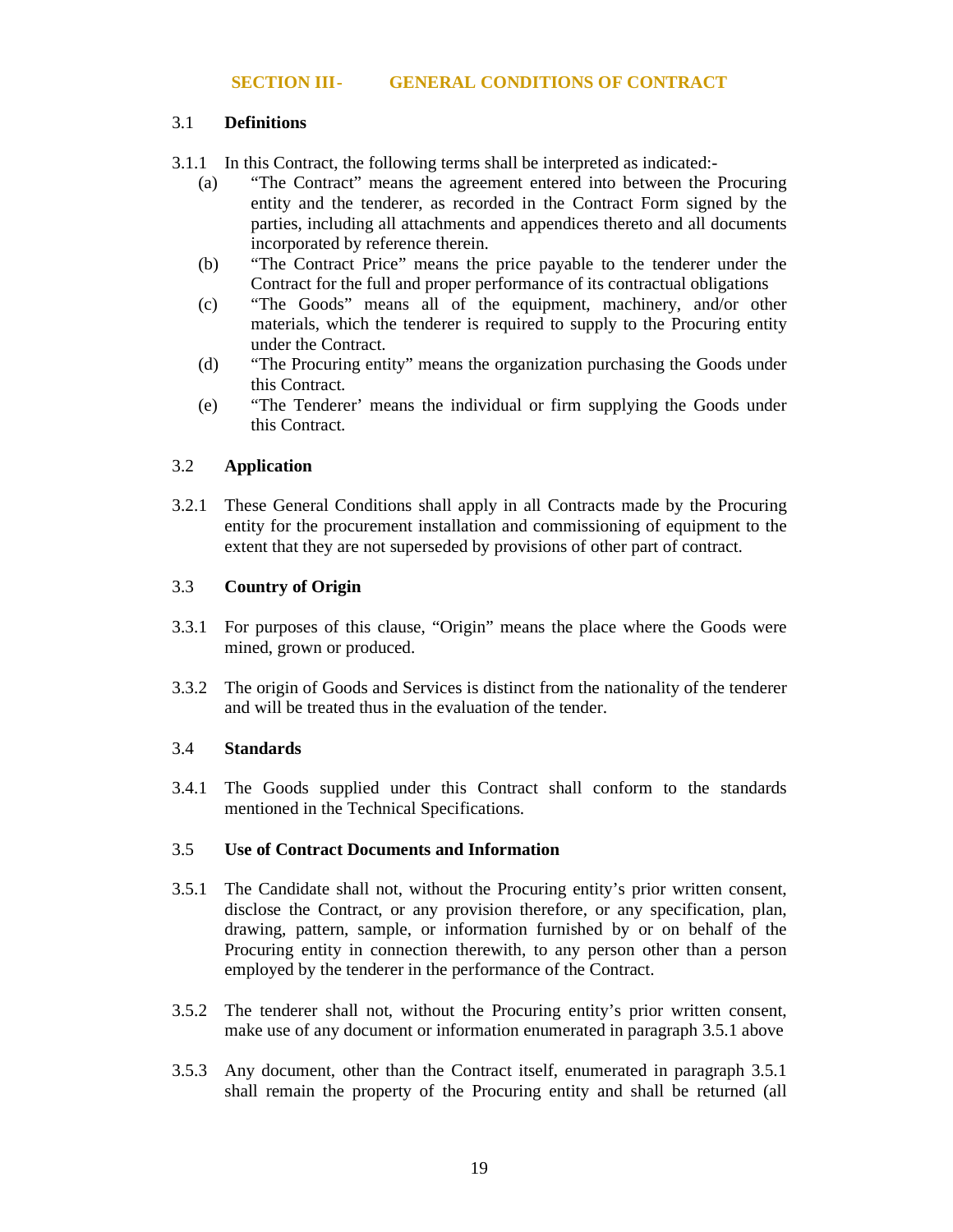# SECTION III - GENERAL CONDITIONS OF CONTRACT

## 3.1 Definitions

3.1.1 In this Contract, the following terms shall be interpreted as indicated:-

(a) "The Contract" means the agreement entered into between the Procuring entity and the tenderer, as recorded in the Contract Form signed by the parties, including all attachments and appendices thereto and all documents incorporated by reference therein.

(b) "The Contract Price" means the price payable to the tenderer under the Contract for the full and proper performance of its contractual obligations

(c) "The Goods" means all of the equipment, machinery, and/or other materials, which the tenderer is required to supply to the Procuring entity under the Contract.

(d) "The Procuring entity" means the organization purchasing the Goods under this Contract.

(e) "The Tenderer' means the individual or firm supplying the Goods under this Contract.

## 3.2 Application

3.2.1 These General Conditions shall apply in all Contracts made by the Procuring entity for the procurement installation and commissioning of equipment to the extent that they are not superseded by provisions of other part of contract.

## 3.3 Country of Origin

3.3.1 For purposes of this clause, "Origin" means the place where the Goods were mined, grown or produced.

3.3.2 The origin of Goods and Services is distinct from the nationality of the tenderer and will be treated thus in the evaluation of the tender.

## 3.4 Standards

3.4.1 The Goods supplied under this Contract shall conform to the standards mentioned in the Technical Specifications.

## 3.5 Use of Contract Documents and Information

3.5.1 The Candidate shall not, without the Procuring entity's prior written consent, disclose the Contract, or any provision therefore, or any specification, plan, drawing, pattern, sample, or information furnished by or on behalf of the Procuring entity in connection therewith, to any person other than a person employed by the tenderer in the performance of the Contract.

3.5.2 The tenderer shall not, without the Procuring entity's prior written consent, make use of any document or information enumerated in paragraph 3.5.1 above

3.5.3 Any document, other than the Contract itself, enumerated in paragraph 3.5.1 shall remain the property of the Procuring entity and shall be returned (all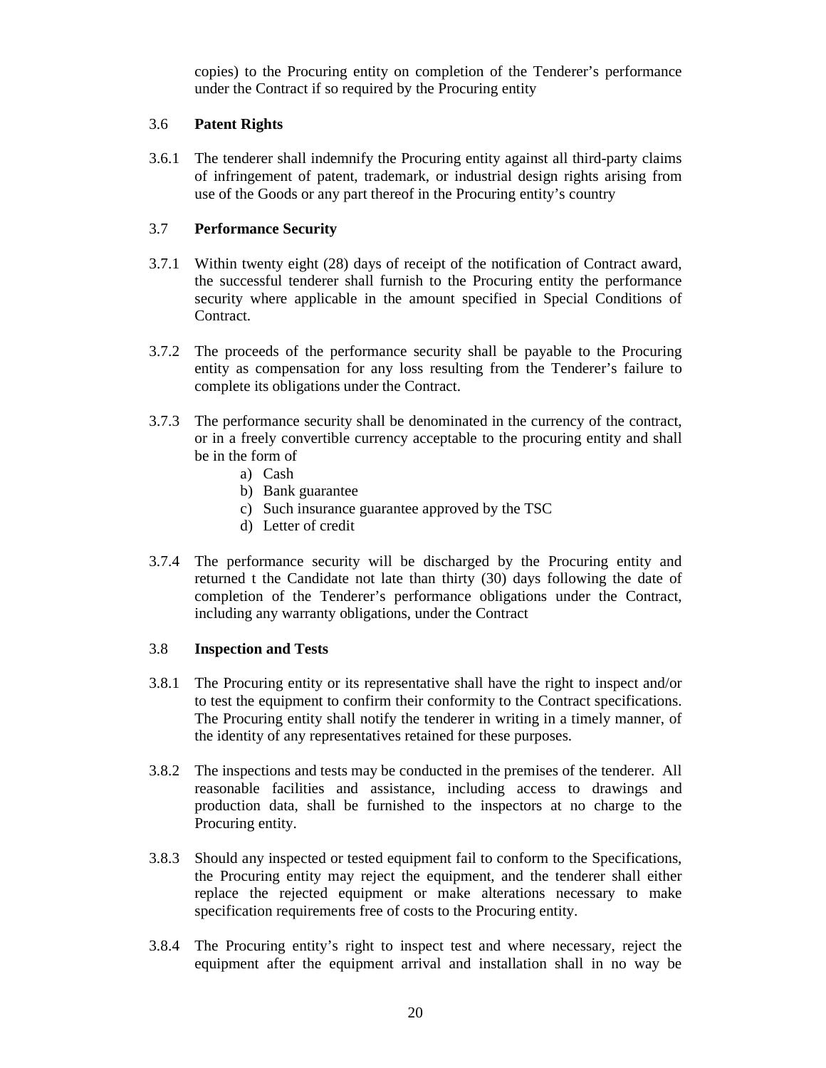copies) to the Procuring entity on completion of the Tenderer's performance under the Contract if so required by the Procuring entity

### 3.6 Patent Rights

3.6.1 The tenderer shall indemnify the Procuring entity against all third-party claims of infringement of patent, trademark, or industrial design rights arising from use of the Goods or any part thereof in the Procuring entity's country

### 3.7 Performance Security

3.7.1 Within twenty eight (28) days of receipt of the notification of Contract award, the successful tenderer shall furnish to the Procuring entity the performance security where applicable in the amount specified in Special Conditions of Contract.

3.7.2 The proceeds of the performance security shall be payable to the Procuring entity as compensation for any loss resulting from the Tenderer's failure to complete its obligations under the Contract.

3.7.3 The performance security shall be denominated in the currency of the contract, or in a freely convertible currency acceptable to the procuring entity and shall be in the form of

a) Cash
b) Bank guarantee
c) Such insurance guarantee approved by the TSC
d) Letter of credit

3.7.4 The performance security will be discharged by the Procuring entity and returned t the Candidate not late than thirty (30) days following the date of completion of the Tenderer's performance obligations under the Contract, including any warranty obligations, under the Contract

### 3.8 Inspection and Tests

3.8.1 The Procuring entity or its representative shall have the right to inspect and/or to test the equipment to confirm their conformity to the Contract specifications. The Procuring entity shall notify the tenderer in writing in a timely manner, of the identity of any representatives retained for these purposes.

3.8.2 The inspections and tests may be conducted in the premises of the tenderer. All reasonable facilities and assistance, including access to drawings and production data, shall be furnished to the inspectors at no charge to the Procuring entity.

3.8.3 Should any inspected or tested equipment fail to conform to the Specifications, the Procuring entity may reject the equipment, and the tenderer shall either replace the rejected equipment or make alterations necessary to make specification requirements free of costs to the Procuring entity.

3.8.4 The Procuring entity's right to inspect test and where necessary, reject the equipment after the equipment arrival and installation shall in no way be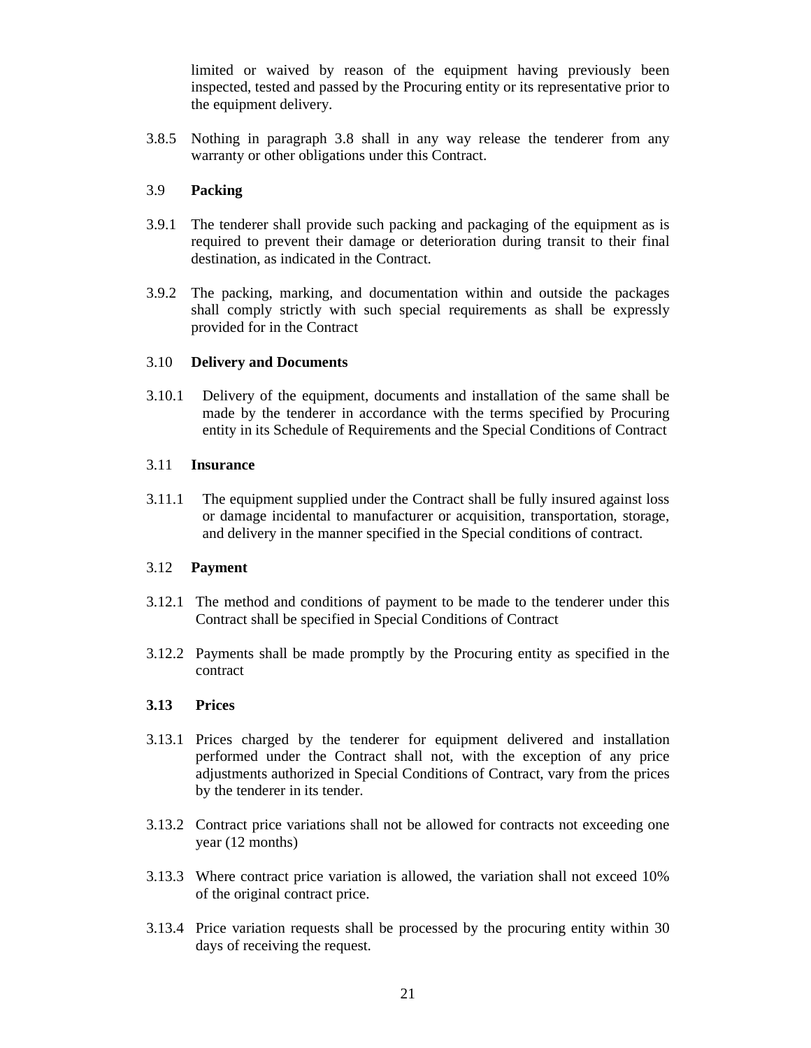limited or waived by reason of the equipment having previously been inspected, tested and passed by the Procuring entity or its representative prior to the equipment delivery.

3.8.5 Nothing in paragraph 3.8 shall in any way release the tenderer from any warranty or other obligations under this Contract.

### 3.9 Packing

3.9.1 The tenderer shall provide such packing and packaging of the equipment as is required to prevent their damage or deterioration during transit to their final destination, as indicated in the Contract.

3.9.2 The packing, marking, and documentation within and outside the packages shall comply strictly with such special requirements as shall be expressly provided for in the Contract

### 3.10 Delivery and Documents

3.10.1 Delivery of the equipment, documents and installation of the same shall be made by the tenderer in accordance with the terms specified by Procuring entity in its Schedule of Requirements and the Special Conditions of Contract

### 3.11 Insurance

3.11.1 The equipment supplied under the Contract shall be fully insured against loss or damage incidental to manufacturer or acquisition, transportation, storage, and delivery in the manner specified in the Special conditions of contract.

### 3.12 Payment

3.12.1 The method and conditions of payment to be made to the tenderer under this Contract shall be specified in Special Conditions of Contract

3.12.2 Payments shall be made promptly by the Procuring entity as specified in the contract

### 3.13 Prices

3.13.1 Prices charged by the tenderer for equipment delivered and installation performed under the Contract shall not, with the exception of any price adjustments authorized in Special Conditions of Contract, vary from the prices by the tenderer in its tender.

3.13.2 Contract price variations shall not be allowed for contracts not exceeding one year (12 months)

3.13.3 Where contract price variation is allowed, the variation shall not exceed 10% of the original contract price.

3.13.4 Price variation requests shall be processed by the procuring entity within 30 days of receiving the request.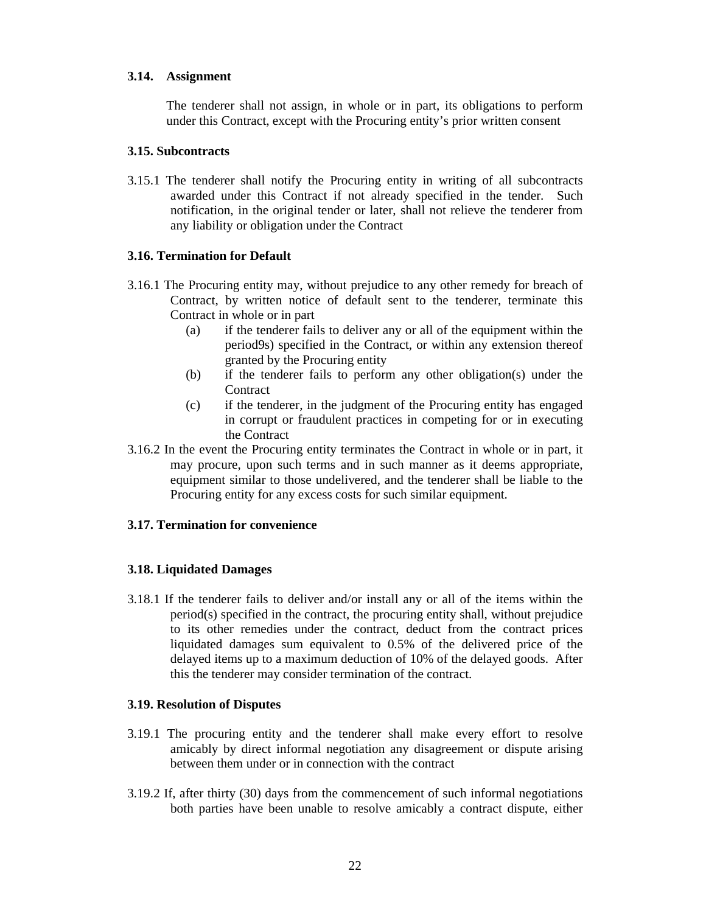### 3.14. Assignment

The tenderer shall not assign, in whole or in part, its obligations to perform under this Contract, except with the Procuring entity's prior written consent

### 3.15. Subcontracts

3.15.1 The tenderer shall notify the Procuring entity in writing of all subcontracts awarded under this Contract if not already specified in the tender. Such notification, in the original tender or later, shall not relieve the tenderer from any liability or obligation under the Contract

### 3.16. Termination for Default

3.16.1 The Procuring entity may, without prejudice to any other remedy for breach of Contract, by written notice of default sent to the tenderer, terminate this Contract in whole or in part

- (a) if the tenderer fails to deliver any or all of the equipment within the period9s) specified in the Contract, or within any extension thereof granted by the Procuring entity
- (b) if the tenderer fails to perform any other obligation(s) under the Contract
- (c) if the tenderer, in the judgment of the Procuring entity has engaged in corrupt or fraudulent practices in competing for or in executing the Contract

3.16.2 In the event the Procuring entity terminates the Contract in whole or in part, it may procure, upon such terms and in such manner as it deems appropriate, equipment similar to those undelivered, and the tenderer shall be liable to the Procuring entity for any excess costs for such similar equipment.

### 3.17. Termination for convenience

### 3.18. Liquidated Damages

3.18.1 If the tenderer fails to deliver and/or install any or all of the items within the period(s) specified in the contract, the procuring entity shall, without prejudice to its other remedies under the contract, deduct from the contract prices liquidated damages sum equivalent to 0.5% of the delivered price of the delayed items up to a maximum deduction of 10% of the delayed goods. After this the tenderer may consider termination of the contract.

### 3.19. Resolution of Disputes

3.19.1 The procuring entity and the tenderer shall make every effort to resolve amicably by direct informal negotiation any disagreement or dispute arising between them under or in connection with the contract

3.19.2 If, after thirty (30) days from the commencement of such informal negotiations both parties have been unable to resolve amicably a contract dispute, either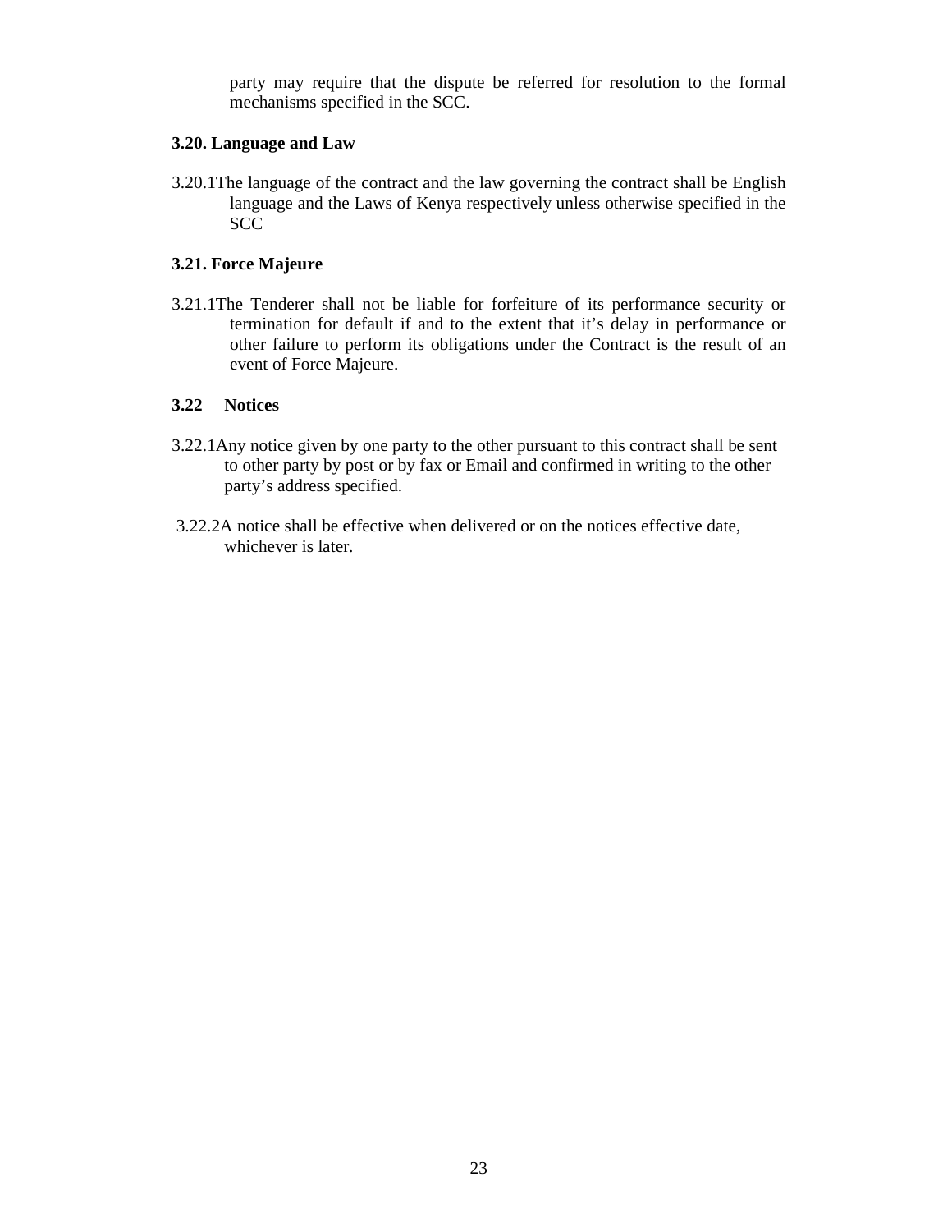party may require that the dispute be referred for resolution to the formal mechanisms specified in the SCC.

**3.20. Language and Law**

3.20.1 The language of the contract and the law governing the contract shall be English language and the Laws of Kenya respectively unless otherwise specified in the SCC

**3.21. Force Majeure**

3.21.1 The Tenderer shall not be liable for forfeiture of its performance security or termination for default if and to the extent that it's delay in performance or other failure to perform its obligations under the Contract is the result of an event of Force Majeure.

**3.22 Notices**

3.22.1 Any notice given by one party to the other pursuant to this contract shall be sent to other party by post or by fax or Email and confirmed in writing to the other party's address specified.

3.22.2 A notice shall be effective when delivered or on the notices effective date, whichever is later.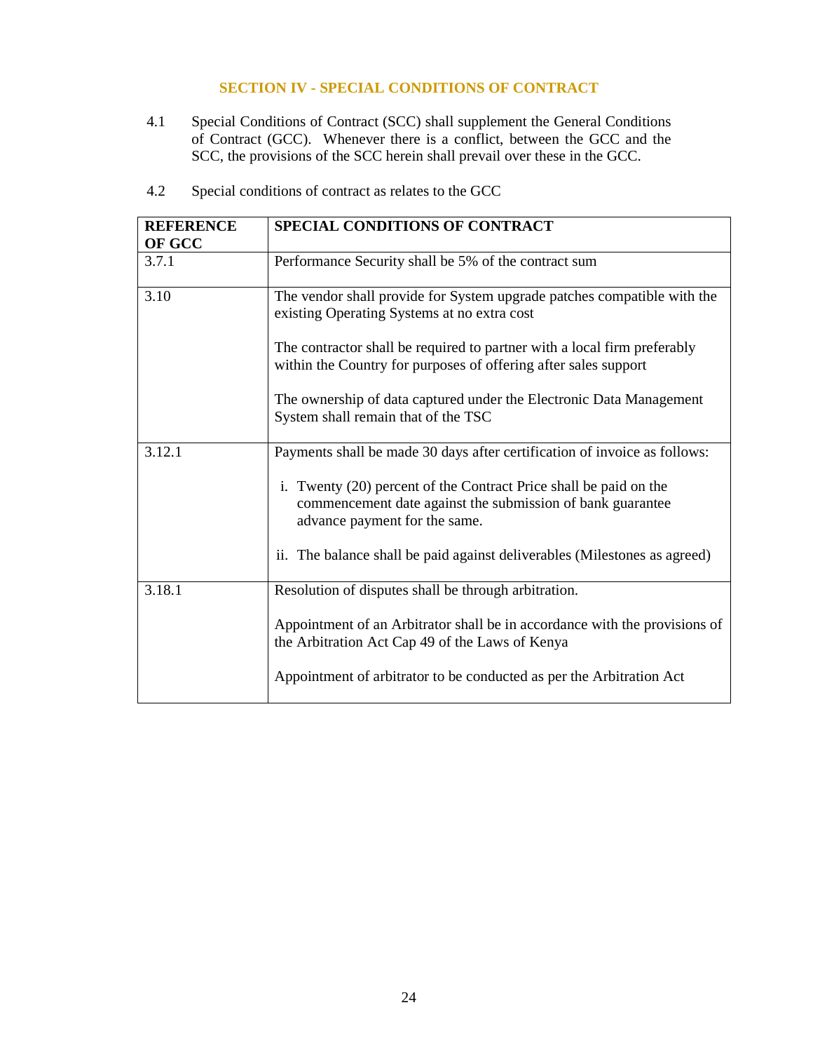## SECTION IV - SPECIAL CONDITIONS OF CONTRACT

4.1 Special Conditions of Contract (SCC) shall supplement the General Conditions of Contract (GCC). Whenever there is a conflict, between the GCC and the SCC, the provisions of the SCC herein shall prevail over these in the GCC.

4.2 Special conditions of contract as relates to the GCC

| REFERENCE OF GCC | SPECIAL CONDITIONS OF CONTRACT |
|---|---|
| 3.7.1 | Performance Security shall be 5% of the contract sum |
| 3.10 | The vendor shall provide for System upgrade patches compatible with the existing Operating Systems at no extra cost<br><br>The contractor shall be required to partner with a local firm preferably within the Country for purposes of offering after sales support<br><br>The ownership of data captured under the Electronic Data Management System shall remain that of the TSC |
| 3.12.1 | Payments shall be made 30 days after certification of invoice as follows:<br><br>i. Twenty (20) percent of the Contract Price shall be paid on the commencement date against the submission of bank guarantee advance payment for the same.<br><br>ii. The balance shall be paid against deliverables (Milestones as agreed) |
| 3.18.1 | Resolution of disputes shall be through arbitration.<br><br>Appointment of an Arbitrator shall be in accordance with the provisions of the Arbitration Act Cap 49 of the Laws of Kenya<br><br>Appointment of arbitrator to be conducted as per the Arbitration Act |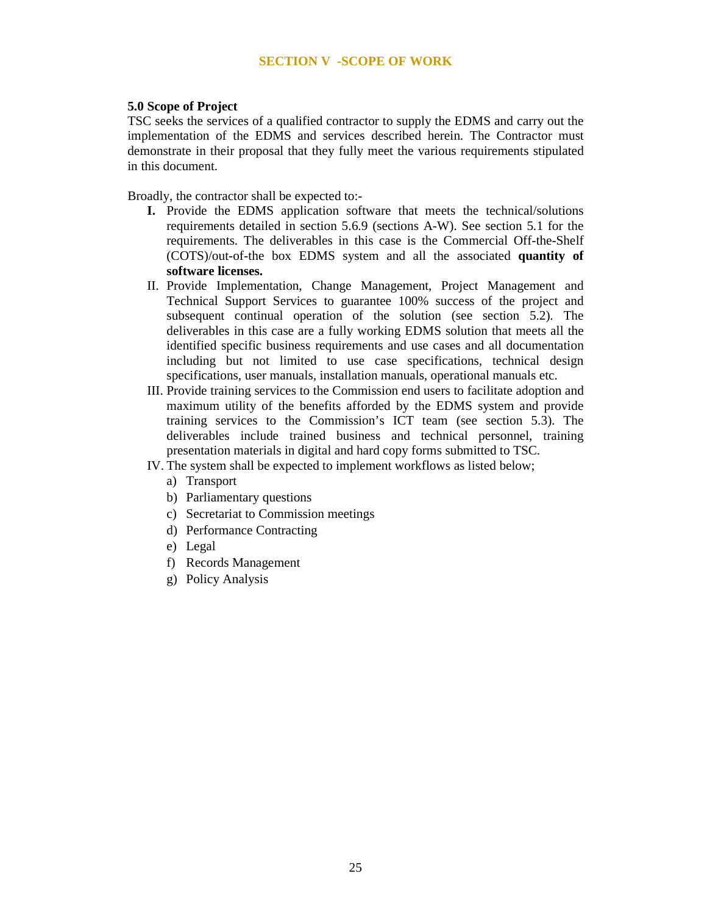## SECTION V -SCOPE OF WORK

### 5.0 Scope of Project

TSC seeks the services of a qualified contractor to supply the EDMS and carry out the implementation of the EDMS and services described herein. The Contractor must demonstrate in their proposal that they fully meet the various requirements stipulated in this document.

Broadly, the contractor shall be expected to:-

- **I.** Provide the EDMS application software that meets the technical/solutions requirements detailed in section 5.6.9 (sections A-W). See section 5.1 for the requirements. The deliverables in this case is the Commercial Off-the-Shelf (COTS)/out-of-the box EDMS system and all the associated **quantity of software licenses.**
- II. Provide Implementation, Change Management, Project Management and Technical Support Services to guarantee 100% success of the project and subsequent continual operation of the solution (see section 5.2). The deliverables in this case are a fully working EDMS solution that meets all the identified specific business requirements and use cases and all documentation including but not limited to use case specifications, technical design specifications, user manuals, installation manuals, operational manuals etc.
- III. Provide training services to the Commission end users to facilitate adoption and maximum utility of the benefits afforded by the EDMS system and provide training services to the Commission's ICT team (see section 5.3). The deliverables include trained business and technical personnel, training presentation materials in digital and hard copy forms submitted to TSC.
- IV. The system shall be expected to implement workflows as listed below;
  - a) Transport
  - b) Parliamentary questions
  - c) Secretariat to Commission meetings
  - d) Performance Contracting
  - e) Legal
  - f) Records Management
  - g) Policy Analysis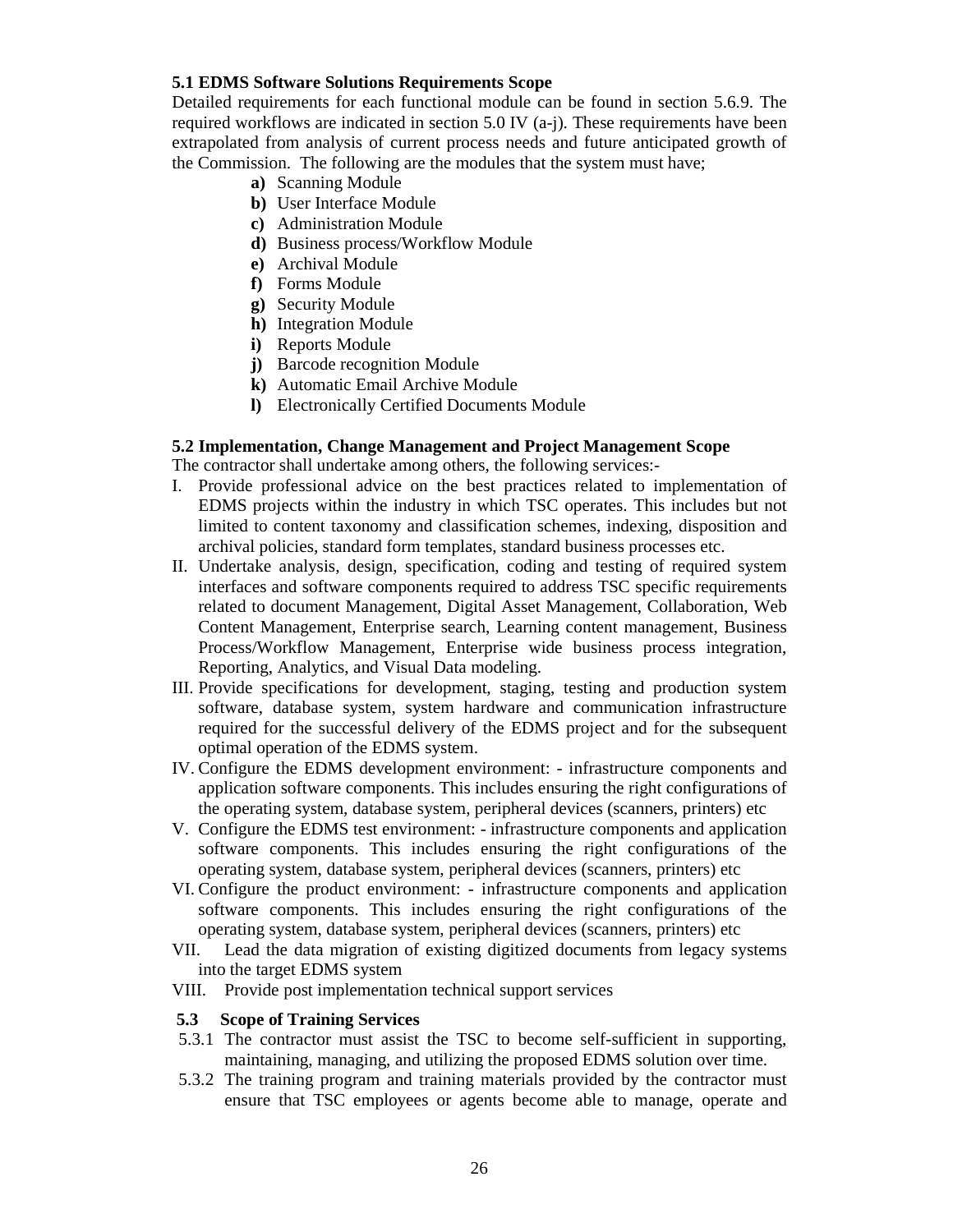**5.1 EDMS Software Solutions Requirements Scope**

Detailed requirements for each functional module can be found in section 5.6.9. The required workflows are indicated in section 5.0 IV (a-j). These requirements have been extrapolated from analysis of current process needs and future anticipated growth of the Commission. The following are the modules that the system must have;

- **a)** Scanning Module
- **b)** User Interface Module
- **c)** Administration Module
- **d)** Business process/Workflow Module
- **e)** Archival Module
- **f)** Forms Module
- **g)** Security Module
- **h)** Integration Module
- **i)** Reports Module
- **j)** Barcode recognition Module
- **k)** Automatic Email Archive Module
- **l)** Electronically Certified Documents Module

**5.2 Implementation, Change Management and Project Management Scope**

The contractor shall undertake among others, the following services:-

I. Provide professional advice on the best practices related to implementation of EDMS projects within the industry in which TSC operates. This includes but not limited to content taxonomy and classification schemes, indexing, disposition and archival policies, standard form templates, standard business processes etc.
II. Undertake analysis, design, specification, coding and testing of required system interfaces and software components required to address TSC specific requirements related to document Management, Digital Asset Management, Collaboration, Web Content Management, Enterprise search, Learning content management, Business Process/Workflow Management, Enterprise wide business process integration, Reporting, Analytics, and Visual Data modeling.
III. Provide specifications for development, staging, testing and production system software, database system, system hardware and communication infrastructure required for the successful delivery of the EDMS project and for the subsequent optimal operation of the EDMS system.
IV. Configure the EDMS development environment: - infrastructure components and application software components. This includes ensuring the right configurations of the operating system, database system, peripheral devices (scanners, printers) etc
V. Configure the EDMS test environment: - infrastructure components and application software components. This includes ensuring the right configurations of the operating system, database system, peripheral devices (scanners, printers) etc
VI. Configure the product environment: - infrastructure components and application software components. This includes ensuring the right configurations of the operating system, database system, peripheral devices (scanners, printers) etc
VII. Lead the data migration of existing digitized documents from legacy systems into the target EDMS system
VIII. Provide post implementation technical support services

**5.3 Scope of Training Services**

5.3.1 The contractor must assist the TSC to become self-sufficient in supporting, maintaining, managing, and utilizing the proposed EDMS solution over time.

5.3.2 The training program and training materials provided by the contractor must ensure that TSC employees or agents become able to manage, operate and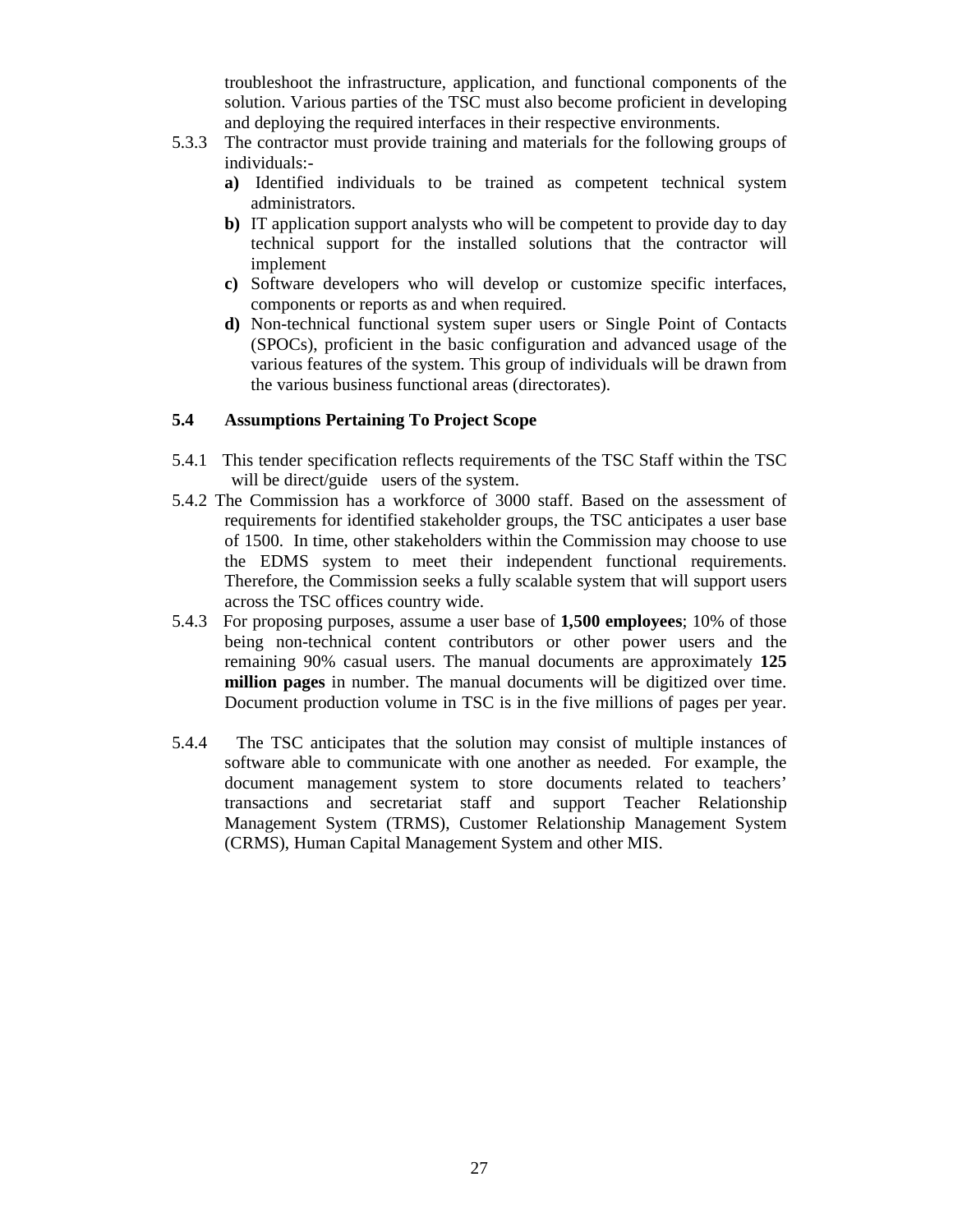troubleshoot the infrastructure, application, and functional components of the solution. Various parties of the TSC must also become proficient in developing and deploying the required interfaces in their respective environments.

5.3.3 The contractor must provide training and materials for the following groups of individuals:-

**a)** Identified individuals to be trained as competent technical system administrators.

**b)** IT application support analysts who will be competent to provide day to day technical support for the installed solutions that the contractor will implement

**c)** Software developers who will develop or customize specific interfaces, components or reports as and when required.

**d)** Non-technical functional system super users or Single Point of Contacts (SPOCs), proficient in the basic configuration and advanced usage of the various features of the system. This group of individuals will be drawn from the various business functional areas (directorates).

### 5.4 Assumptions Pertaining To Project Scope

5.4.1 This tender specification reflects requirements of the TSC Staff within the TSC will be direct/guide users of the system.

5.4.2 The Commission has a workforce of 3000 staff. Based on the assessment of requirements for identified stakeholder groups, the TSC anticipates a user base of 1500. In time, other stakeholders within the Commission may choose to use the EDMS system to meet their independent functional requirements. Therefore, the Commission seeks a fully scalable system that will support users across the TSC offices country wide.

5.4.3 For proposing purposes, assume a user base of **1,500 employees**; 10% of those being non-technical content contributors or other power users and the remaining 90% casual users. The manual documents are approximately **125 million pages** in number. The manual documents will be digitized over time. Document production volume in TSC is in the five millions of pages per year.

5.4.4 The TSC anticipates that the solution may consist of multiple instances of software able to communicate with one another as needed. For example, the document management system to store documents related to teachers' transactions and secretariat staff and support Teacher Relationship Management System (TRMS), Customer Relationship Management System (CRMS), Human Capital Management System and other MIS.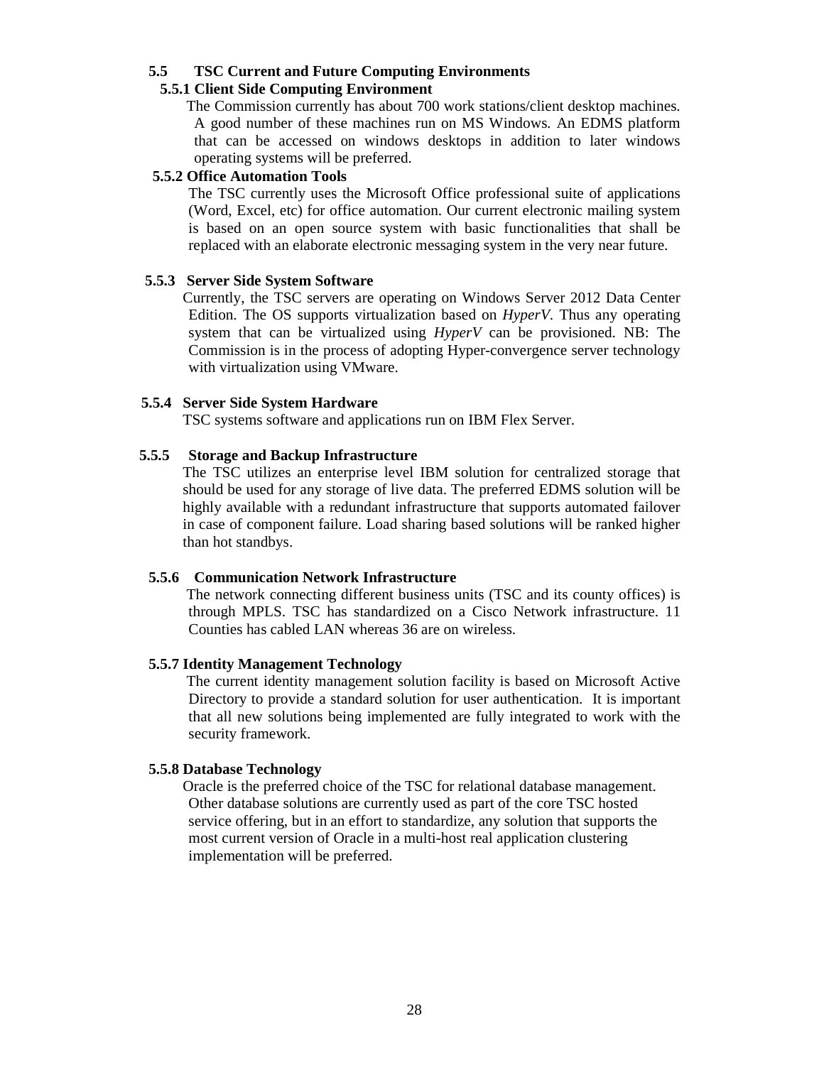## 5.5 TSC Current and Future Computing Environments

### 5.5.1 Client Side Computing Environment

The Commission currently has about 700 work stations/client desktop machines. A good number of these machines run on MS Windows. An EDMS platform that can be accessed on windows desktops in addition to later windows operating systems will be preferred.

### 5.5.2 Office Automation Tools

The TSC currently uses the Microsoft Office professional suite of applications (Word, Excel, etc) for office automation. Our current electronic mailing system is based on an open source system with basic functionalities that shall be replaced with an elaborate electronic messaging system in the very near future.

### 5.5.3 Server Side System Software

Currently, the TSC servers are operating on Windows Server 2012 Data Center Edition. The OS supports virtualization based on *HyperV*. Thus any operating system that can be virtualized using *HyperV* can be provisioned. NB: The Commission is in the process of adopting Hyper-convergence server technology with virtualization using VMware.

### 5.5.4 Server Side System Hardware

TSC systems software and applications run on IBM Flex Server.

### 5.5.5 Storage and Backup Infrastructure

The TSC utilizes an enterprise level IBM solution for centralized storage that should be used for any storage of live data. The preferred EDMS solution will be highly available with a redundant infrastructure that supports automated failover in case of component failure. Load sharing based solutions will be ranked higher than hot standbys.

### 5.5.6 Communication Network Infrastructure

The network connecting different business units (TSC and its county offices) is through MPLS. TSC has standardized on a Cisco Network infrastructure. 11 Counties has cabled LAN whereas 36 are on wireless.

### 5.5.7 Identity Management Technology

The current identity management solution facility is based on Microsoft Active Directory to provide a standard solution for user authentication. It is important that all new solutions being implemented are fully integrated to work with the security framework.

### 5.5.8 Database Technology

Oracle is the preferred choice of the TSC for relational database management. Other database solutions are currently used as part of the core TSC hosted service offering, but in an effort to standardize, any solution that supports the most current version of Oracle in a multi-host real application clustering implementation will be preferred.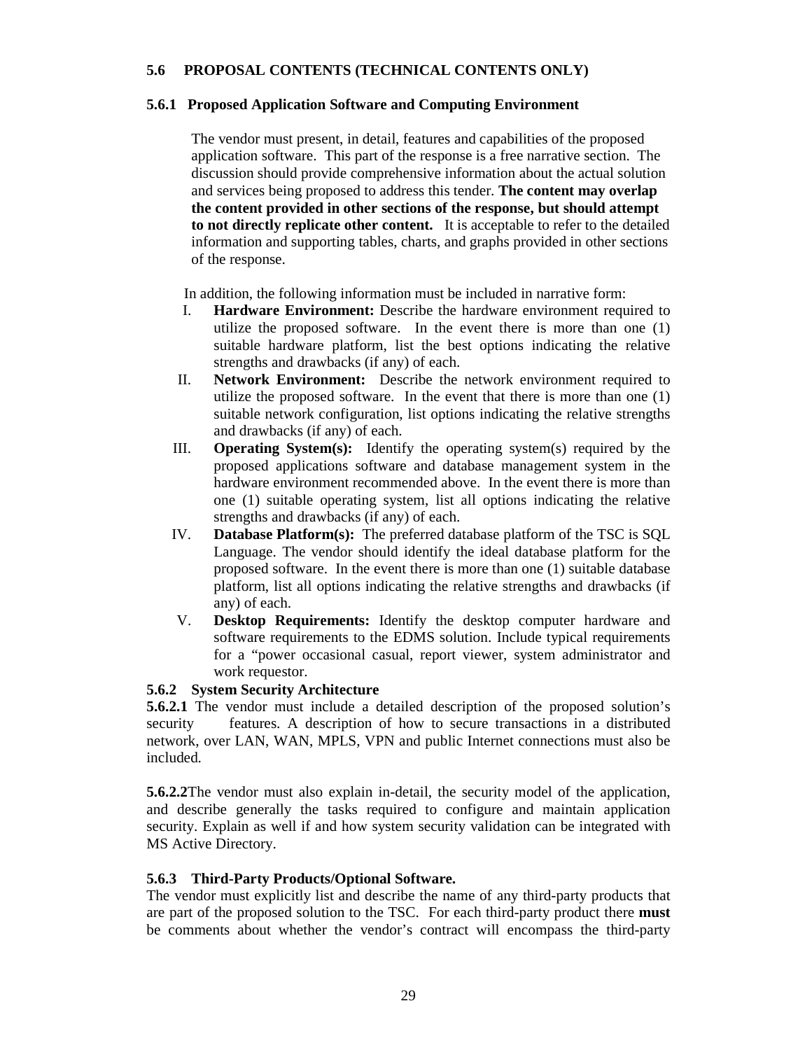## 5.6 PROPOSAL CONTENTS (TECHNICAL CONTENTS ONLY)

### 5.6.1 Proposed Application Software and Computing Environment

The vendor must present, in detail, features and capabilities of the proposed application software. This part of the response is a free narrative section. The discussion should provide comprehensive information about the actual solution and services being proposed to address this tender. **The content may overlap the content provided in other sections of the response, but should attempt to not directly replicate other content.** It is acceptable to refer to the detailed information and supporting tables, charts, and graphs provided in other sections of the response.

In addition, the following information must be included in narrative form:

I. **Hardware Environment:** Describe the hardware environment required to utilize the proposed software. In the event there is more than one (1) suitable hardware platform, list the best options indicating the relative strengths and drawbacks (if any) of each.

II. **Network Environment:** Describe the network environment required to utilize the proposed software. In the event that there is more than one (1) suitable network configuration, list options indicating the relative strengths and drawbacks (if any) of each.

III. **Operating System(s):** Identify the operating system(s) required by the proposed applications software and database management system in the hardware environment recommended above. In the event there is more than one (1) suitable operating system, list all options indicating the relative strengths and drawbacks (if any) of each.

IV. **Database Platform(s):** The preferred database platform of the TSC is SQL Language. The vendor should identify the ideal database platform for the proposed software. In the event there is more than one (1) suitable database platform, list all options indicating the relative strengths and drawbacks (if any) of each.

V. **Desktop Requirements:** Identify the desktop computer hardware and software requirements to the EDMS solution. Include typical requirements for a "power occasional casual, report viewer, system administrator and work requestor.

### 5.6.2 System Security Architecture

**5.6.2.1** The vendor must include a detailed description of the proposed solution's security features. A description of how to secure transactions in a distributed network, over LAN, WAN, MPLS, VPN and public Internet connections must also be included.

**5.6.2.2**The vendor must also explain in-detail, the security model of the application, and describe generally the tasks required to configure and maintain application security. Explain as well if and how system security validation can be integrated with MS Active Directory.

### 5.6.3 Third-Party Products/Optional Software.

The vendor must explicitly list and describe the name of any third-party products that are part of the proposed solution to the TSC. For each third-party product there **must** be comments about whether the vendor's contract will encompass the third-party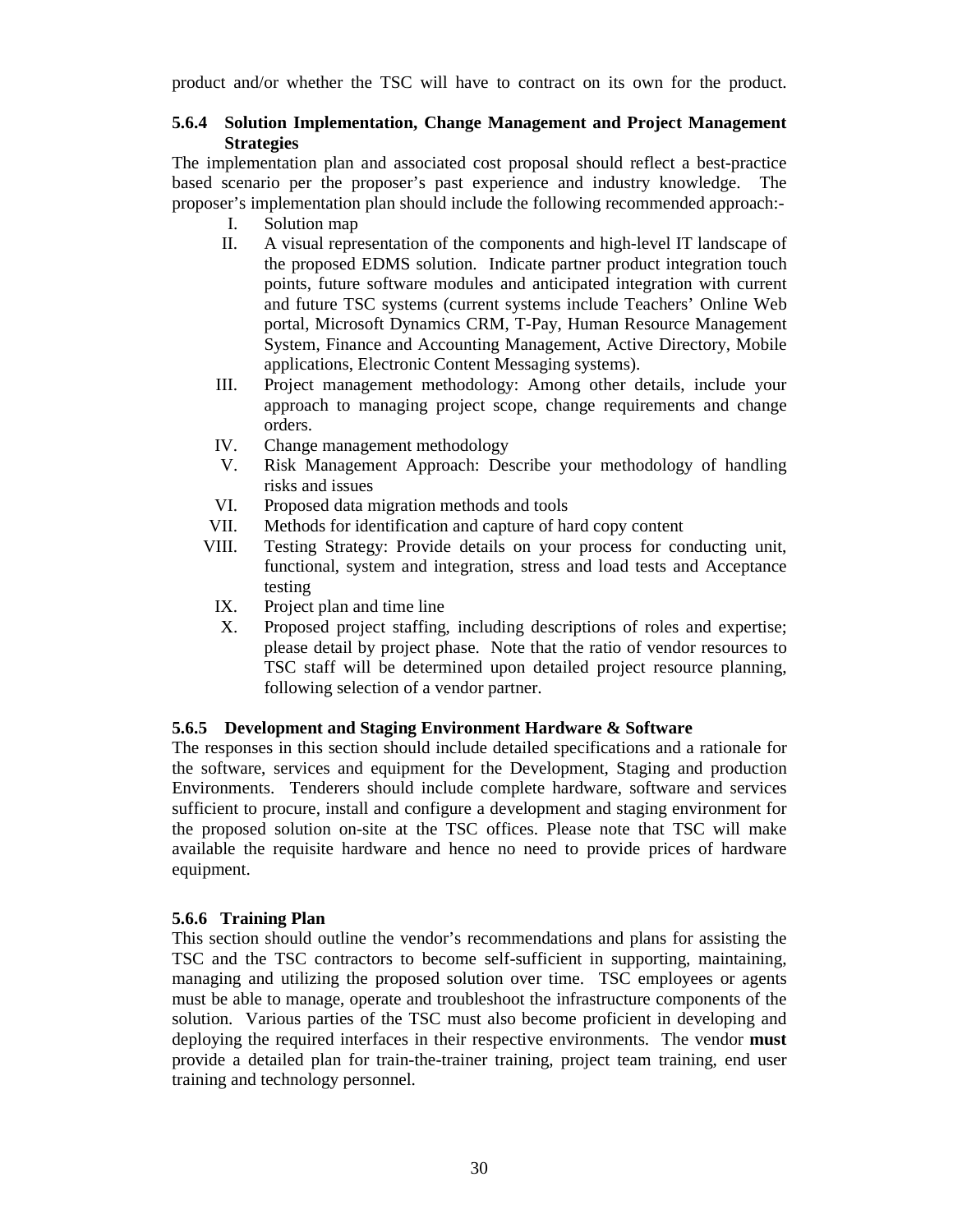product and/or whether the TSC will have to contract on its own for the product.

#### 5.6.4 Solution Implementation, Change Management and Project Management Strategies

The implementation plan and associated cost proposal should reflect a best-practice based scenario per the proposer's past experience and industry knowledge. The proposer's implementation plan should include the following recommended approach:-

I. Solution map

II. A visual representation of the components and high-level IT landscape of the proposed EDMS solution. Indicate partner product integration touch points, future software modules and anticipated integration with current and future TSC systems (current systems include Teachers' Online Web portal, Microsoft Dynamics CRM, T-Pay, Human Resource Management System, Finance and Accounting Management, Active Directory, Mobile applications, Electronic Content Messaging systems).

III. Project management methodology: Among other details, include your approach to managing project scope, change requirements and change orders.

IV. Change management methodology

V. Risk Management Approach: Describe your methodology of handling risks and issues

VI. Proposed data migration methods and tools

VII. Methods for identification and capture of hard copy content

VIII. Testing Strategy: Provide details on your process for conducting unit, functional, system and integration, stress and load tests and Acceptance testing

IX. Project plan and time line

X. Proposed project staffing, including descriptions of roles and expertise; please detail by project phase. Note that the ratio of vendor resources to TSC staff will be determined upon detailed project resource planning, following selection of a vendor partner.

#### 5.6.5 Development and Staging Environment Hardware & Software

The responses in this section should include detailed specifications and a rationale for the software, services and equipment for the Development, Staging and production Environments. Tenderers should include complete hardware, software and services sufficient to procure, install and configure a development and staging environment for the proposed solution on-site at the TSC offices. Please note that TSC will make available the requisite hardware and hence no need to provide prices of hardware equipment.

#### 5.6.6 Training Plan

This section should outline the vendor's recommendations and plans for assisting the TSC and the TSC contractors to become self-sufficient in supporting, maintaining, managing and utilizing the proposed solution over time. TSC employees or agents must be able to manage, operate and troubleshoot the infrastructure components of the solution. Various parties of the TSC must also become proficient in developing and deploying the required interfaces in their respective environments. The vendor **must** provide a detailed plan for train-the-trainer training, project team training, end user training and technology personnel.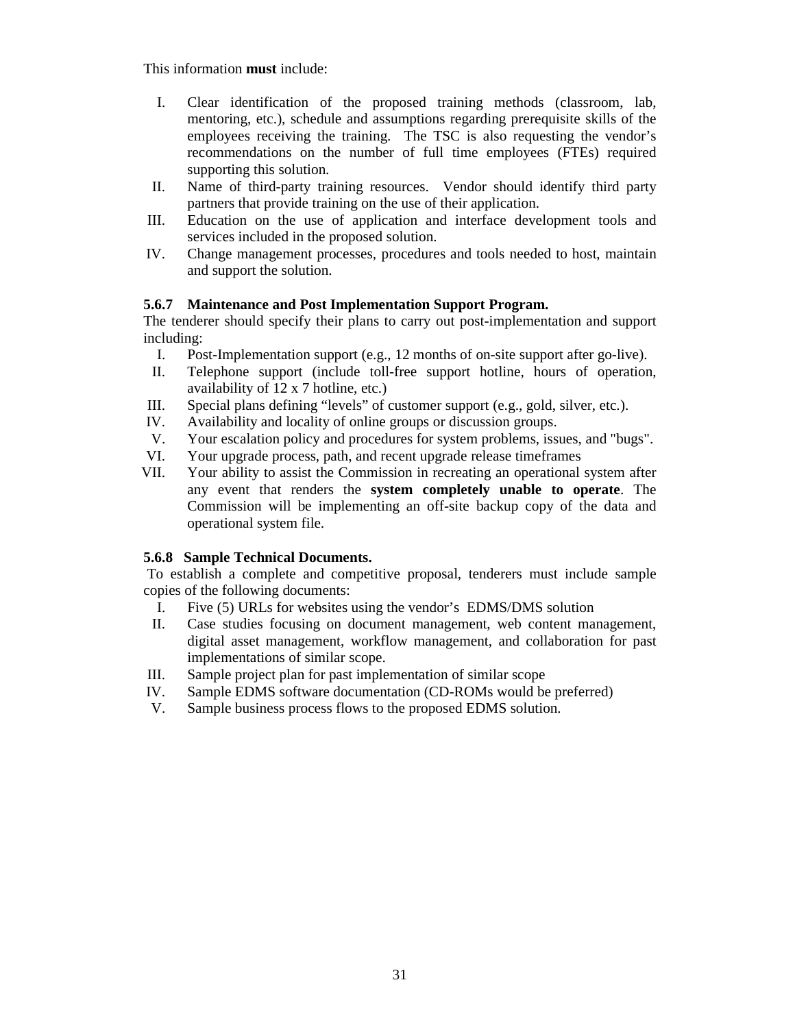This information **must** include:

I. Clear identification of the proposed training methods (classroom, lab, mentoring, etc.), schedule and assumptions regarding prerequisite skills of the employees receiving the training. The TSC is also requesting the vendor's recommendations on the number of full time employees (FTEs) required supporting this solution.
II. Name of third-party training resources. Vendor should identify third party partners that provide training on the use of their application.
III. Education on the use of application and interface development tools and services included in the proposed solution.
IV. Change management processes, procedures and tools needed to host, maintain and support the solution.

### 5.6.7 Maintenance and Post Implementation Support Program.

The tenderer should specify their plans to carry out post-implementation and support including:

I. Post-Implementation support (e.g., 12 months of on-site support after go-live).
II. Telephone support (include toll-free support hotline, hours of operation, availability of 12 x 7 hotline, etc.)
III. Special plans defining "levels" of customer support (e.g., gold, silver, etc.).
IV. Availability and locality of online groups or discussion groups.
V. Your escalation policy and procedures for system problems, issues, and "bugs".
VI. Your upgrade process, path, and recent upgrade release timeframes
VII. Your ability to assist the Commission in recreating an operational system after any event that renders the **system completely unable to operate**. The Commission will be implementing an off-site backup copy of the data and operational system file.

### 5.6.8 Sample Technical Documents.

To establish a complete and competitive proposal, tenderers must include sample copies of the following documents:

I. Five (5) URLs for websites using the vendor's EDMS/DMS solution
II. Case studies focusing on document management, web content management, digital asset management, workflow management, and collaboration for past implementations of similar scope.
III. Sample project plan for past implementation of similar scope
IV. Sample EDMS software documentation (CD-ROMs would be preferred)
V. Sample business process flows to the proposed EDMS solution.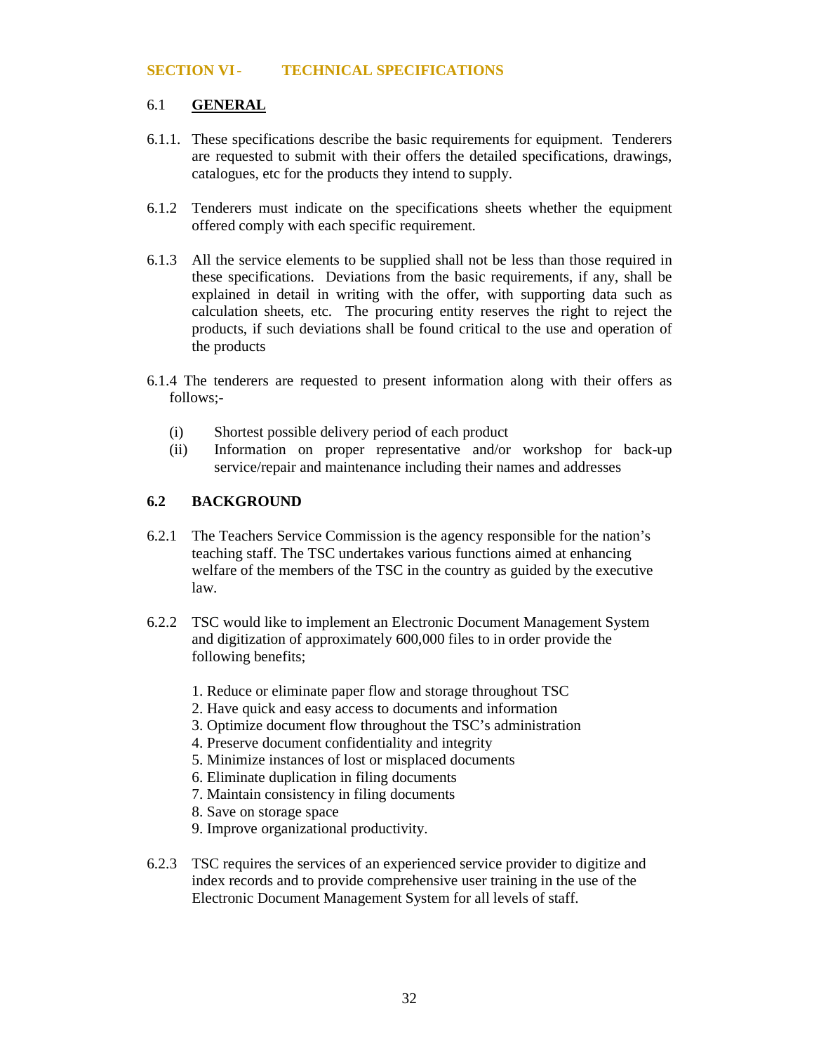## SECTION VI - TECHNICAL SPECIFICATIONS

### 6.1 GENERAL

6.1.1. These specifications describe the basic requirements for equipment. Tenderers are requested to submit with their offers the detailed specifications, drawings, catalogues, etc for the products they intend to supply.

6.1.2 Tenderers must indicate on the specifications sheets whether the equipment offered comply with each specific requirement.

6.1.3 All the service elements to be supplied shall not be less than those required in these specifications. Deviations from the basic requirements, if any, shall be explained in detail in writing with the offer, with supporting data such as calculation sheets, etc. The procuring entity reserves the right to reject the products, if such deviations shall be found critical to the use and operation of the products

6.1.4 The tenderers are requested to present information along with their offers as follows;-

(i) Shortest possible delivery period of each product
(ii) Information on proper representative and/or workshop for back-up service/repair and maintenance including their names and addresses

### 6.2 BACKGROUND

6.2.1 The Teachers Service Commission is the agency responsible for the nation's teaching staff. The TSC undertakes various functions aimed at enhancing welfare of the members of the TSC in the country as guided by the executive law.

6.2.2 TSC would like to implement an Electronic Document Management System and digitization of approximately 600,000 files to in order provide the following benefits;

1. Reduce or eliminate paper flow and storage throughout TSC
2. Have quick and easy access to documents and information
3. Optimize document flow throughout the TSC's administration
4. Preserve document confidentiality and integrity
5. Minimize instances of lost or misplaced documents
6. Eliminate duplication in filing documents
7. Maintain consistency in filing documents
8. Save on storage space
9. Improve organizational productivity.

6.2.3 TSC requires the services of an experienced service provider to digitize and index records and to provide comprehensive user training in the use of the Electronic Document Management System for all levels of staff.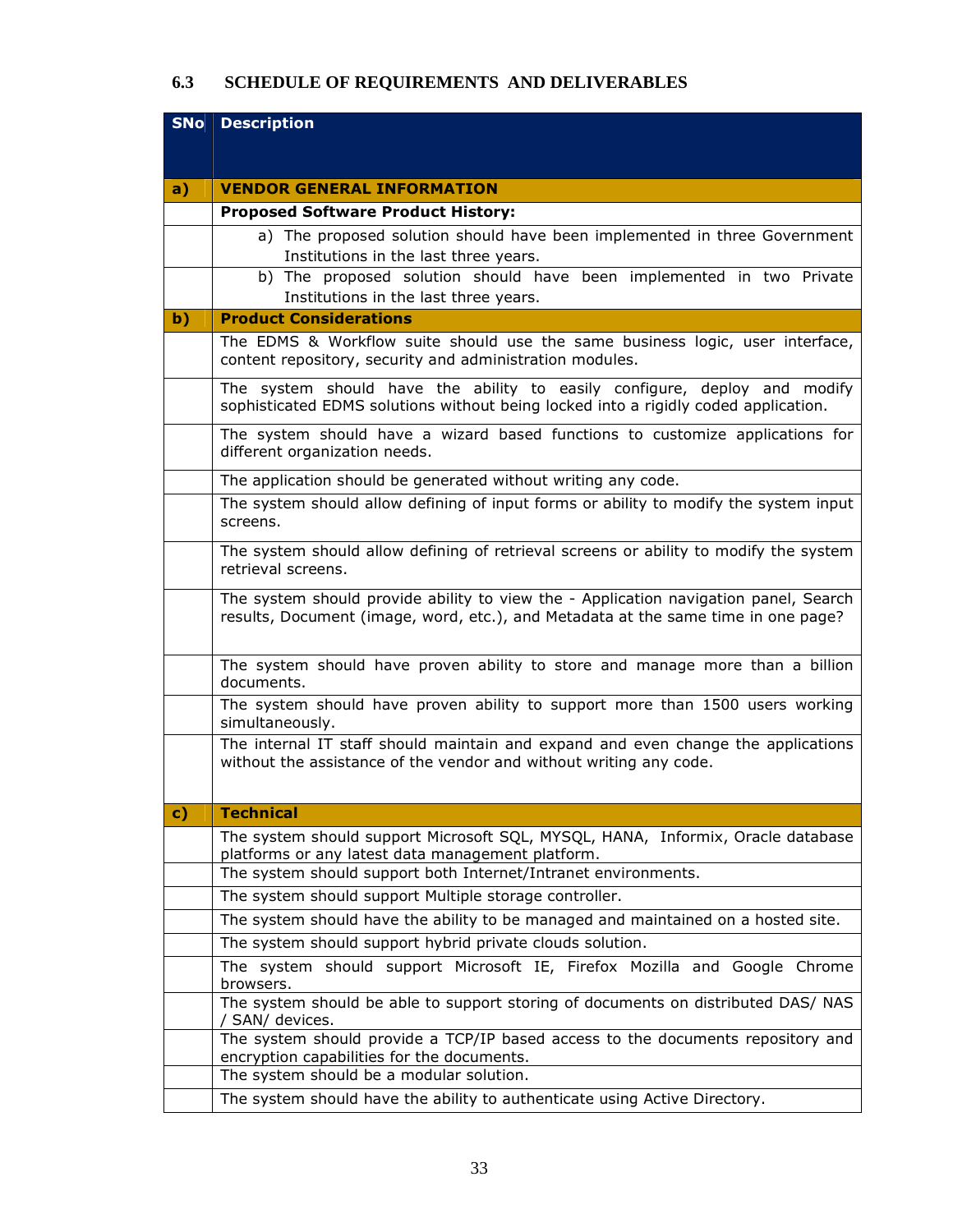### 6.3 SCHEDULE OF REQUIREMENTS AND DELIVERABLES

| SNo | Description |
|---|---|
| **a)** | **VENDOR GENERAL INFORMATION** |
| | **Proposed Software Product History:** |
| | a) The proposed solution should have been implemented in three Government Institutions in the last three years. |
| | b) The proposed solution should have been implemented in two Private Institutions in the last three years. |
| **b)** | **Product Considerations** |
| | The EDMS & Workflow suite should use the same business logic, user interface, content repository, security and administration modules. |
| | The system should have the ability to easily configure, deploy and modify sophisticated EDMS solutions without being locked into a rigidly coded application. |
| | The system should have a wizard based functions to customize applications for different organization needs. |
| | The application should be generated without writing any code. |
| | The system should allow defining of input forms or ability to modify the system input screens. |
| | The system should allow defining of retrieval screens or ability to modify the system retrieval screens. |
| | The system should provide ability to view the - Application navigation panel, Search results, Document (image, word, etc.), and Metadata at the same time in one page? |
| | The system should have proven ability to store and manage more than a billion documents. |
| | The system should have proven ability to support more than 1500 users working simultaneously. |
| | The internal IT staff should maintain and expand and even change the applications without the assistance of the vendor and without writing any code. |
| **c)** | **Technical** |
| | The system should support Microsoft SQL, MYSQL, HANA, Informix, Oracle database platforms or any latest data management platform. |
| | The system should support both Internet/Intranet environments. |
| | The system should support Multiple storage controller. |
| | The system should have the ability to be managed and maintained on a hosted site. |
| | The system should support hybrid private clouds solution. |
| | The system should support Microsoft IE, Firefox Mozilla and Google Chrome browsers. |
| | The system should be able to support storing of documents on distributed DAS/ NAS / SAN/ devices. |
| | The system should provide a TCP/IP based access to the documents repository and encryption capabilities for the documents. |
| | The system should be a modular solution. |
| | The system should have the ability to authenticate using Active Directory. |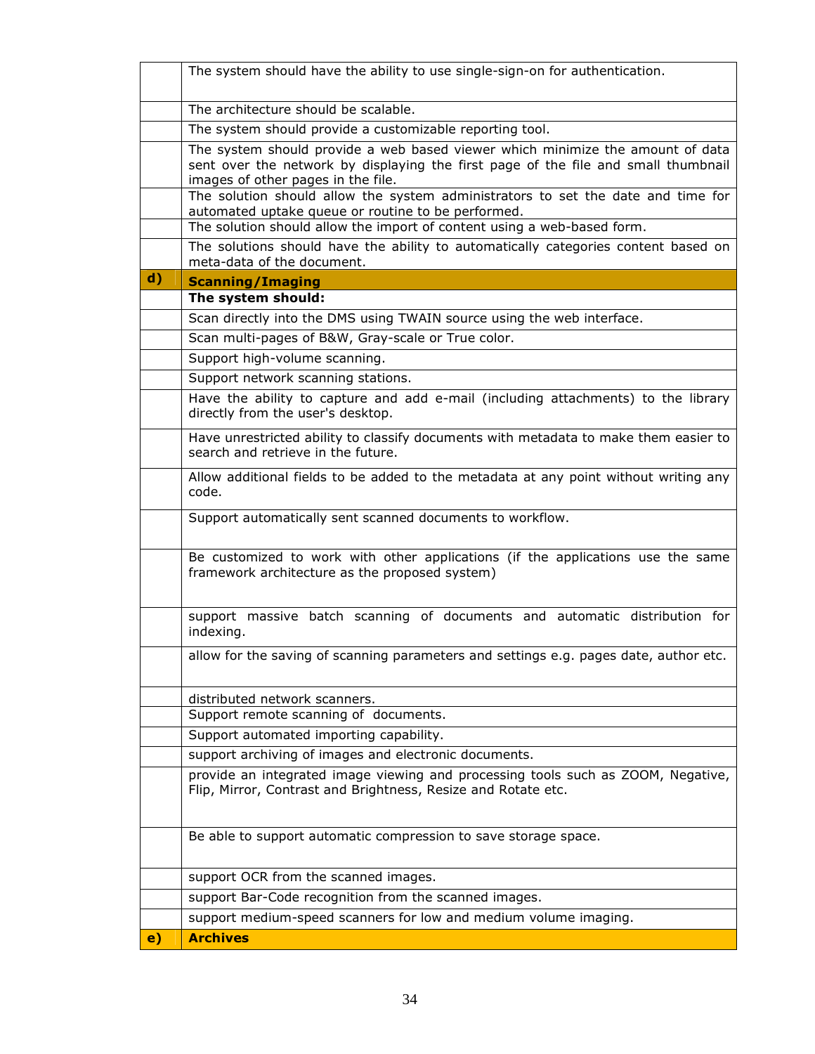| | |
|---|---|
| | The system should have the ability to use single-sign-on for authentication. |
| | The architecture should be scalable. |
| | The system should provide a customizable reporting tool. |
| | The system should provide a web based viewer which minimize the amount of data sent over the network by displaying the first page of the file and small thumbnail images of other pages in the file. |
| | The solution should allow the system administrators to set the date and time for automated uptake queue or routine to be performed. |
| | The solution should allow the import of content using a web-based form. |
| | The solutions should have the ability to automatically categories content based on meta-data of the document. |
| **d)** | **Scanning/Imaging** |
| | **The system should:** |
| | Scan directly into the DMS using TWAIN source using the web interface. |
| | Scan multi-pages of B&W, Gray-scale or True color. |
| | Support high-volume scanning. |
| | Support network scanning stations. |
| | Have the ability to capture and add e-mail (including attachments) to the library directly from the user's desktop. |
| | Have unrestricted ability to classify documents with metadata to make them easier to search and retrieve in the future. |
| | Allow additional fields to be added to the metadata at any point without writing any code. |
| | Support automatically sent scanned documents to workflow. |
| | Be customized to work with other applications (if the applications use the same framework architecture as the proposed system) |
| | support massive batch scanning of documents and automatic distribution for indexing. |
| | allow for the saving of scanning parameters and settings e.g. pages date, author etc. |
| | distributed network scanners. |
| | Support remote scanning of documents. |
| | Support automated importing capability. |
| | support archiving of images and electronic documents. |
| | provide an integrated image viewing and processing tools such as ZOOM, Negative, Flip, Mirror, Contrast and Brightness, Resize and Rotate etc. |
| | Be able to support automatic compression to save storage space. |
| | support OCR from the scanned images. |
| | support Bar-Code recognition from the scanned images. |
| | support medium-speed scanners for low and medium volume imaging. |
| **e)** | **Archives** |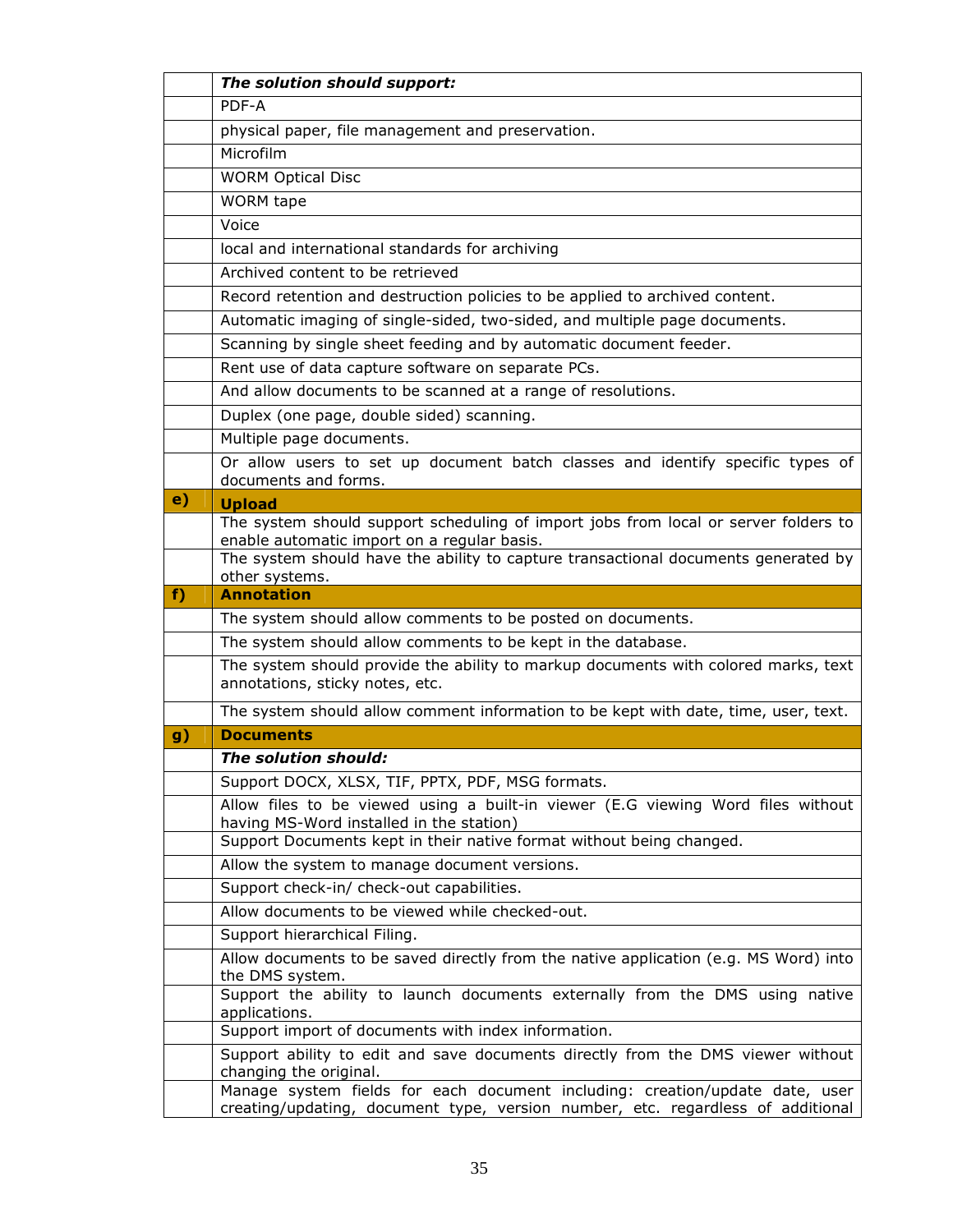| | |
|---|---|
| | ***The solution should support:*** |
| | PDF-A |
| | physical paper, file management and preservation. |
| | Microfilm |
| | WORM Optical Disc |
| | WORM tape |
| | Voice |
| | local and international standards for archiving |
| | Archived content to be retrieved |
| | Record retention and destruction policies to be applied to archived content. |
| | Automatic imaging of single-sided, two-sided, and multiple page documents. |
| | Scanning by single sheet feeding and by automatic document feeder. |
| | Rent use of data capture software on separate PCs. |
| | And allow documents to be scanned at a range of resolutions. |
| | Duplex (one page, double sided) scanning. |
| | Multiple page documents. |
| | Or allow users to set up document batch classes and identify specific types of documents and forms. |
| **e)** | **Upload** |
| | The system should support scheduling of import jobs from local or server folders to enable automatic import on a regular basis. |
| | The system should have the ability to capture transactional documents generated by other systems. |
| **f)** | **Annotation** |
| | The system should allow comments to be posted on documents. |
| | The system should allow comments to be kept in the database. |
| | The system should provide the ability to markup documents with colored marks, text annotations, sticky notes, etc. |
| | The system should allow comment information to be kept with date, time, user, text. |
| **g)** | **Documents** |
| | ***The solution should:*** |
| | Support DOCX, XLSX, TIF, PPTX, PDF, MSG formats. |
| | Allow files to be viewed using a built-in viewer (E.G viewing Word files without having MS-Word installed in the station) |
| | Support Documents kept in their native format without being changed. |
| | Allow the system to manage document versions. |
| | Support check-in/ check-out capabilities. |
| | Allow documents to be viewed while checked-out. |
| | Support hierarchical Filing. |
| | Allow documents to be saved directly from the native application (e.g. MS Word) into the DMS system. |
| | Support the ability to launch documents externally from the DMS using native applications. |
| | Support import of documents with index information. |
| | Support ability to edit and save documents directly from the DMS viewer without changing the original. |
| | Manage system fields for each document including: creation/update date, user creating/updating, document type, version number, etc. regardless of additional |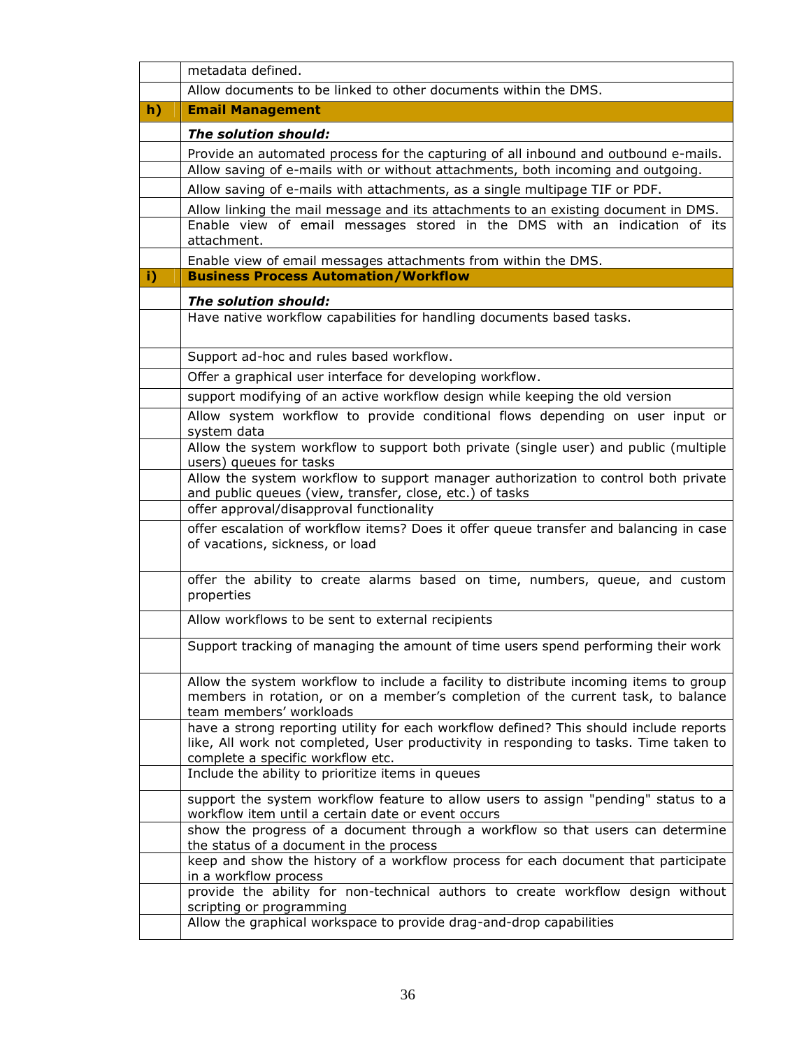| | |
|---|---|
| | metadata defined. |
| | Allow documents to be linked to other documents within the DMS. |
| **h)** | **Email Management** |
| | ***The solution should:*** |
| | Provide an automated process for the capturing of all inbound and outbound e-mails. |
| | Allow saving of e-mails with or without attachments, both incoming and outgoing. |
| | Allow saving of e-mails with attachments, as a single multipage TIF or PDF. |
| | Allow linking the mail message and its attachments to an existing document in DMS. |
| | Enable view of email messages stored in the DMS with an indication of its attachment. |
| | Enable view of email messages attachments from within the DMS. |
| **i)** | **Business Process Automation/Workflow** |
| | ***The solution should:*** |
| | Have native workflow capabilities for handling documents based tasks. |
| | Support ad-hoc and rules based workflow. |
| | Offer a graphical user interface for developing workflow. |
| | support modifying of an active workflow design while keeping the old version |
| | Allow system workflow to provide conditional flows depending on user input or system data |
| | Allow the system workflow to support both private (single user) and public (multiple users) queues for tasks |
| | Allow the system workflow to support manager authorization to control both private and public queues (view, transfer, close, etc.) of tasks |
| | offer approval/disapproval functionality |
| | offer escalation of workflow items? Does it offer queue transfer and balancing in case of vacations, sickness, or load |
| | offer the ability to create alarms based on time, numbers, queue, and custom properties |
| | Allow workflows to be sent to external recipients |
| | Support tracking of managing the amount of time users spend performing their work |
| | Allow the system workflow to include a facility to distribute incoming items to group members in rotation, or on a member's completion of the current task, to balance team members' workloads |
| | have a strong reporting utility for each workflow defined? This should include reports like, All work not completed, User productivity in responding to tasks. Time taken to complete a specific workflow etc. |
| | Include the ability to prioritize items in queues |
| | support the system workflow feature to allow users to assign "pending" status to a workflow item until a certain date or event occurs |
| | show the progress of a document through a workflow so that users can determine the status of a document in the process |
| | keep and show the history of a workflow process for each document that participate in a workflow process |
| | provide the ability for non-technical authors to create workflow design without scripting or programming |
| | Allow the graphical workspace to provide drag-and-drop capabilities |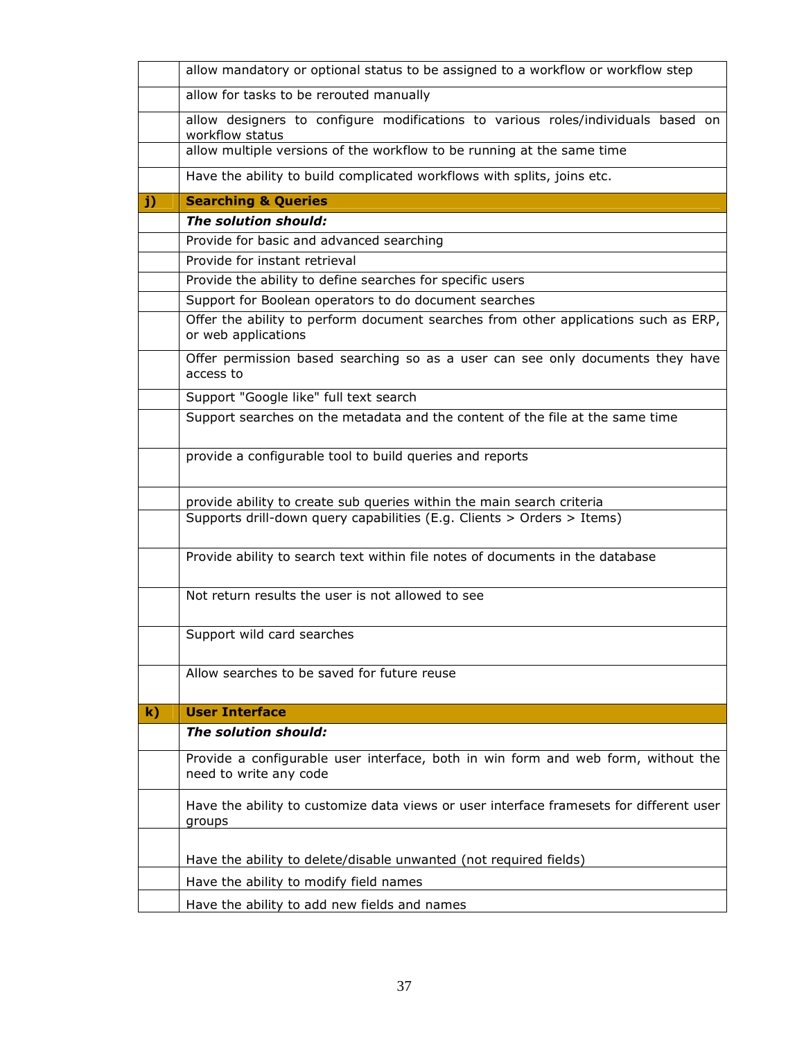| | |
|---|---|
| | allow mandatory or optional status to be assigned to a workflow or workflow step |
| | allow for tasks to be rerouted manually |
| | allow designers to configure modifications to various roles/individuals based on workflow status |
| | allow multiple versions of the workflow to be running at the same time |
| | Have the ability to build complicated workflows with splits, joins etc. |
| **j)** | **Searching & Queries** |
| | ***The solution should:*** |
| | Provide for basic and advanced searching |
| | Provide for instant retrieval |
| | Provide the ability to define searches for specific users |
| | Support for Boolean operators to do document searches |
| | Offer the ability to perform document searches from other applications such as ERP, or web applications |
| | Offer permission based searching so as a user can see only documents they have access to |
| | Support "Google like" full text search |
| | Support searches on the metadata and the content of the file at the same time |
| | provide a configurable tool to build queries and reports |
| | provide ability to create sub queries within the main search criteria |
| | Supports drill-down query capabilities (E.g. Clients > Orders > Items) |
| | Provide ability to search text within file notes of documents in the database |
| | Not return results the user is not allowed to see |
| | Support wild card searches |
| | Allow searches to be saved for future reuse |
| **k)** | **User Interface** |
| | ***The solution should:*** |
| | Provide a configurable user interface, both in win form and web form, without the need to write any code |
| | Have the ability to customize data views or user interface framesets for different user groups |
| | Have the ability to delete/disable unwanted (not required fields) |
| | Have the ability to modify field names |
| | Have the ability to add new fields and names |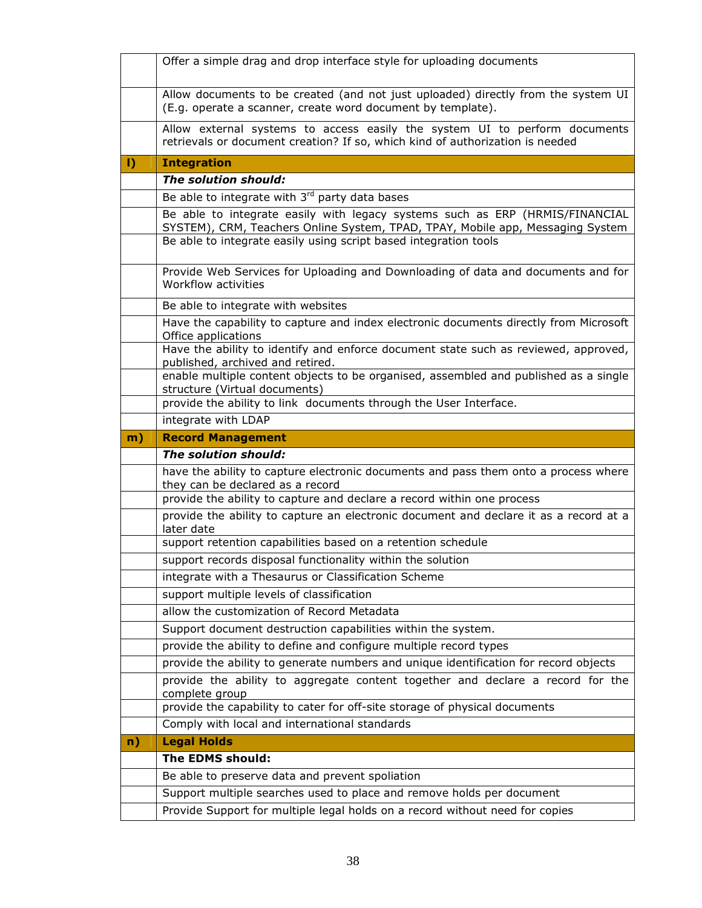| | |
|---|---|
| | Offer a simple drag and drop interface style for uploading documents |
| | Allow documents to be created (and not just uploaded) directly from the system UI (E.g. operate a scanner, create word document by template). |
| | Allow external systems to access easily the system UI to perform documents retrievals or document creation? If so, which kind of authorization is needed |
| **l)** | **Integration** |
| | ***The solution should:*** |
| | Be able to integrate with 3rd party data bases |
| | Be able to integrate easily with legacy systems such as ERP (HRMIS/FINANCIAL SYSTEM), CRM, Teachers Online System, TPAD, TPAY, Mobile app, Messaging System |
| | Be able to integrate easily using script based integration tools |
| | Provide Web Services for Uploading and Downloading of data and documents and for Workflow activities |
| | Be able to integrate with websites |
| | Have the capability to capture and index electronic documents directly from Microsoft Office applications |
| | Have the ability to identify and enforce document state such as reviewed, approved, published, archived and retired. |
| | enable multiple content objects to be organised, assembled and published as a single structure (Virtual documents) |
| | provide the ability to link documents through the User Interface. |
| | integrate with LDAP |
| **m)** | **Record Management** |
| | ***The solution should:*** |
| | have the ability to capture electronic documents and pass them onto a process where they can be declared as a record |
| | provide the ability to capture and declare a record within one process |
| | provide the ability to capture an electronic document and declare it as a record at a later date |
| | support retention capabilities based on a retention schedule |
| | support records disposal functionality within the solution |
| | integrate with a Thesaurus or Classification Scheme |
| | support multiple levels of classification |
| | allow the customization of Record Metadata |
| | Support document destruction capabilities within the system. |
| | provide the ability to define and configure multiple record types |
| | provide the ability to generate numbers and unique identification for record objects |
| | provide the ability to aggregate content together and declare a record for the complete group |
| | provide the capability to cater for off-site storage of physical documents |
| | Comply with local and international standards |
| **n)** | **Legal Holds** |
| | **The EDMS should:** |
| | Be able to preserve data and prevent spoliation |
| | Support multiple searches used to place and remove holds per document |
| | Provide Support for multiple legal holds on a record without need for copies |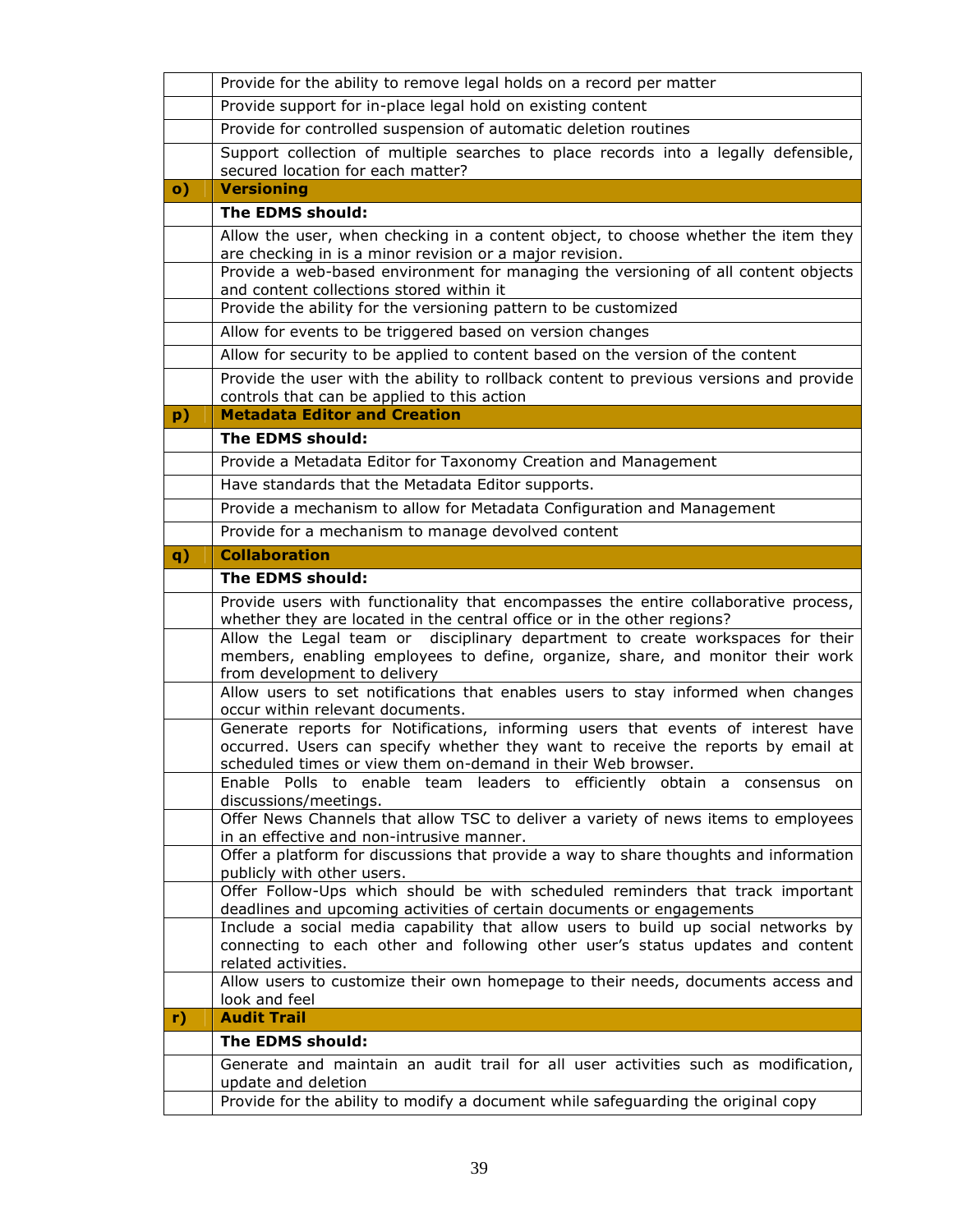| | |
|---|---|
| | Provide for the ability to remove legal holds on a record per matter |
| | Provide support for in-place legal hold on existing content |
| | Provide for controlled suspension of automatic deletion routines |
| | Support collection of multiple searches to place records into a legally defensible, secured location for each matter? |
| **o)** | **Versioning** |
| | **The EDMS should:** |
| | Allow the user, when checking in a content object, to choose whether the item they are checking in is a minor revision or a major revision. |
| | Provide a web-based environment for managing the versioning of all content objects and content collections stored within it |
| | Provide the ability for the versioning pattern to be customized |
| | Allow for events to be triggered based on version changes |
| | Allow for security to be applied to content based on the version of the content |
| | Provide the user with the ability to rollback content to previous versions and provide controls that can be applied to this action |
| **p)** | **Metadata Editor and Creation** |
| | **The EDMS should:** |
| | Provide a Metadata Editor for Taxonomy Creation and Management |
| | Have standards that the Metadata Editor supports. |
| | Provide a mechanism to allow for Metadata Configuration and Management |
| | Provide for a mechanism to manage devolved content |
| **q)** | **Collaboration** |
| | **The EDMS should:** |
| | Provide users with functionality that encompasses the entire collaborative process, whether they are located in the central office or in the other regions? |
| | Allow the Legal team or disciplinary department to create workspaces for their members, enabling employees to define, organize, share, and monitor their work from development to delivery |
| | Allow users to set notifications that enables users to stay informed when changes occur within relevant documents. |
| | Generate reports for Notifications, informing users that events of interest have occurred. Users can specify whether they want to receive the reports by email at scheduled times or view them on-demand in their Web browser. |
| | Enable Polls to enable team leaders to efficiently obtain a consensus on discussions/meetings. |
| | Offer News Channels that allow TSC to deliver a variety of news items to employees in an effective and non-intrusive manner. |
| | Offer a platform for discussions that provide a way to share thoughts and information publicly with other users. |
| | Offer Follow-Ups which should be with scheduled reminders that track important deadlines and upcoming activities of certain documents or engagements |
| | Include a social media capability that allow users to build up social networks by connecting to each other and following other user's status updates and content related activities. |
| | Allow users to customize their own homepage to their needs, documents access and look and feel |
| **r)** | **Audit Trail** |
| | **The EDMS should:** |
| | Generate and maintain an audit trail for all user activities such as modification, update and deletion |
| | Provide for the ability to modify a document while safeguarding the original copy |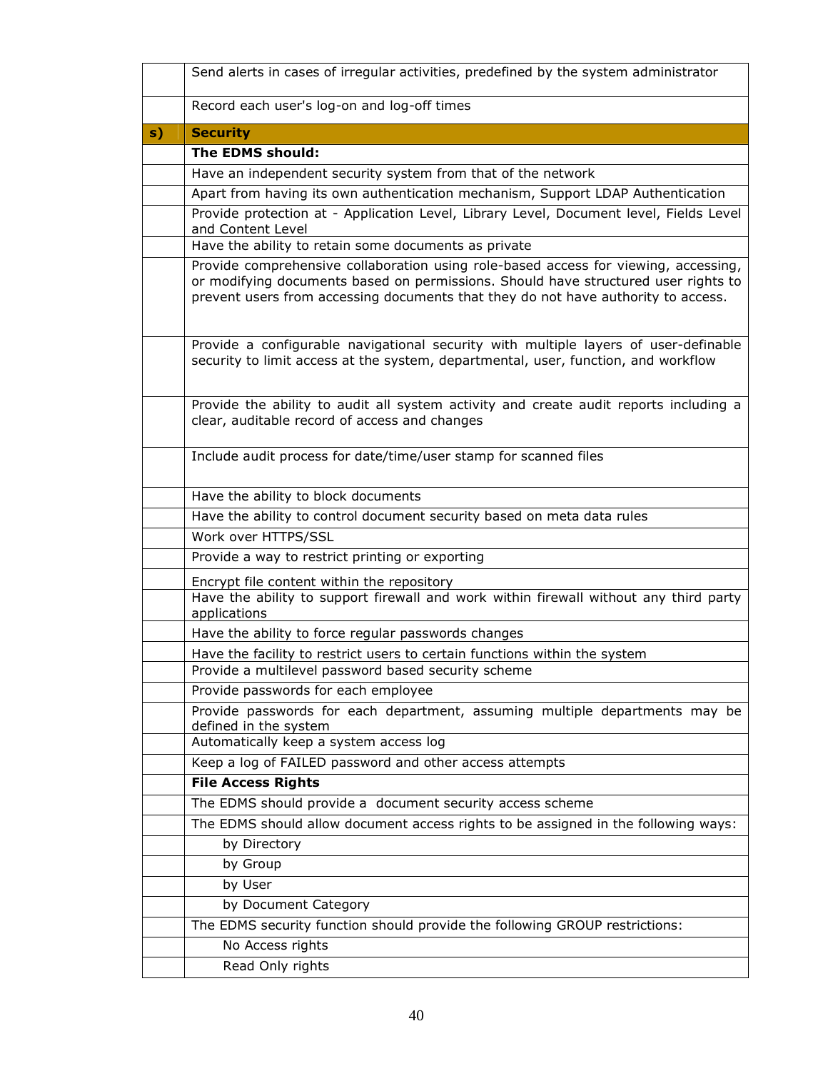| | |
|---|---|
| | Send alerts in cases of irregular activities, predefined by the system administrator |
| | Record each user's log-on and log-off times |
| **s)** | **Security** |
| | **The EDMS should:** |
| | Have an independent security system from that of the network |
| | Apart from having its own authentication mechanism, Support LDAP Authentication |
| | Provide protection at - Application Level, Library Level, Document level, Fields Level and Content Level |
| | Have the ability to retain some documents as private |
| | Provide comprehensive collaboration using role-based access for viewing, accessing, or modifying documents based on permissions. Should have structured user rights to prevent users from accessing documents that they do not have authority to access. |
| | Provide a configurable navigational security with multiple layers of user-definable security to limit access at the system, departmental, user, function, and workflow |
| | Provide the ability to audit all system activity and create audit reports including a clear, auditable record of access and changes |
| | Include audit process for date/time/user stamp for scanned files |
| | Have the ability to block documents |
| | Have the ability to control document security based on meta data rules |
| | Work over HTTPS/SSL |
| | Provide a way to restrict printing or exporting |
| | Encrypt file content within the repository |
| | Have the ability to support firewall and work within firewall without any third party applications |
| | Have the ability to force regular passwords changes |
| | Have the facility to restrict users to certain functions within the system |
| | Provide a multilevel password based security scheme |
| | Provide passwords for each employee |
| | Provide passwords for each department, assuming multiple departments may be defined in the system |
| | Automatically keep a system access log |
| | Keep a log of FAILED password and other access attempts |
| | **File Access Rights** |
| | The EDMS should provide a document security access scheme |
| | The EDMS should allow document access rights to be assigned in the following ways: |
| | by Directory |
| | by Group |
| | by User |
| | by Document Category |
| | The EDMS security function should provide the following GROUP restrictions: |
| | No Access rights |
| | Read Only rights |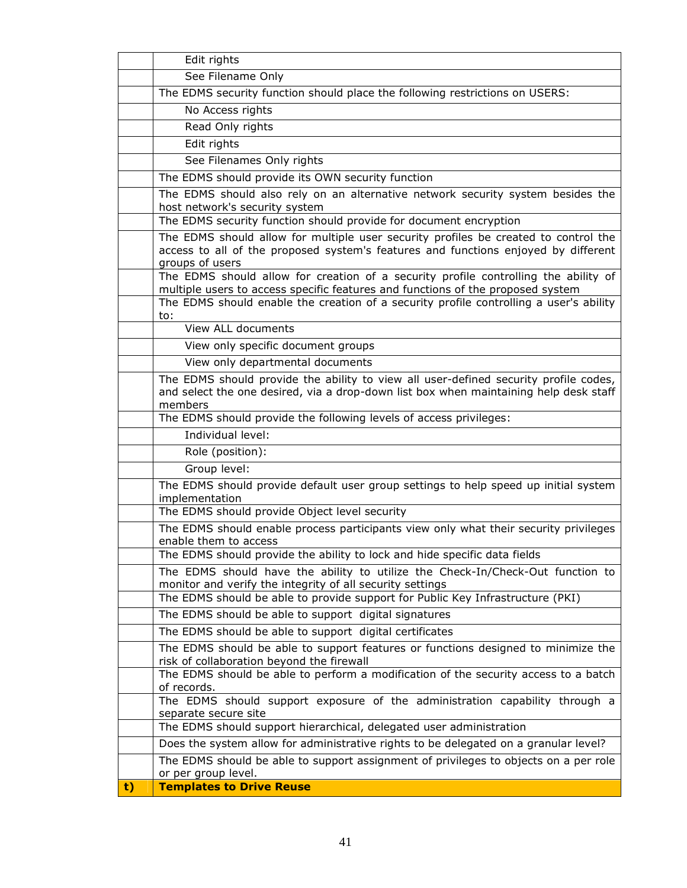| | |
|---|---|
| | Edit rights |
| | See Filename Only |
| | The EDMS security function should place the following restrictions on USERS: |
| | No Access rights |
| | Read Only rights |
| | Edit rights |
| | See Filenames Only rights |
| | The EDMS should provide its OWN security function |
| | The EDMS should also rely on an alternative network security system besides the host network's security system |
| | The EDMS security function should provide for document encryption |
| | The EDMS should allow for multiple user security profiles be created to control the access to all of the proposed system's features and functions enjoyed by different groups of users |
| | The EDMS should allow for creation of a security profile controlling the ability of multiple users to access specific features and functions of the proposed system |
| | The EDMS should enable the creation of a security profile controlling a user's ability to: |
| | View ALL documents |
| | View only specific document groups |
| | View only departmental documents |
| | The EDMS should provide the ability to view all user-defined security profile codes, and select the one desired, via a drop-down list box when maintaining help desk staff members |
| | The EDMS should provide the following levels of access privileges: |
| | Individual level: |
| | Role (position): |
| | Group level: |
| | The EDMS should provide default user group settings to help speed up initial system implementation |
| | The EDMS should provide Object level security |
| | The EDMS should enable process participants view only what their security privileges enable them to access |
| | The EDMS should provide the ability to lock and hide specific data fields |
| | The EDMS should have the ability to utilize the Check-In/Check-Out function to monitor and verify the integrity of all security settings |
| | The EDMS should be able to provide support for Public Key Infrastructure (PKI) |
| | The EDMS should be able to support digital signatures |
| | The EDMS should be able to support digital certificates |
| | The EDMS should be able to support features or functions designed to minimize the risk of collaboration beyond the firewall |
| | The EDMS should be able to perform a modification of the security access to a batch of records. |
| | The EDMS should support exposure of the administration capability through a separate secure site |
| | The EDMS should support hierarchical, delegated user administration |
| | Does the system allow for administrative rights to be delegated on a granular level? |
| | The EDMS should be able to support assignment of privileges to objects on a per role or per group level. |
| **t)** | **Templates to Drive Reuse** |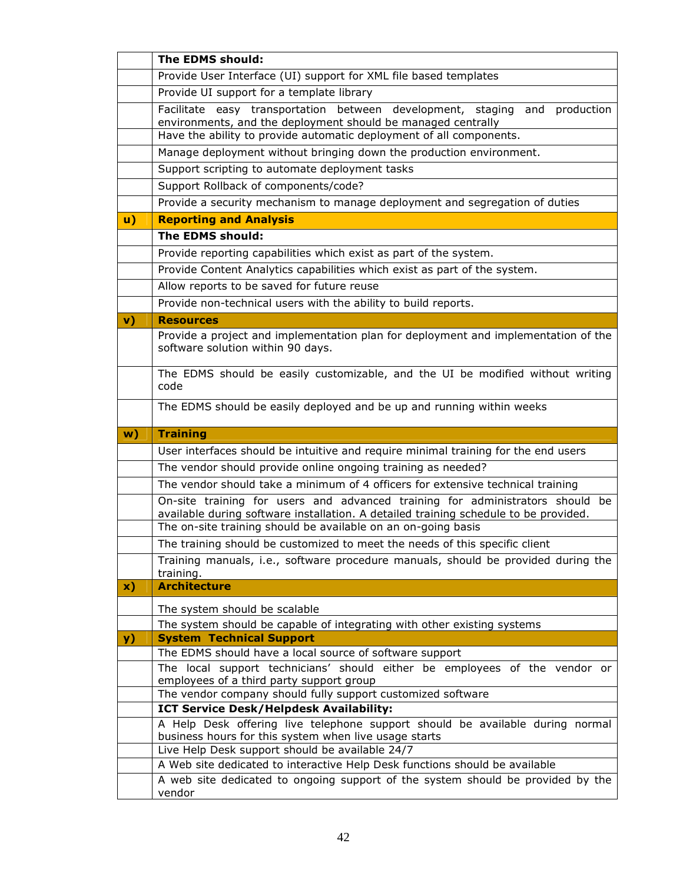|  |  |
|---|---|
|  | **The EDMS should:** |
|  | Provide User Interface (UI) support for XML file based templates |
|  | Provide UI support for a template library |
|  | Facilitate easy transportation between development, staging and production environments, and the deployment should be managed centrally |
|  | Have the ability to provide automatic deployment of all components. |
|  | Manage deployment without bringing down the production environment. |
|  | Support scripting to automate deployment tasks |
|  | Support Rollback of components/code? |
|  | Provide a security mechanism to manage deployment and segregation of duties |
| **u)** | **Reporting and Analysis** |
|  | **The EDMS should:** |
|  | Provide reporting capabilities which exist as part of the system. |
|  | Provide Content Analytics capabilities which exist as part of the system. |
|  | Allow reports to be saved for future reuse |
|  | Provide non-technical users with the ability to build reports. |
| **v)** | **Resources** |
|  | Provide a project and implementation plan for deployment and implementation of the software solution within 90 days. |
|  | The EDMS should be easily customizable, and the UI be modified without writing code |
|  | The EDMS should be easily deployed and be up and running within weeks |
| **w)** | **Training** |
|  | User interfaces should be intuitive and require minimal training for the end users |
|  | The vendor should provide online ongoing training as needed? |
|  | The vendor should take a minimum of 4 officers for extensive technical training |
|  | On-site training for users and advanced training for administrators should be available during software installation. A detailed training schedule to be provided. |
|  | The on-site training should be available on an on-going basis |
|  | The training should be customized to meet the needs of this specific client |
|  | Training manuals, i.e., software procedure manuals, should be provided during the training. |
| **x)** | **Architecture** |
|  | The system should be scalable |
|  | The system should be capable of integrating with other existing systems |
| **y)** | **System Technical Support** |
|  | The EDMS should have a local source of software support |
|  | The local support technicians' should either be employees of the vendor or employees of a third party support group |
|  | The vendor company should fully support customized software |
|  | **ICT Service Desk/Helpdesk Availability:** |
|  | A Help Desk offering live telephone support should be available during normal business hours for this system when live usage starts |
|  | Live Help Desk support should be available 24/7 |
|  | A Web site dedicated to interactive Help Desk functions should be available |
|  | A web site dedicated to ongoing support of the system should be provided by the vendor |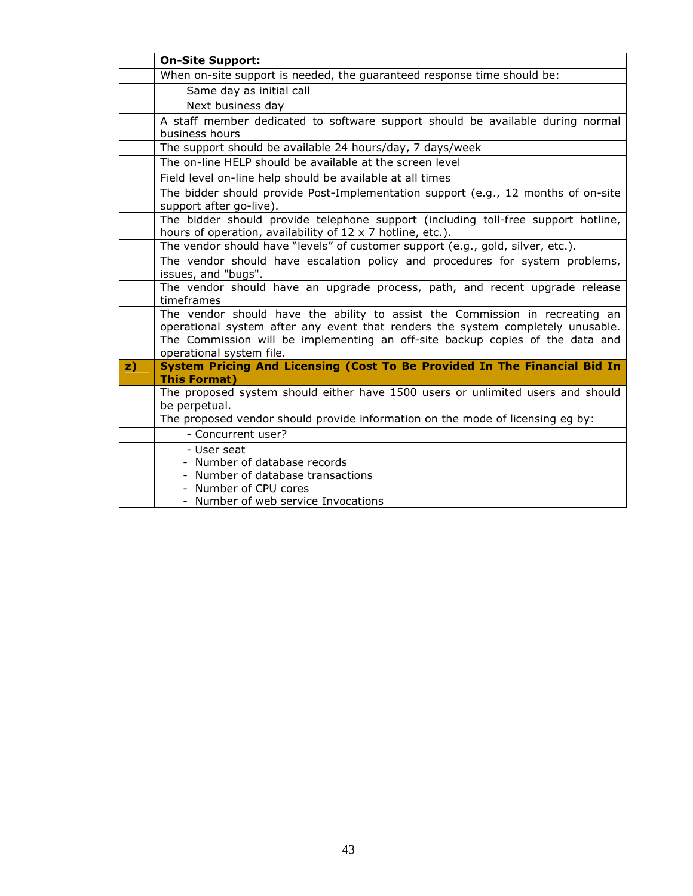| | **On-Site Support:** |
|---|---|
| | When on-site support is needed, the guaranteed response time should be: |
| | Same day as initial call |
| | Next business day |
| | A staff member dedicated to software support should be available during normal business hours |
| | The support should be available 24 hours/day, 7 days/week |
| | The on-line HELP should be available at the screen level |
| | Field level on-line help should be available at all times |
| | The bidder should provide Post-Implementation support (e.g., 12 months of on-site support after go-live). |
| | The bidder should provide telephone support (including toll-free support hotline, hours of operation, availability of 12 x 7 hotline, etc.). |
| | The vendor should have "levels" of customer support (e.g., gold, silver, etc.). |
| | The vendor should have escalation policy and procedures for system problems, issues, and "bugs". |
| | The vendor should have an upgrade process, path, and recent upgrade release timeframes |
| | The vendor should have the ability to assist the Commission in recreating an operational system after any event that renders the system completely unusable. The Commission will be implementing an off-site backup copies of the data and operational system file. |
| **z)** | **System Pricing And Licensing (Cost To Be Provided In The Financial Bid In This Format)** |
| | The proposed system should either have 1500 users or unlimited users and should be perpetual. |
| | The proposed vendor should provide information on the mode of licensing eg by: |
| | - Concurrent user? |
| | - User seat<br>- Number of database records<br>- Number of database transactions<br>- Number of CPU cores<br>- Number of web service Invocations |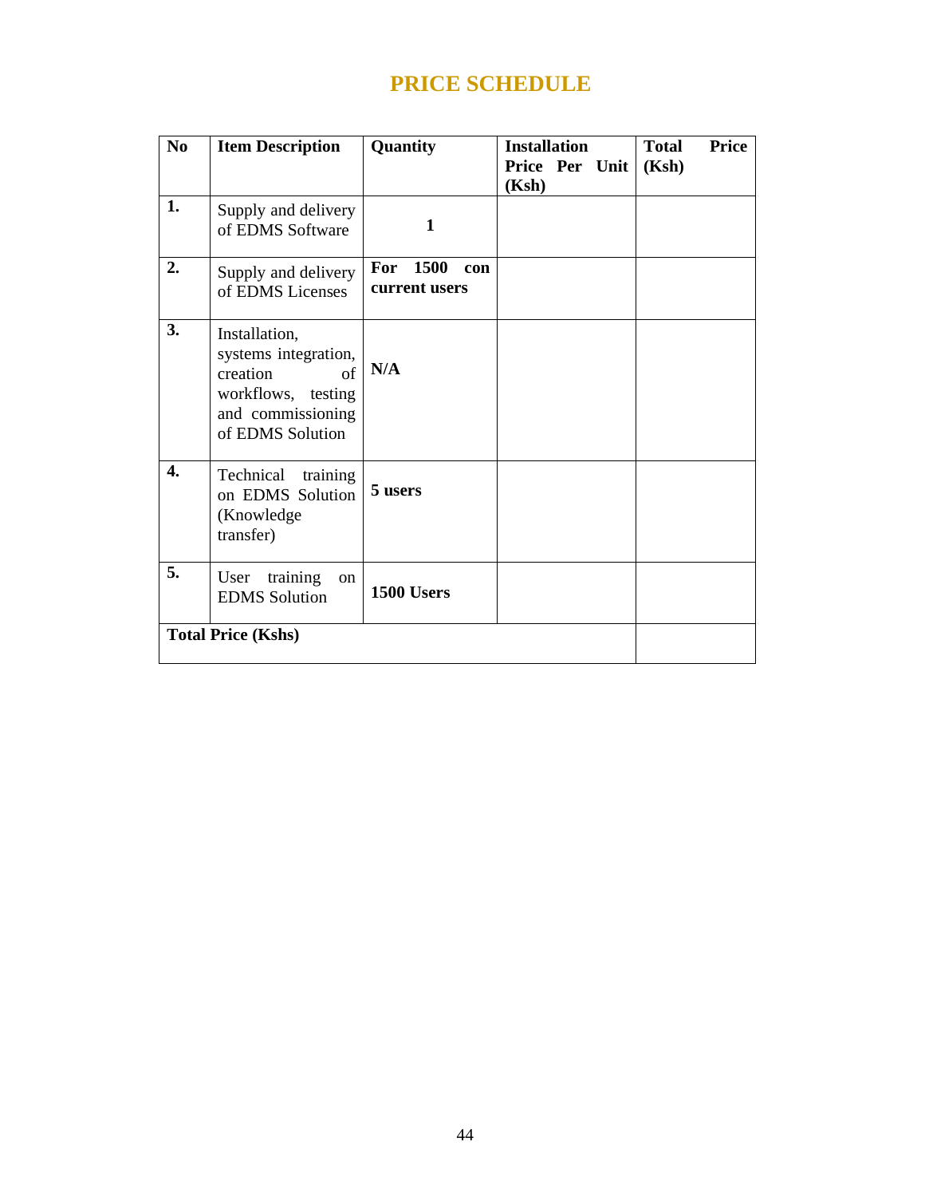# PRICE SCHEDULE

| No | Item Description | Quantity | Installation Price Per Unit (Ksh) | Total Price (Ksh) |
|---|---|---|---|---|
| **1.** | Supply and delivery of EDMS Software | **1** | | |
| **2.** | Supply and delivery of EDMS Licenses | **For 1500 con current users** | | |
| **3.** | Installation, systems integration, creation of workflows, testing and commissioning of EDMS Solution | **N/A** | | |
| **4.** | Technical training on EDMS Solution (Knowledge transfer) | **5 users** | | |
| **5.** | User training on EDMS Solution | **1500 Users** | | |
| **Total Price (Kshs)** | | | | |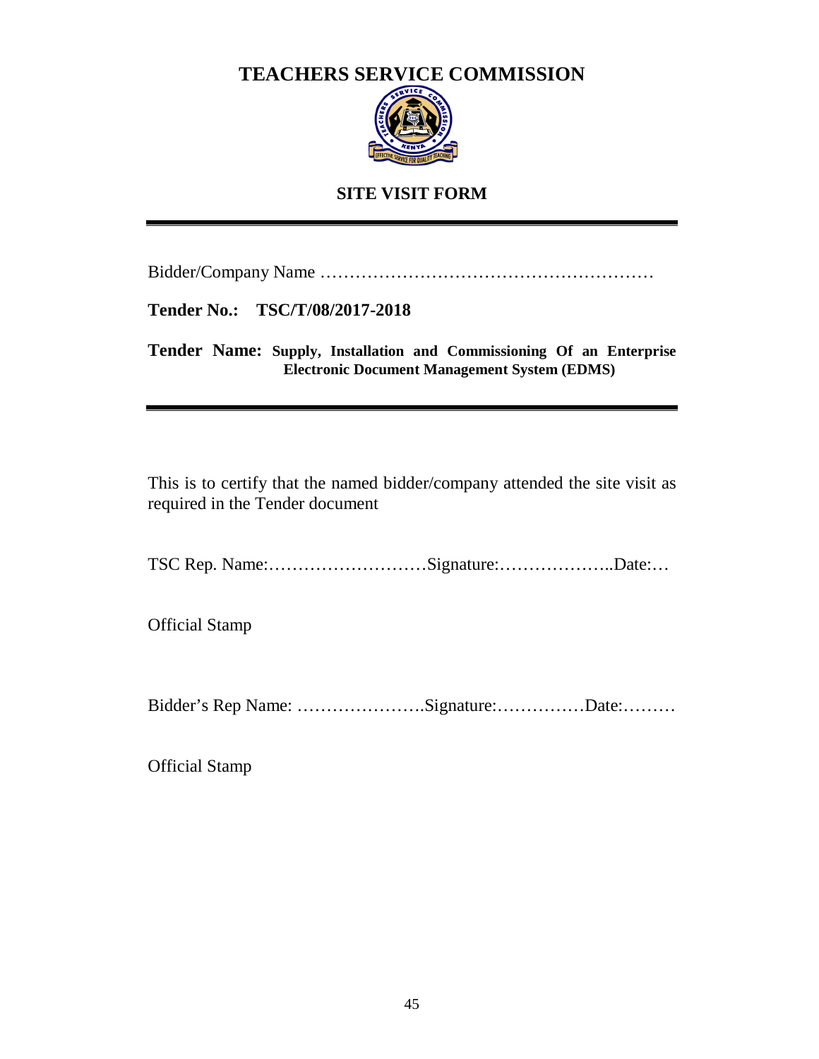# TEACHERS SERVICE COMMISSION

## SITE VISIT FORM

---

Bidder/Company Name …………………………………………………

**Tender No.: TSC/T/08/2017-2018**

**Tender Name: Supply, Installation and Commissioning Of an Enterprise Electronic Document Management System (EDMS)**

---

This is to certify that the named bidder/company attended the site visit as required in the Tender document

TSC Rep. Name:………………………Signature:………………..Date:…

Official Stamp

Bidder's Rep Name: ………………….Signature:……………Date:………

Official Stamp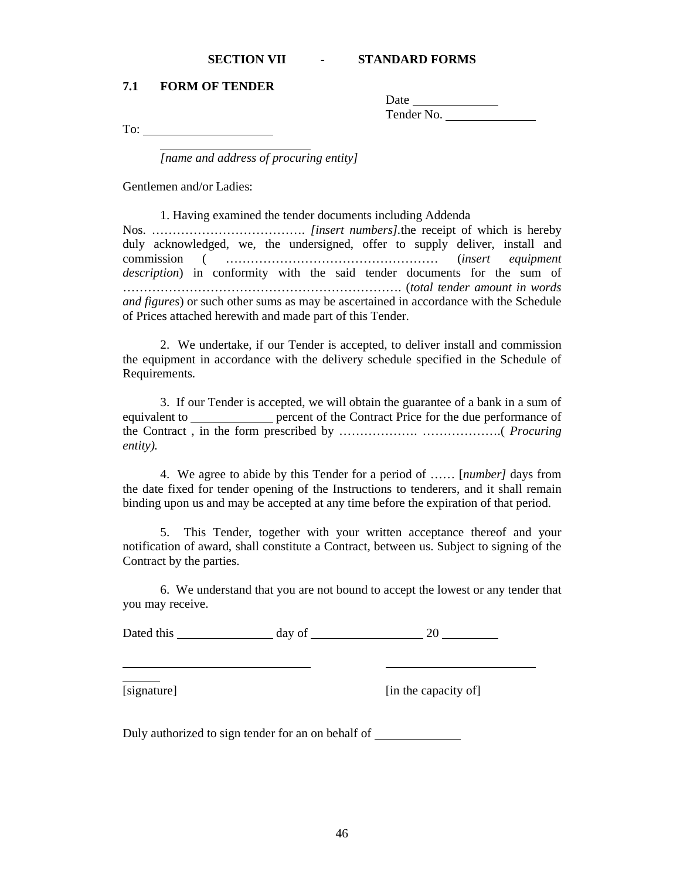## SECTION VII - STANDARD FORMS

### 7.1 FORM OF TENDER

Date \_\_\_\_\_\_\_\_\_\_\_\_\_\_

Tender No. \_\_\_\_\_\_\_\_\_\_\_\_\_\_\_\_

To: \_\_\_\_\_\_\_\_\_\_\_\_\_\_\_\_\_\_\_\_\_\_

\_\_\_\_\_\_\_\_\_\_\_\_\_\_\_\_\_\_\_\_\_\_\_\_\_\_

*[name and address of procuring entity]*

Gentlemen and/or Ladies:

1. Having examined the tender documents including Addenda Nos. ………………………………. *[insert numbers]*.the receipt of which is hereby duly acknowledged, we, the undersigned, offer to supply deliver, install and commission ( …………………………………………… (*insert equipment description*) in conformity with the said tender documents for the sum of …………………………………………………………. (*total tender amount in words and figures*) or such other sums as may be ascertained in accordance with the Schedule of Prices attached herewith and made part of this Tender.

2. We undertake, if our Tender is accepted, to deliver install and commission the equipment in accordance with the delivery schedule specified in the Schedule of Requirements.

3. If our Tender is accepted, we will obtain the guarantee of a bank in a sum of equivalent to \_\_\_\_\_\_\_\_\_\_\_\_\_ percent of the Contract Price for the due performance of the Contract , in the form prescribed by ………………. ……………….( *Procuring entity).*

4. We agree to abide by this Tender for a period of …… [*number]* days from the date fixed for tender opening of the Instructions to tenderers, and it shall remain binding upon us and may be accepted at any time before the expiration of that period.

5. This Tender, together with your written acceptance thereof and your notification of award, shall constitute a Contract, between us. Subject to signing of the Contract by the parties.

6. We understand that you are not bound to accept the lowest or any tender that you may receive.

Dated this \_\_\_\_\_\_\_\_\_\_\_\_\_\_\_\_ day of \_\_\_\_\_\_\_\_\_\_\_\_\_\_\_\_\_\_\_ 20 \_\_\_\_\_\_\_\_\_\_

\_\_\_\_\_\_\_\_\_\_\_\_\_\_\_\_\_\_\_\_\_\_\_\_\_\_\_\_\_\_\_\_\_\_\_\_ \_\_\_\_\_\_\_\_\_\_\_\_\_\_\_\_\_\_\_\_\_\_\_\_\_\_\_\_\_

[signature] [in the capacity of]

Duly authorized to sign tender for an on behalf of \_\_\_\_\_\_\_\_\_\_\_\_\_\_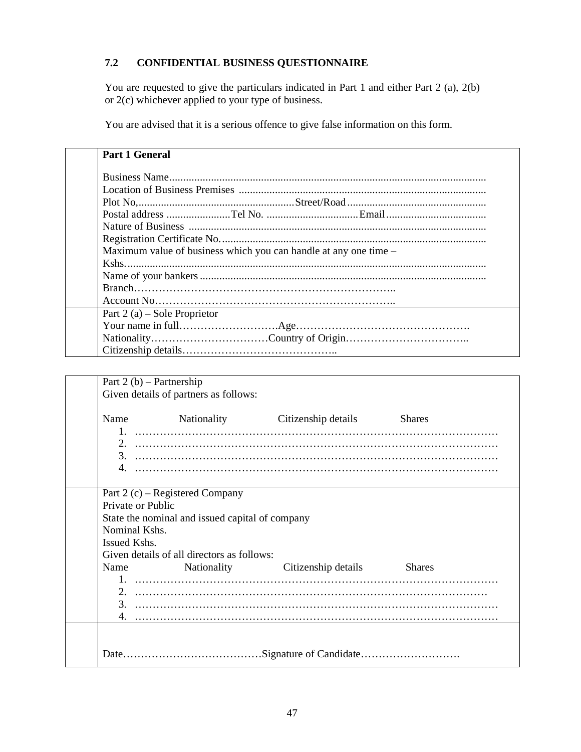### 7.2 CONFIDENTIAL BUSINESS QUESTIONNAIRE

You are requested to give the particulars indicated in Part 1 and either Part 2 (a), 2(b) or 2(c) whichever applied to your type of business.

You are advised that it is a serious offence to give false information on this form.

| | |
|---|---|
| | **Part 1 General**<br><br>Business Name.................................................................................................................<br>Location of Business Premises ........................................................................................<br>Plot No,.......................................................Street/Road.................................................<br>Postal address .......................Tel No. ................................Email....................................<br>Nature of Business ..........................................................................................................<br>Registration Certificate No................................................................................................<br>Maximum value of business which you can handle at any one time –<br>Kshs..................................................................................................................................<br>Name of your bankers......................................................................................................<br>Branch………………………………………………………………..<br>Account No…………………………………………………………….. |
| | Part 2 (a) – Sole Proprietor<br>Your name in full……………………….Age………………………………………….<br>Nationality……………………………Country of Origin……………………………..<br>Citizenship details…………………………………….. |

| | |
|---|---|
| | Part 2 (b) – Partnership<br>Given details of partners as follows:<br><br>Name Nationality Citizenship details Shares<br>1. ……………………………………………………………………………………<br>2. ……………………………………………………………………………………<br>3. ……………………………………………………………………………………<br>4. …………………………………………………………………………………… |
| | Part 2 (c) – Registered Company<br>Private or Public<br>State the nominal and issued capital of company<br>Nominal Kshs.<br>Issued Kshs.<br>Given details of all directors as follows:<br>Name Nationality Citizenship details Shares<br>1. ……………………………………………………………………………………<br>2. ……………………………………………………………………………………<br>3. ……………………………………………………………………………………<br>4. …………………………………………………………………………………… |
| | Date…………………………………Signature of Candidate………………………. |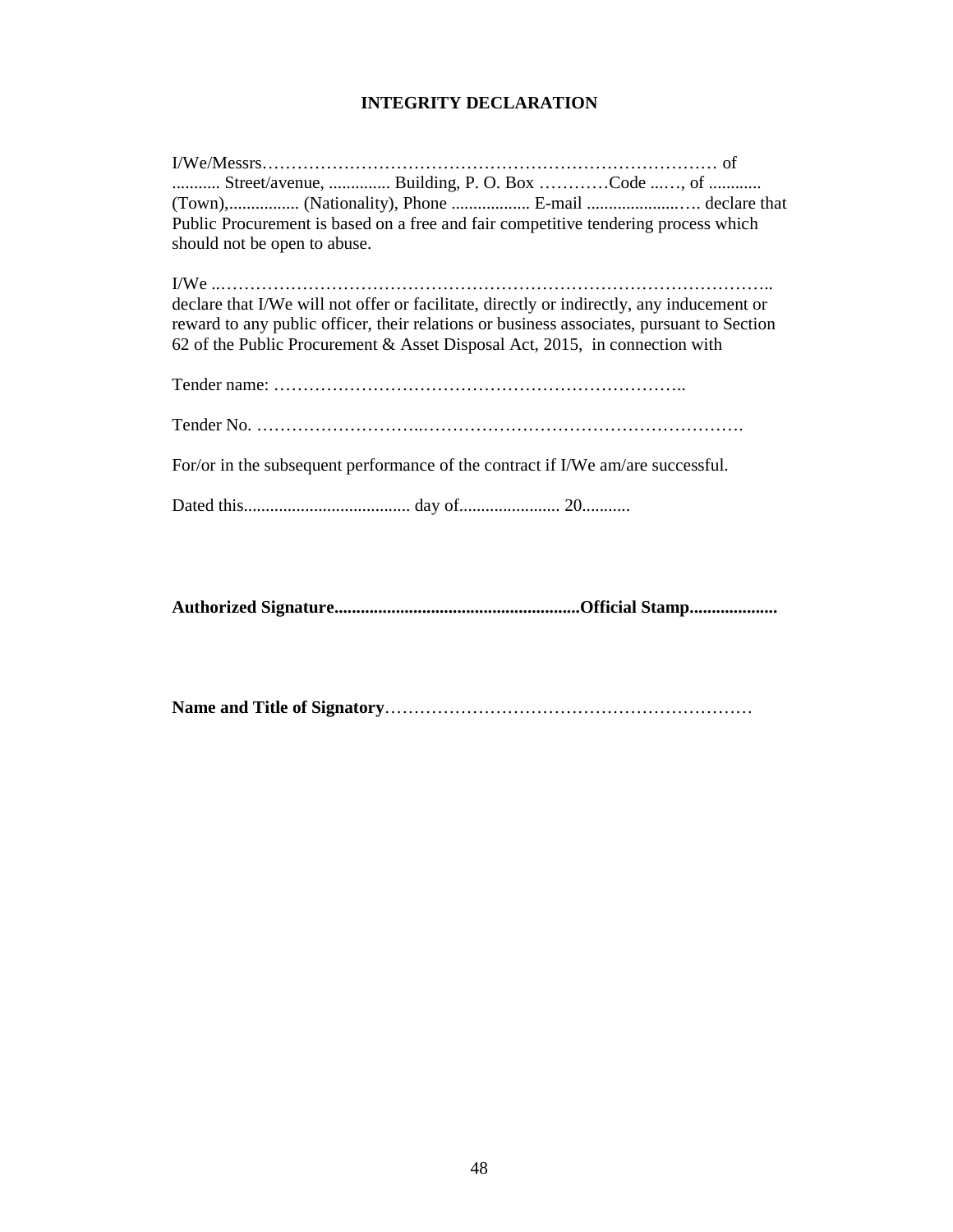# INTEGRITY DECLARATION

I/We/Messrs……………………………………………………………………… of ........... Street/avenue, .............. Building, P. O. Box …………Code ...…, of ............ (Town),................ (Nationality), Phone .................. E-mail ......................…. declare that Public Procurement is based on a free and fair competitive tendering process which should not be open to abuse.

I/We ..…………………………………………………………………………………….. declare that I/We will not offer or facilitate, directly or indirectly, any inducement or reward to any public officer, their relations or business associates, pursuant to Section 62 of the Public Procurement & Asset Disposal Act, 2015, in connection with

Tender name: ……………………………………………………………..

Tender No. ………………………..………………………………………………….

For/or in the subsequent performance of the contract if I/We am/are successful.

Dated this...................................... day of....................... 20...........

**Authorized Signature.......................................................Official Stamp....................**

**Name and Title of Signatory**………………………………………………………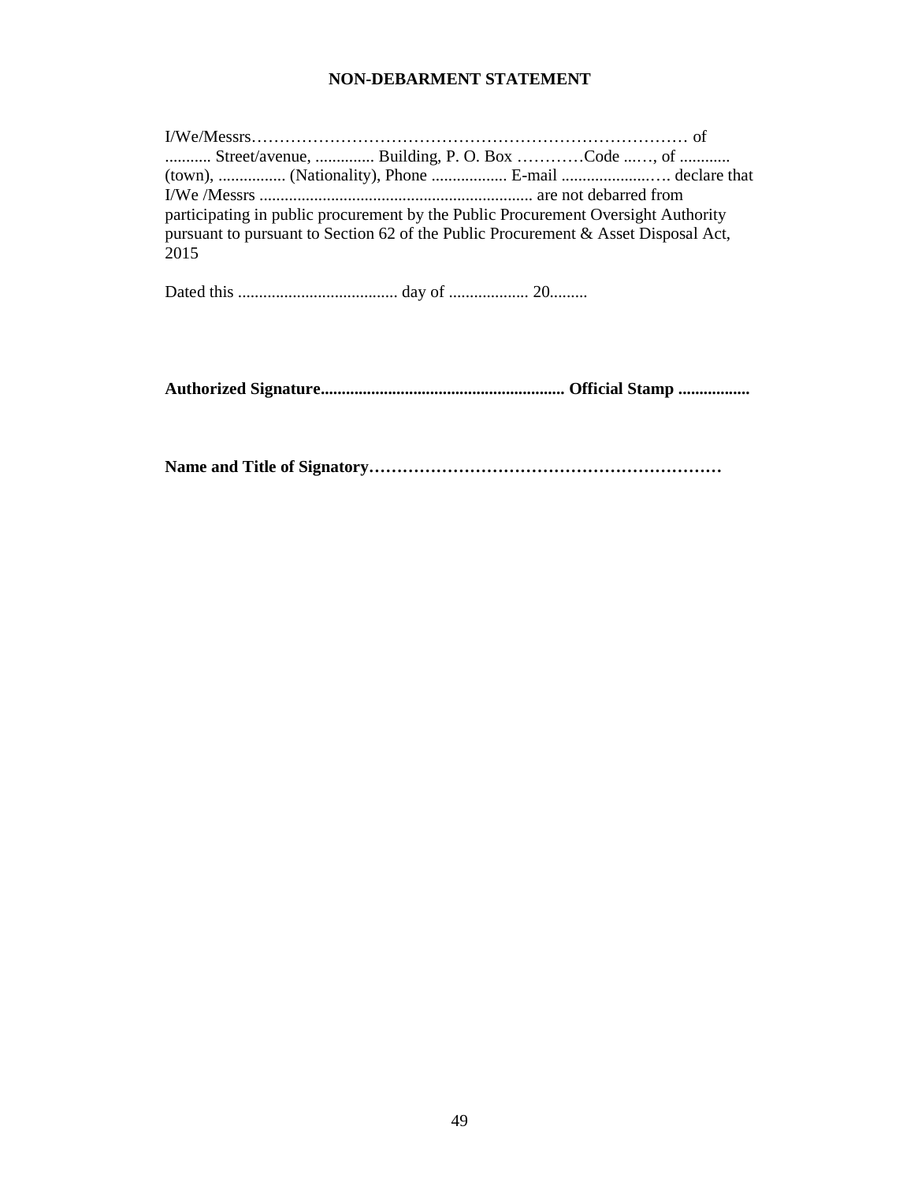**NON-DEBARMENT STATEMENT**

I/We/Messrs……………………………………………………………………… of ........... Street/avenue, .............. Building, P. O. Box …………Code ...…, of ............ (town), ................ (Nationality), Phone .................. E-mail ......................…. declare that I/We /Messrs ................................................................. are not debarred from participating in public procurement by the Public Procurement Oversight Authority pursuant to pursuant to Section 62 of the Public Procurement & Asset Disposal Act, 2015

Dated this ...................................... day of ................... 20.........

**Authorized Signature.......................................................... Official Stamp .................**

**Name and Title of Signatory………………………………………………………**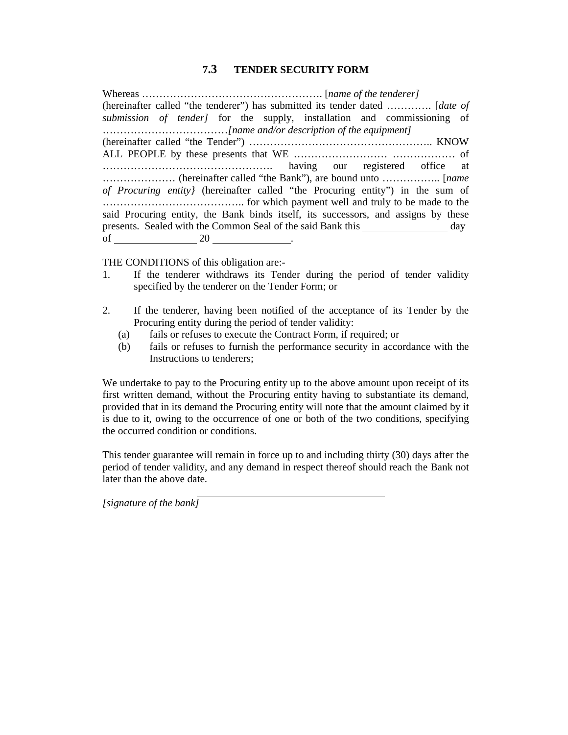## 7.3 TENDER SECURITY FORM

Whereas ……………………………………………. [*name of the tenderer]* (hereinafter called "the tenderer") has submitted its tender dated …………. [*date of submission of tender]* for the supply, installation and commissioning of ………………………………*[name and/or description of the equipment]* (hereinafter called "the Tender") …………………………………………….. KNOW ALL PEOPLE by these presents that WE ……………………… ……………… of ………………………………………….. having our registered office at ………………… (hereinafter called "the Bank"), are bound unto …………….. [*name of Procuring entity}* (hereinafter called "the Procuring entity") in the sum of ………………………………….. for which payment well and truly to be made to the said Procuring entity, the Bank binds itself, its successors, and assigns by these presents. Sealed with the Common Seal of the said Bank this ______________ day of ______________ 20 ______________.

THE CONDITIONS of this obligation are:-

1. If the tenderer withdraws its Tender during the period of tender validity specified by the tenderer on the Tender Form; or

2. If the tenderer, having been notified of the acceptance of its Tender by the Procuring entity during the period of tender validity:
   (a) fails or refuses to execute the Contract Form, if required; or
   (b) fails or refuses to furnish the performance security in accordance with the Instructions to tenderers;

We undertake to pay to the Procuring entity up to the above amount upon receipt of its first written demand, without the Procuring entity having to substantiate its demand, provided that in its demand the Procuring entity will note that the amount claimed by it is due to it, owing to the occurrence of one or both of the two conditions, specifying the occurred condition or conditions.

This tender guarantee will remain in force up to and including thirty (30) days after the period of tender validity, and any demand in respect thereof should reach the Bank not later than the above date.

______________________________

*[signature of the bank]*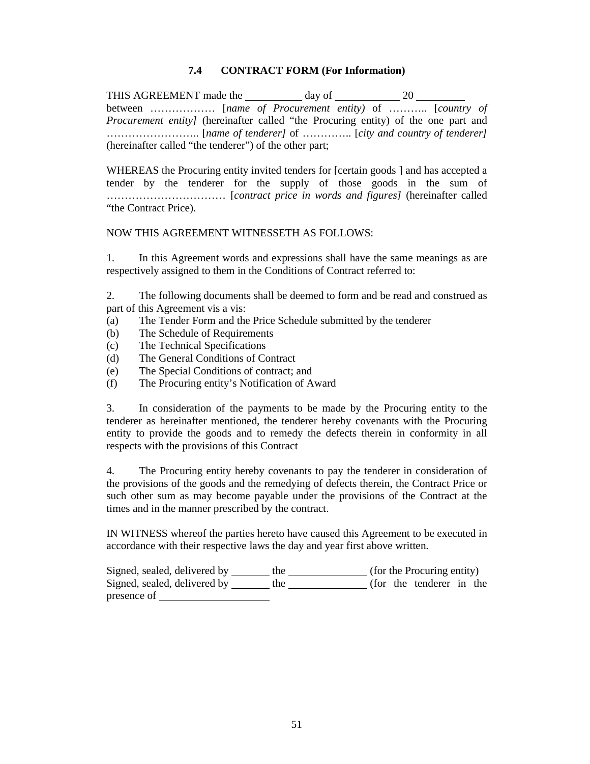### 7.4 CONTRACT FORM (For Information)

THIS AGREEMENT made the __________ day of ____________ 20 _________ between ……………… [*name of Procurement entity)* of ……….. [*country of Procurement entity]* (hereinafter called "the Procuring entity) of the one part and …………………….. [*name of tenderer]* of ………….. [*city and country of tenderer]* (hereinafter called "the tenderer") of the other part;

WHEREAS the Procuring entity invited tenders for [certain goods ] and has accepted a tender by the tenderer for the supply of those goods in the sum of …………………………… [*contract price in words and figures]* (hereinafter called "the Contract Price).

NOW THIS AGREEMENT WITNESSETH AS FOLLOWS:

1. In this Agreement words and expressions shall have the same meanings as are respectively assigned to them in the Conditions of Contract referred to:

2. The following documents shall be deemed to form and be read and construed as part of this Agreement vis a vis:
(a) The Tender Form and the Price Schedule submitted by the tenderer
(b) The Schedule of Requirements
(c) The Technical Specifications
(d) The General Conditions of Contract
(e) The Special Conditions of contract; and
(f) The Procuring entity's Notification of Award

3. In consideration of the payments to be made by the Procuring entity to the tenderer as hereinafter mentioned, the tenderer hereby covenants with the Procuring entity to provide the goods and to remedy the defects therein in conformity in all respects with the provisions of this Contract

4. The Procuring entity hereby covenants to pay the tenderer in consideration of the provisions of the goods and the remedying of defects therein, the Contract Price or such other sum as may become payable under the provisions of the Contract at the times and in the manner prescribed by the contract.

IN WITNESS whereof the parties hereto have caused this Agreement to be executed in accordance with their respective laws the day and year first above written.

Signed, sealed, delivered by _______ the ______________ (for the Procuring entity)
Signed, sealed, delivered by _______ the ______________ (for the tenderer in the presence of ____________________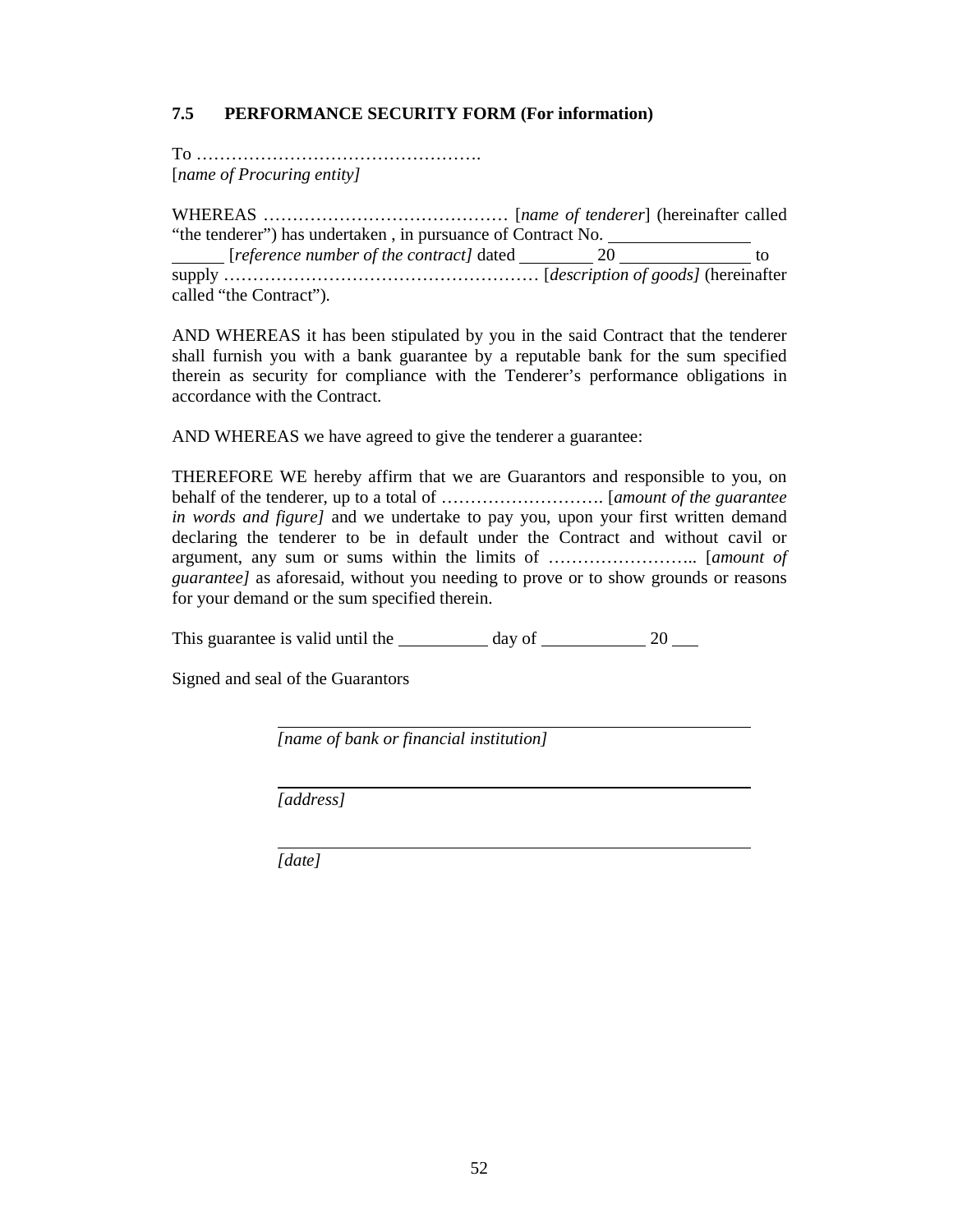### 7.5 PERFORMANCE SECURITY FORM (For information)

To ………………………………………….
[*name of Procuring entity]*

WHEREAS …………………………………… [*name of tenderer*] (hereinafter called "the tenderer") has undertaken , in pursuance of Contract No. ________________ ______ [*reference number of the contract]* dated ________ 20 ______________ to supply ……………………………………………… [*description of goods]* (hereinafter called "the Contract").

AND WHEREAS it has been stipulated by you in the said Contract that the tenderer shall furnish you with a bank guarantee by a reputable bank for the sum specified therein as security for compliance with the Tenderer's performance obligations in accordance with the Contract.

AND WHEREAS we have agreed to give the tenderer a guarantee:

THEREFORE WE hereby affirm that we are Guarantors and responsible to you, on behalf of the tenderer, up to a total of ………………………. [*amount of the guarantee in words and figure]* and we undertake to pay you, upon your first written demand declaring the tenderer to be in default under the Contract and without cavil or argument, any sum or sums within the limits of …………………….. [*amount of guarantee]* as aforesaid, without you needing to prove or to show grounds or reasons for your demand or the sum specified therein.

This guarantee is valid until the __________ day of ____________ 20 ___

Signed and seal of the Guarantors

_______________________________________________
*[name of bank or financial institution]*

_______________________________________________
*[address]*

_______________________________________________
*[date]*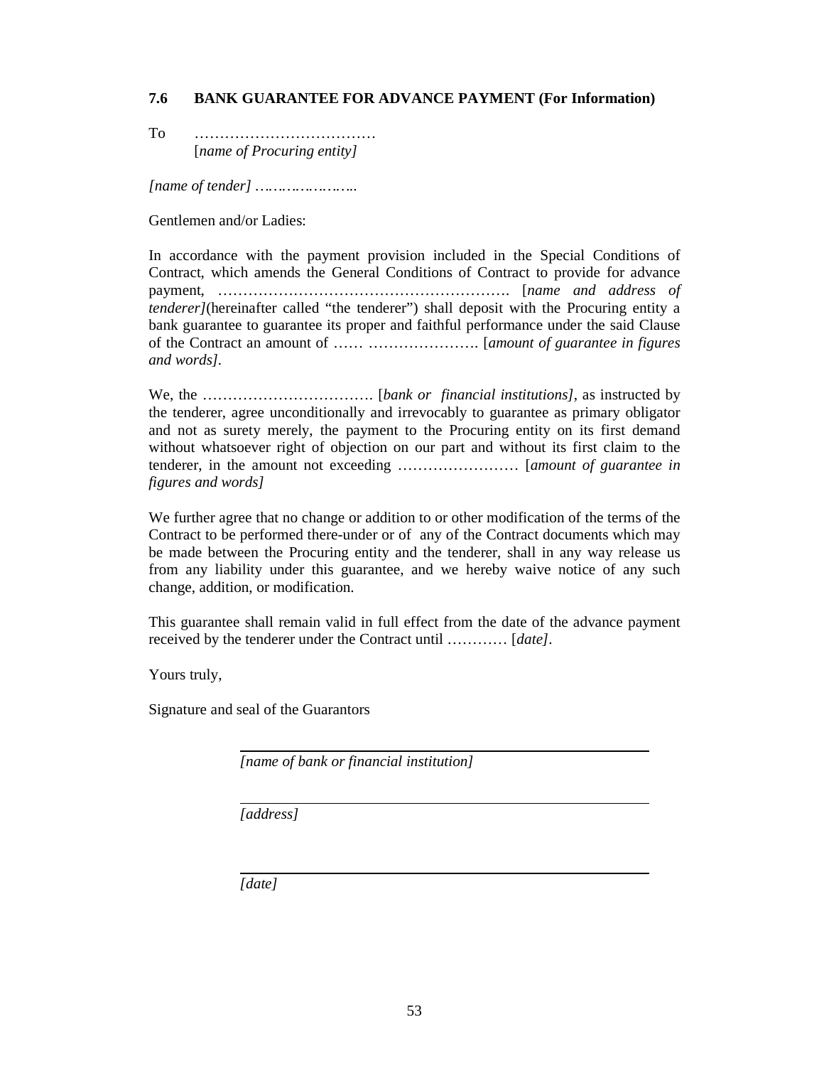### 7.6 BANK GUARANTEE FOR ADVANCE PAYMENT (For Information)

To ………………………………
[*name of Procuring entity]*

*[name of tender] …………………..*

Gentlemen and/or Ladies:

In accordance with the payment provision included in the Special Conditions of Contract, which amends the General Conditions of Contract to provide for advance payment, …………………………………………………. [*name and address of tenderer]*(hereinafter called "the tenderer") shall deposit with the Procuring entity a bank guarantee to guarantee its proper and faithful performance under the said Clause of the Contract an amount of …… …………………. [*amount of guarantee in figures and words]*.

We, the ……………………………. [*bank or financial institutions]*, as instructed by the tenderer, agree unconditionally and irrevocably to guarantee as primary obligator and not as surety merely, the payment to the Procuring entity on its first demand without whatsoever right of objection on our part and without its first claim to the tenderer, in the amount not exceeding …………………… [*amount of guarantee in figures and words]*

We further agree that no change or addition to or other modification of the terms of the Contract to be performed there-under or of any of the Contract documents which may be made between the Procuring entity and the tenderer, shall in any way release us from any liability under this guarantee, and we hereby waive notice of any such change, addition, or modification.

This guarantee shall remain valid in full effect from the date of the advance payment received by the tenderer under the Contract until ………… [*date]*.

Yours truly,

Signature and seal of the Guarantors

\_\_\_\_\_\_\_\_\_\_\_\_\_\_\_\_\_\_\_\_\_\_\_\_\_\_\_\_\_\_\_\_\_\_\_\_\_\_\_\_
*[name of bank or financial institution]*

\_\_\_\_\_\_\_\_\_\_\_\_\_\_\_\_\_\_\_\_\_\_\_\_\_\_\_\_\_\_\_\_\_\_\_\_\_\_\_\_
*[address]*

\_\_\_\_\_\_\_\_\_\_\_\_\_\_\_\_\_\_\_\_\_\_\_\_\_\_\_\_\_\_\_\_\_\_\_\_\_\_\_\_
*[date]*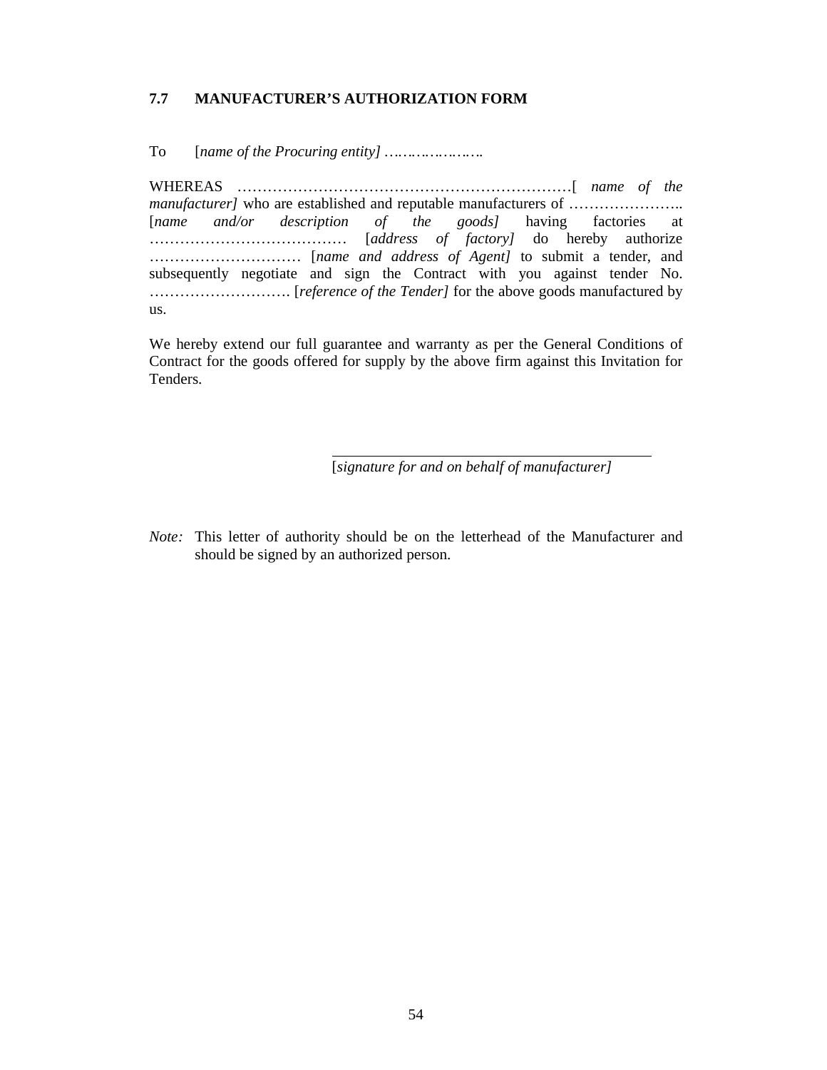## 7.7 MANUFACTURER'S AUTHORIZATION FORM

To [*name of the Procuring entity]* …………………

WHEREAS …………………………………………………………[ *name of the manufacturer]* who are established and reputable manufacturers of ………………….. [*name and/or description of the goods]* having factories at ………………………………… [*address of factory]* do hereby authorize ………………………… [*name and address of Agent]* to submit a tender, and subsequently negotiate and sign the Contract with you against tender No. ………………………. [*reference of the Tender]* for the above goods manufactured by us.

We hereby extend our full guarantee and warranty as per the General Conditions of Contract for the goods offered for supply by the above firm against this Invitation for Tenders.

\_\_\_\_\_\_\_\_\_\_\_\_\_\_\_\_\_\_\_\_\_\_\_\_\_\_\_\_\_\_\_\_\_\_\_\_\_\_\_\_\_\_\_\_

[*signature for and on behalf of manufacturer]*

*Note:* This letter of authority should be on the letterhead of the Manufacturer and should be signed by an authorized person.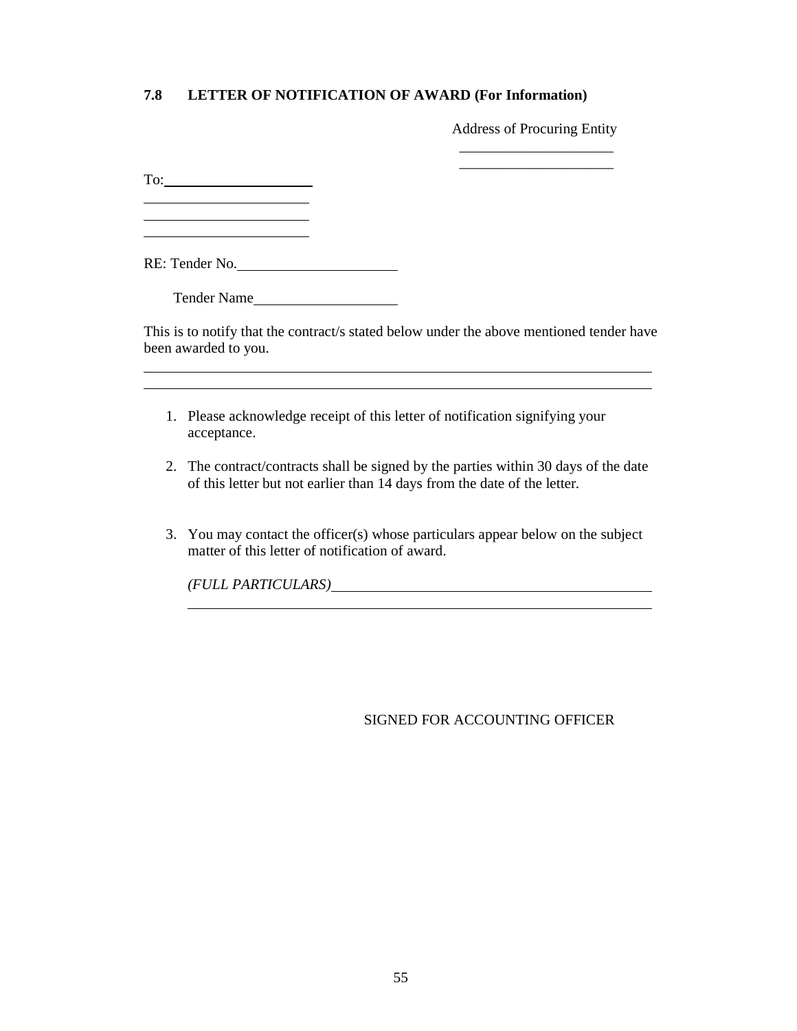### 7.8 LETTER OF NOTIFICATION OF AWARD (For Information)

Address of Procuring Entity

\_\_\_\_\_\_\_\_\_\_\_\_\_\_\_\_\_\_\_\_\_\_

\_\_\_\_\_\_\_\_\_\_\_\_\_\_\_\_\_\_\_\_\_\_

To: \_\_\_\_\_\_\_\_\_\_\_\_\_\_\_\_\_\_\_\_\_\_

\_\_\_\_\_\_\_\_\_\_\_\_\_\_\_\_\_\_\_\_\_\_

\_\_\_\_\_\_\_\_\_\_\_\_\_\_\_\_\_\_\_\_\_\_

\_\_\_\_\_\_\_\_\_\_\_\_\_\_\_\_\_\_\_\_\_\_

RE: Tender No. \_\_\_\_\_\_\_\_\_\_\_\_\_\_\_\_\_\_\_\_\_\_

Tender Name \_\_\_\_\_\_\_\_\_\_\_\_\_\_\_\_\_\_\_\_

This is to notify that the contract/s stated below under the above mentioned tender have been awarded to you.

\_\_\_\_\_\_\_\_\_\_\_\_\_\_\_\_\_\_\_\_\_\_\_\_\_\_\_\_\_\_\_\_\_\_\_\_\_\_\_\_\_\_\_\_\_\_\_\_\_\_\_\_\_\_\_\_\_\_\_\_\_\_\_\_\_\_\_\_

\_\_\_\_\_\_\_\_\_\_\_\_\_\_\_\_\_\_\_\_\_\_\_\_\_\_\_\_\_\_\_\_\_\_\_\_\_\_\_\_\_\_\_\_\_\_\_\_\_\_\_\_\_\_\_\_\_\_\_\_\_\_\_\_\_\_\_\_

1. Please acknowledge receipt of this letter of notification signifying your acceptance.

2. The contract/contracts shall be signed by the parties within 30 days of the date of this letter but not earlier than 14 days from the date of the letter.

3. You may contact the officer(s) whose particulars appear below on the subject matter of this letter of notification of award.

   *(FULL PARTICULARS)* \_\_\_\_\_\_\_\_\_\_\_\_\_\_\_\_\_\_\_\_\_\_\_\_\_\_\_\_\_\_\_\_\_\_\_\_\_\_\_\_\_\_\_\_\_\_

   \_\_\_\_\_\_\_\_\_\_\_\_\_\_\_\_\_\_\_\_\_\_\_\_\_\_\_\_\_\_\_\_\_\_\_\_\_\_\_\_\_\_\_\_\_\_\_\_\_\_\_\_\_\_\_\_\_\_\_\_\_\_

SIGNED FOR ACCOUNTING OFFICER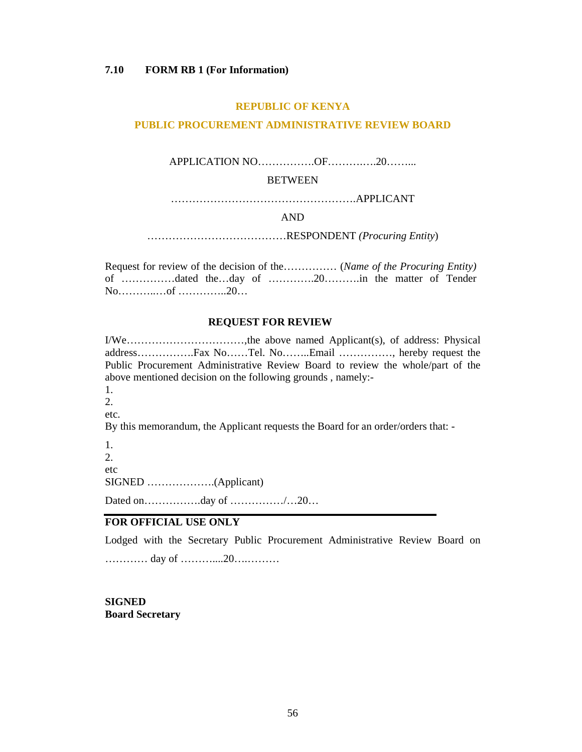**7.10 FORM RB 1 (For Information)**

**REPUBLIC OF KENYA**

**PUBLIC PROCUREMENT ADMINISTRATIVE REVIEW BOARD**

APPLICATION NO…………….OF……….….20……...

BETWEEN

…………………………………………….APPLICANT

AND

…………………………………RESPONDENT *(Procuring Entity)*

Request for review of the decision of the…………… (*Name of the Procuring Entity)* of ……………dated the…day of ………….20……….in the matter of Tender No………..…of …………..20…

**REQUEST FOR REVIEW**

I/We……………………………,the above named Applicant(s), of address: Physical address…………….Fax No……Tel. No……..Email ……………, hereby request the Public Procurement Administrative Review Board to review the whole/part of the above mentioned decision on the following grounds , namely:-

1.
2.
etc.

By this memorandum, the Applicant requests the Board for an order/orders that: -

1.
2.
etc

SIGNED ……………….(Applicant)

Dated on…………….day of ……………/…20…

---

**FOR OFFICIAL USE ONLY**

Lodged with the Secretary Public Procurement Administrative Review Board on

………… day of ………....20….………

**SIGNED**
**Board Secretary**